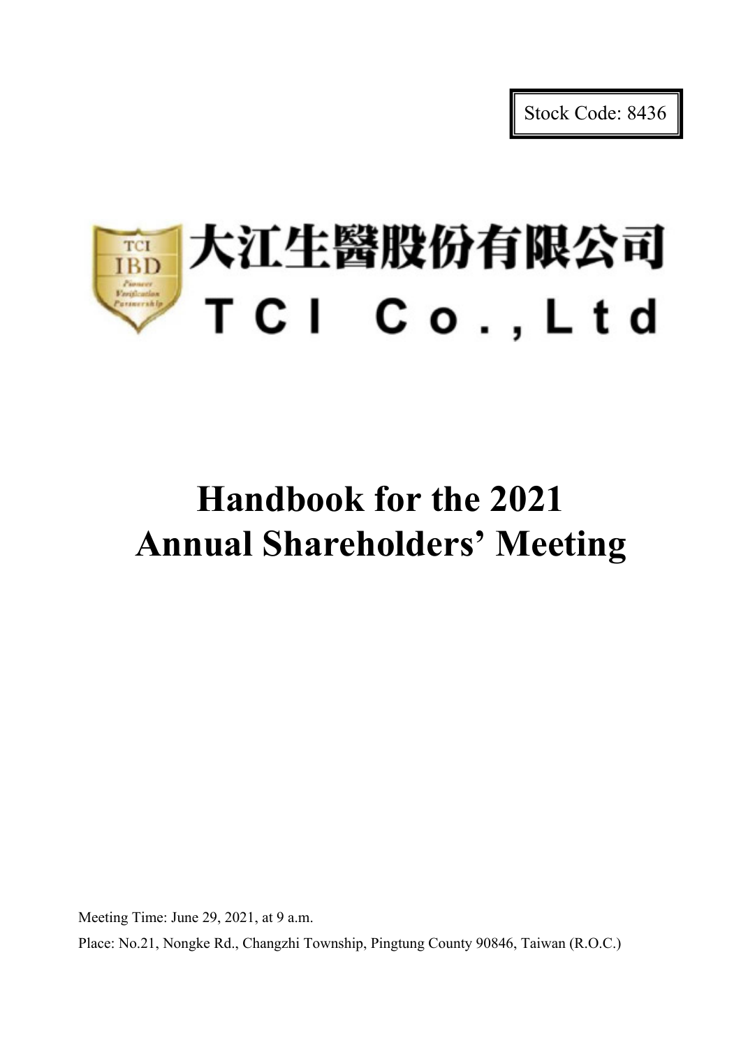Stock Code: 8436

大江生醫股份有限公司

TCI Co.,Ltd

# Handbook for the 2021 Annual Shareholders' Meeting

Meeting Time: June 29, 2021, at 9 a.m.

Place: No.21, Nongke Rd., Changzhi Township, Pingtung County 90846, Taiwan (R.O.C.)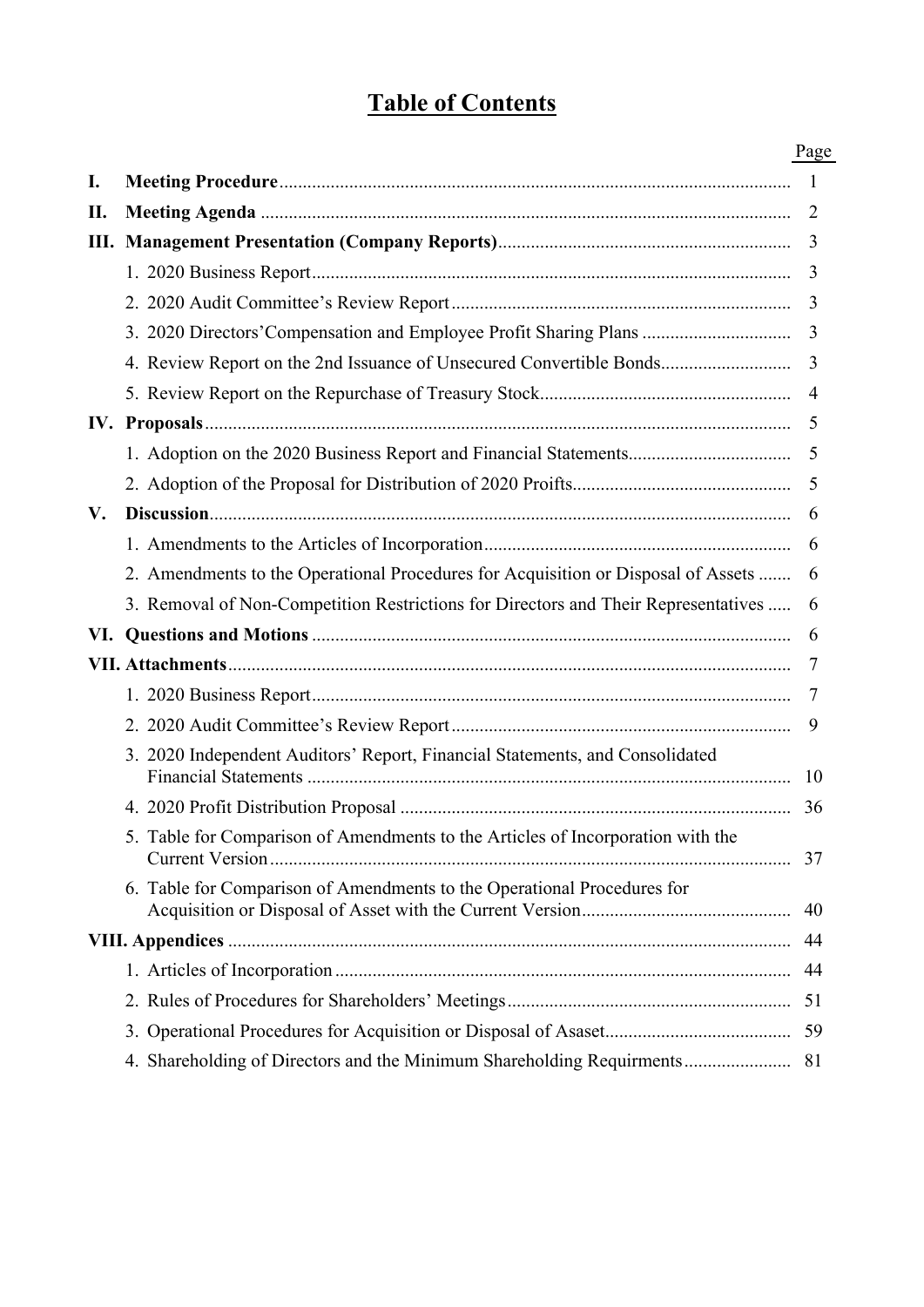# Table of Contents

| | | Page |
|---|---|---|
| **I.** | **Meeting Procedure** | 1 |
| **II.** | **Meeting Agenda** | 2 |
| **III.** | **Management Presentation (Company Reports)** | 3 |
| | 1. 2020 Business Report | 3 |
| | 2. 2020 Audit Committee's Review Report | 3 |
| | 3. 2020 Directors'Compensation and Employee Profit Sharing Plans | 3 |
| | 4. Review Report on the 2nd Issuance of Unsecured Convertible Bonds | 3 |
| | 5. Review Report on the Repurchase of Treasury Stock | 4 |
| **IV.** | **Proposals** | 5 |
| | 1. Adoption on the 2020 Business Report and Financial Statements | 5 |
| | 2. Adoption of the Proposal for Distribution of 2020 Proifts | 5 |
| **V.** | **Discussion** | 6 |
| | 1. Amendments to the Articles of Incorporation | 6 |
| | 2. Amendments to the Operational Procedures for Acquisition or Disposal of Assets | 6 |
| | 3. Removal of Non-Competition Restrictions for Directors and Their Representatives | 6 |
| **VI.** | **Questions and Motions** | 6 |
| **VII.** | **Attachments** | 7 |
| | 1. 2020 Business Report | 7 |
| | 2. 2020 Audit Committee's Review Report | 9 |
| | 3. 2020 Independent Auditors' Report, Financial Statements, and Consolidated Financial Statements | 10 |
| | 4. 2020 Profit Distribution Proposal | 36 |
| | 5. Table for Comparison of Amendments to the Articles of Incorporation with the Current Version | 37 |
| | 6. Table for Comparison of Amendments to the Operational Procedures for Acquisition or Disposal of Asset with the Current Version | 40 |
| **VIII.** | **Appendices** | 44 |
| | 1. Articles of Incorporation | 44 |
| | 2. Rules of Procedures for Shareholders' Meetings | 51 |
| | 3. Operational Procedures for Acquisition or Disposal of Asaset | 59 |
| | 4. Shareholding of Directors and the Minimum Shareholding Requirments | 81 |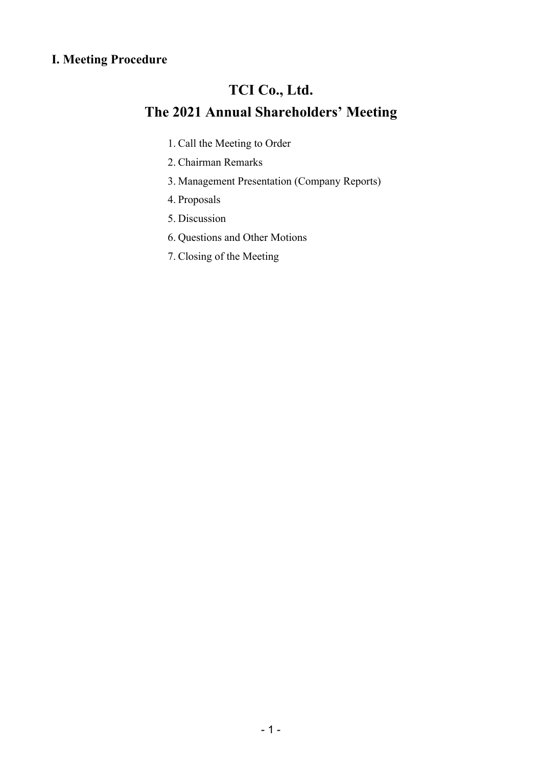## I. Meeting Procedure

# TCI Co., Ltd.
# The 2021 Annual Shareholders' Meeting

1. Call the Meeting to Order
2. Chairman Remarks
3. Management Presentation (Company Reports)
4. Proposals
5. Discussion
6. Questions and Other Motions
7. Closing of the Meeting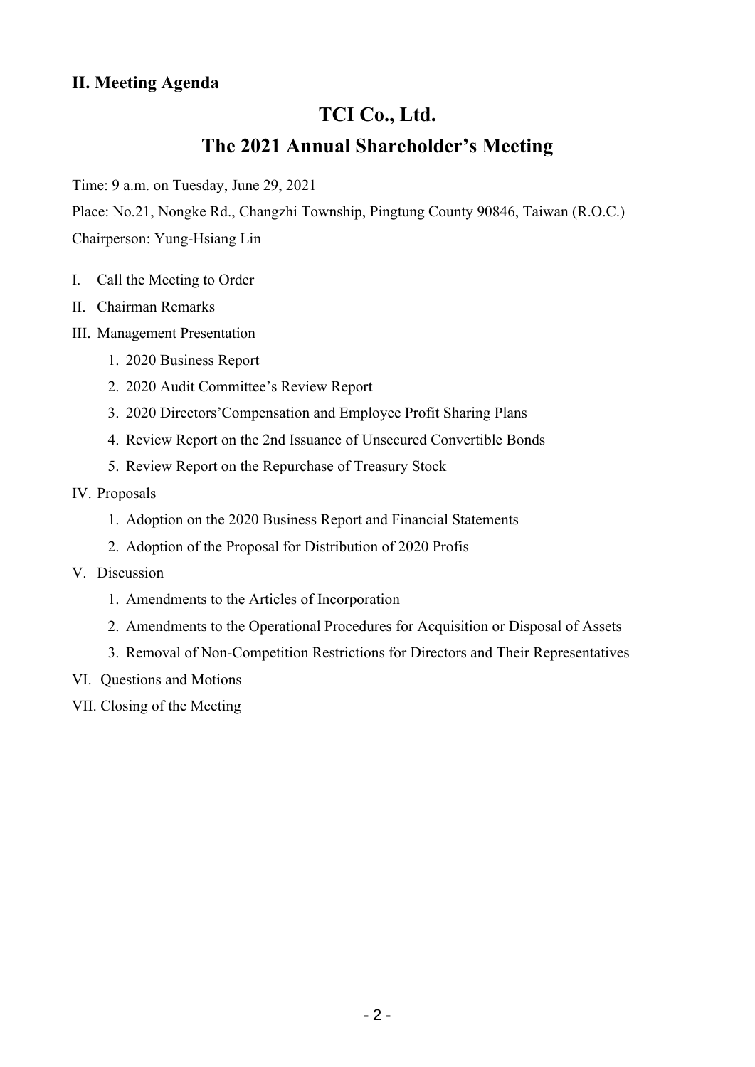## II. Meeting Agenda

# TCI Co., Ltd.
# The 2021 Annual Shareholder's Meeting

Time: 9 a.m. on Tuesday, June 29, 2021

Place: No.21, Nongke Rd., Changzhi Township, Pingtung County 90846, Taiwan (R.O.C.)

Chairperson: Yung-Hsiang Lin

I. Call the Meeting to Order

II. Chairman Remarks

III. Management Presentation

1. 2020 Business Report
2. 2020 Audit Committee's Review Report
3. 2020 Directors'Compensation and Employee Profit Sharing Plans
4. Review Report on the 2nd Issuance of Unsecured Convertible Bonds
5. Review Report on the Repurchase of Treasury Stock

IV. Proposals

1. Adoption on the 2020 Business Report and Financial Statements
2. Adoption of the Proposal for Distribution of 2020 Profis

V. Discussion

1. Amendments to the Articles of Incorporation
2. Amendments to the Operational Procedures for Acquisition or Disposal of Assets
3. Removal of Non-Competition Restrictions for Directors and Their Representatives

VI. Questions and Motions

VII. Closing of the Meeting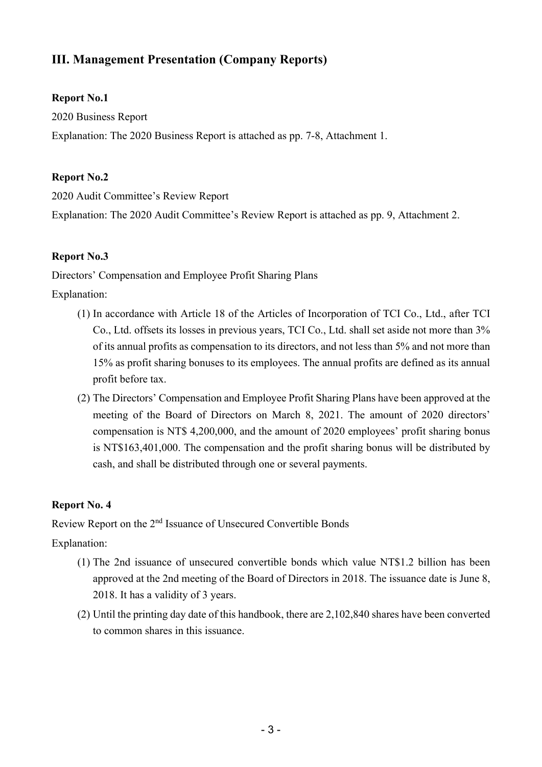## III. Management Presentation (Company Reports)

**Report No.1**

2020 Business Report

Explanation: The 2020 Business Report is attached as pp. 7-8, Attachment 1.

**Report No.2**

2020 Audit Committee's Review Report

Explanation: The 2020 Audit Committee's Review Report is attached as pp. 9, Attachment 2.

**Report No.3**

Directors' Compensation and Employee Profit Sharing Plans

Explanation:

(1) In accordance with Article 18 of the Articles of Incorporation of TCI Co., Ltd., after TCI Co., Ltd. offsets its losses in previous years, TCI Co., Ltd. shall set aside not more than 3% of its annual profits as compensation to its directors, and not less than 5% and not more than 15% as profit sharing bonuses to its employees. The annual profits are defined as its annual profit before tax.

(2) The Directors' Compensation and Employee Profit Sharing Plans have been approved at the meeting of the Board of Directors on March 8, 2021. The amount of 2020 directors' compensation is NT$ 4,200,000, and the amount of 2020 employees' profit sharing bonus is NT$163,401,000. The compensation and the profit sharing bonus will be distributed by cash, and shall be distributed through one or several payments.

**Report No. 4**

Review Report on the 2nd Issuance of Unsecured Convertible Bonds

Explanation:

(1) The 2nd issuance of unsecured convertible bonds which value NT$1.2 billion has been approved at the 2nd meeting of the Board of Directors in 2018. The issuance date is June 8, 2018. It has a validity of 3 years.

(2) Until the printing day date of this handbook, there are 2,102,840 shares have been converted to common shares in this issuance.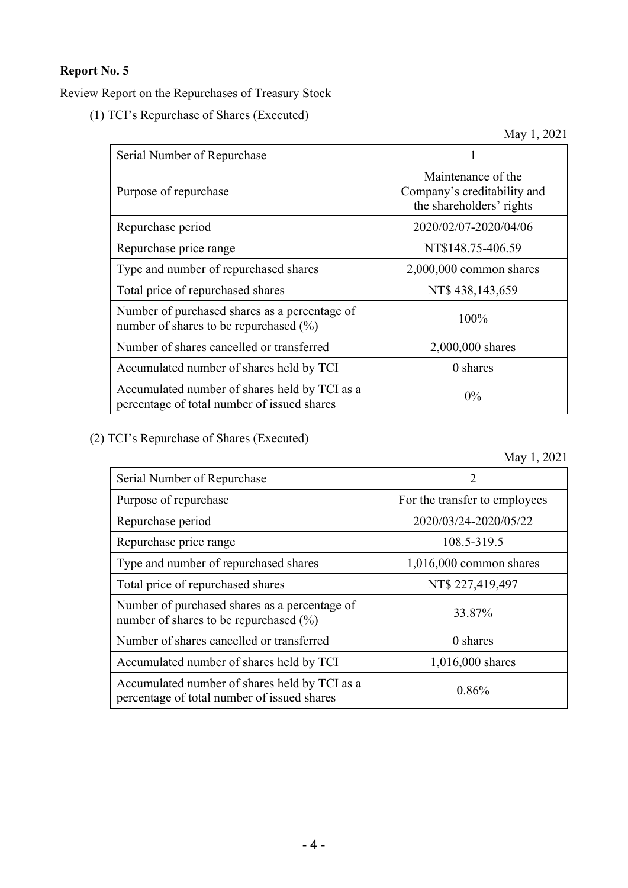**Report No. 5**

Review Report on the Repurchases of Treasury Stock

(1) TCI's Repurchase of Shares (Executed)

May 1, 2021

| Serial Number of Repurchase | 1 |
|---|---|
| Purpose of repurchase | Maintenance of the Company's creditability and the shareholders' rights |
| Repurchase period | 2020/02/07-2020/04/06 |
| Repurchase price range | NT$148.75-406.59 |
| Type and number of repurchased shares | 2,000,000 common shares |
| Total price of repurchased shares | NT$ 438,143,659 |
| Number of purchased shares as a percentage of number of shares to be repurchased (%) | 100% |
| Number of shares cancelled or transferred | 2,000,000 shares |
| Accumulated number of shares held by TCI | 0 shares |
| Accumulated number of shares held by TCI as a percentage of total number of issued shares | 0% |

(2) TCI's Repurchase of Shares (Executed)

May 1, 2021

| Serial Number of Repurchase | 2 |
|---|---|
| Purpose of repurchase | For the transfer to employees |
| Repurchase period | 2020/03/24-2020/05/22 |
| Repurchase price range | 108.5-319.5 |
| Type and number of repurchased shares | 1,016,000 common shares |
| Total price of repurchased shares | NT$ 227,419,497 |
| Number of purchased shares as a percentage of number of shares to be repurchased (%) | 33.87% |
| Number of shares cancelled or transferred | 0 shares |
| Accumulated number of shares held by TCI | 1,016,000 shares |
| Accumulated number of shares held by TCI as a percentage of total number of issued shares | 0.86% |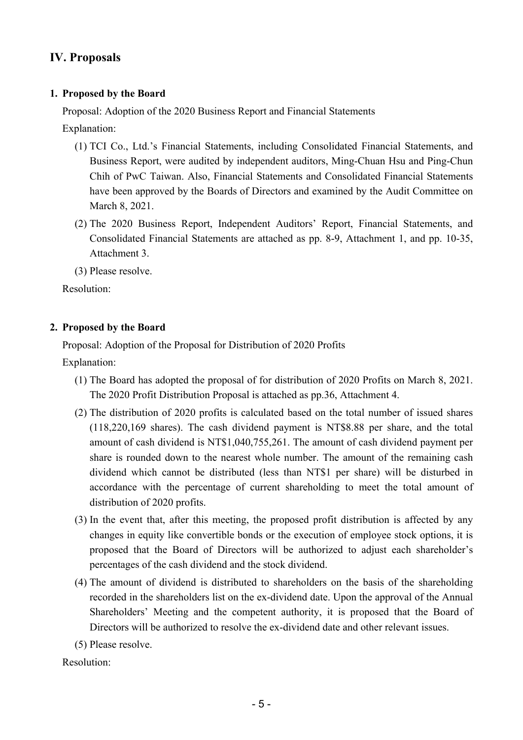## IV. Proposals

### 1. Proposed by the Board

Proposal: Adoption of the 2020 Business Report and Financial Statements

Explanation:

(1) TCI Co., Ltd.'s Financial Statements, including Consolidated Financial Statements, and Business Report, were audited by independent auditors, Ming-Chuan Hsu and Ping-Chun Chih of PwC Taiwan. Also, Financial Statements and Consolidated Financial Statements have been approved by the Boards of Directors and examined by the Audit Committee on March 8, 2021.

(2) The 2020 Business Report, Independent Auditors' Report, Financial Statements, and Consolidated Financial Statements are attached as pp. 8-9, Attachment 1, and pp. 10-35, Attachment 3.

(3) Please resolve.

Resolution:

### 2. Proposed by the Board

Proposal: Adoption of the Proposal for Distribution of 2020 Profits

Explanation:

(1) The Board has adopted the proposal of for distribution of 2020 Profits on March 8, 2021. The 2020 Profit Distribution Proposal is attached as pp.36, Attachment 4.

(2) The distribution of 2020 profits is calculated based on the total number of issued shares (118,220,169 shares). The cash dividend payment is NT$8.88 per share, and the total amount of cash dividend is NT$1,040,755,261. The amount of cash dividend payment per share is rounded down to the nearest whole number. The amount of the remaining cash dividend which cannot be distributed (less than NT$1 per share) will be disturbed in accordance with the percentage of current shareholding to meet the total amount of distribution of 2020 profits.

(3) In the event that, after this meeting, the proposed profit distribution is affected by any changes in equity like convertible bonds or the execution of employee stock options, it is proposed that the Board of Directors will be authorized to adjust each shareholder's percentages of the cash dividend and the stock dividend.

(4) The amount of dividend is distributed to shareholders on the basis of the shareholding recorded in the shareholders list on the ex-dividend date. Upon the approval of the Annual Shareholders' Meeting and the competent authority, it is proposed that the Board of Directors will be authorized to resolve the ex-dividend date and other relevant issues.

(5) Please resolve.

Resolution: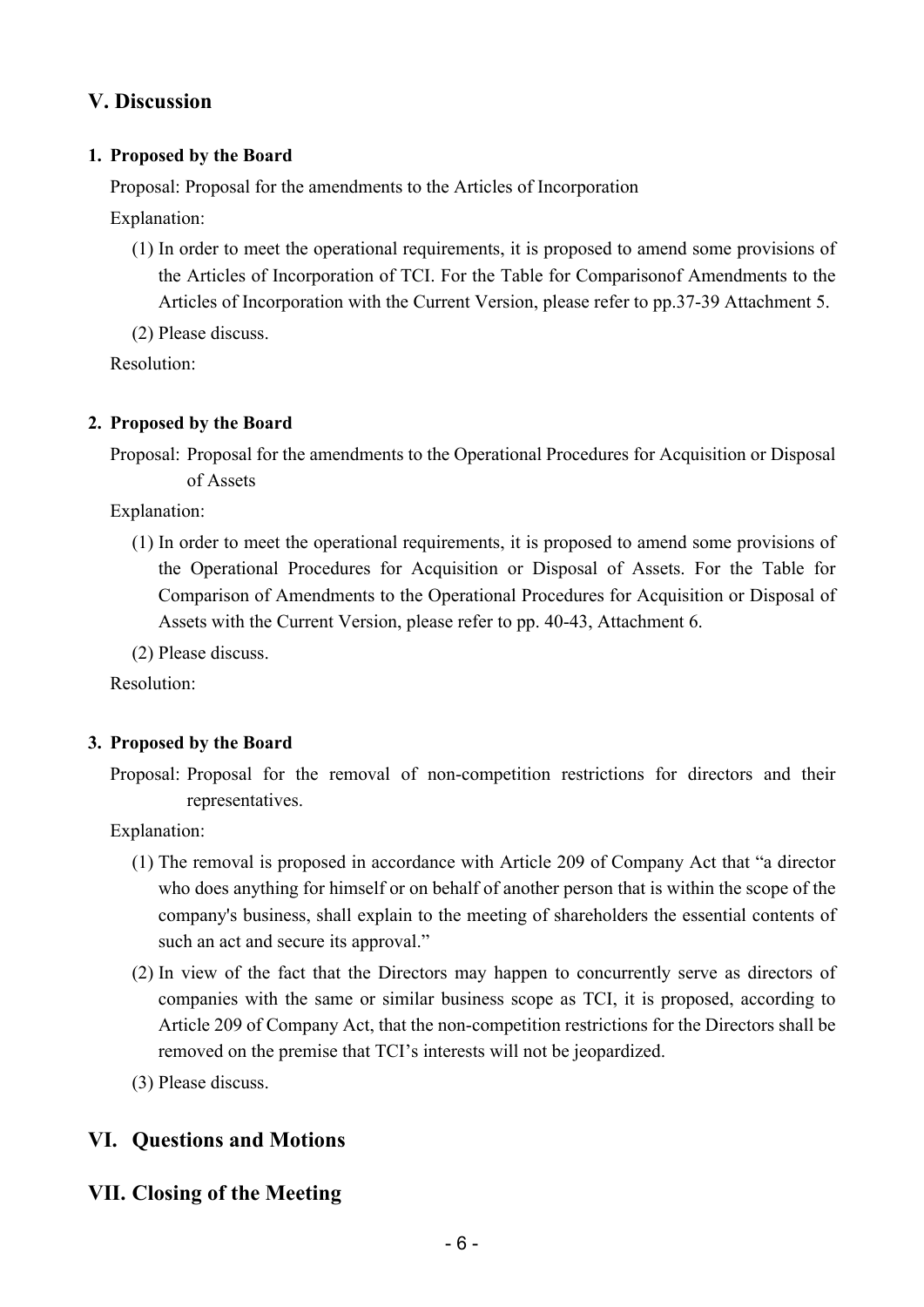## V. Discussion

**1. Proposed by the Board**

Proposal: Proposal for the amendments to the Articles of Incorporation

Explanation:

(1) In order to meet the operational requirements, it is proposed to amend some provisions of the Articles of Incorporation of TCI. For the Table for Comparisonof Amendments to the Articles of Incorporation with the Current Version, please refer to pp.37-39 Attachment 5.

(2) Please discuss.

Resolution:

**2. Proposed by the Board**

Proposal: Proposal for the amendments to the Operational Procedures for Acquisition or Disposal of Assets

Explanation:

(1) In order to meet the operational requirements, it is proposed to amend some provisions of the Operational Procedures for Acquisition or Disposal of Assets. For the Table for Comparison of Amendments to the Operational Procedures for Acquisition or Disposal of Assets with the Current Version, please refer to pp. 40-43, Attachment 6.

(2) Please discuss.

Resolution:

**3. Proposed by the Board**

Proposal: Proposal for the removal of non-competition restrictions for directors and their representatives.

Explanation:

(1) The removal is proposed in accordance with Article 209 of Company Act that "a director who does anything for himself or on behalf of another person that is within the scope of the company's business, shall explain to the meeting of shareholders the essential contents of such an act and secure its approval."

(2) In view of the fact that the Directors may happen to concurrently serve as directors of companies with the same or similar business scope as TCI, it is proposed, according to Article 209 of Company Act, that the non-competition restrictions for the Directors shall be removed on the premise that TCI's interests will not be jeopardized.

(3) Please discuss.

## VI. Questions and Motions

## VII. Closing of the Meeting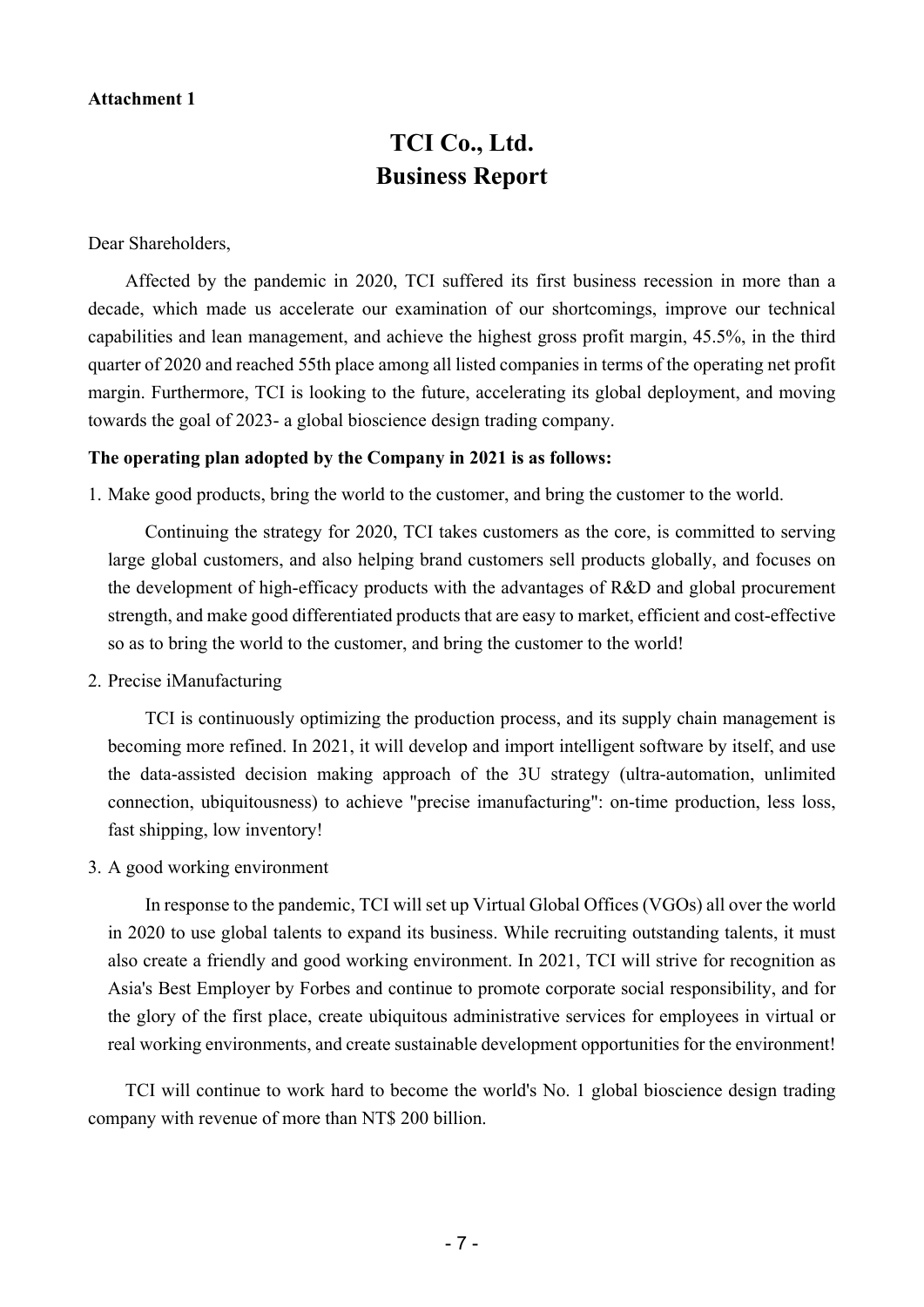**Attachment 1**

# TCI Co., Ltd.
# Business Report

Dear Shareholders,

Affected by the pandemic in 2020, TCI suffered its first business recession in more than a decade, which made us accelerate our examination of our shortcomings, improve our technical capabilities and lean management, and achieve the highest gross profit margin, 45.5%, in the third quarter of 2020 and reached 55th place among all listed companies in terms of the operating net profit margin. Furthermore, TCI is looking to the future, accelerating its global deployment, and moving towards the goal of 2023- a global bioscience design trading company.

**The operating plan adopted by the Company in 2021 is as follows:**

1. Make good products, bring the world to the customer, and bring the customer to the world.

   Continuing the strategy for 2020, TCI takes customers as the core, is committed to serving large global customers, and also helping brand customers sell products globally, and focuses on the development of high-efficacy products with the advantages of R&D and global procurement strength, and make good differentiated products that are easy to market, efficient and cost-effective so as to bring the world to the customer, and bring the customer to the world!

2. Precise iManufacturing

   TCI is continuously optimizing the production process, and its supply chain management is becoming more refined. In 2021, it will develop and import intelligent software by itself, and use the data-assisted decision making approach of the 3U strategy (ultra-automation, unlimited connection, ubiquitousness) to achieve "precise imanufacturing": on-time production, less loss, fast shipping, low inventory!

3. A good working environment

   In response to the pandemic, TCI will set up Virtual Global Offices (VGOs) all over the world in 2020 to use global talents to expand its business. While recruiting outstanding talents, it must also create a friendly and good working environment. In 2021, TCI will strive for recognition as Asia's Best Employer by Forbes and continue to promote corporate social responsibility, and for the glory of the first place, create ubiquitous administrative services for employees in virtual or real working environments, and create sustainable development opportunities for the environment!

TCI will continue to work hard to become the world's No. 1 global bioscience design trading company with revenue of more than NT$ 200 billion.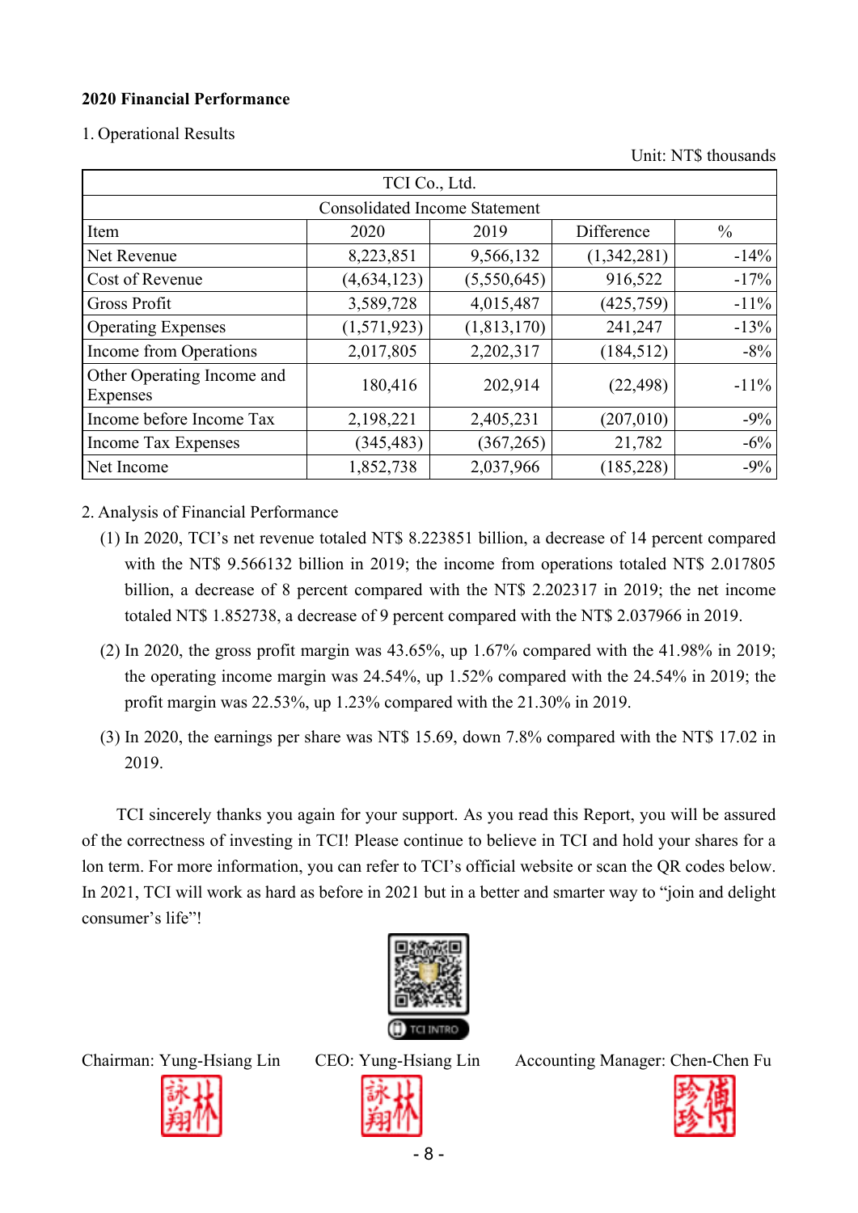**2020 Financial Performance**

1. Operational Results

Unit: NT$ thousands

| TCI Co., Ltd. | | | | |
|---|---|---|---|---|
| Consolidated Income Statement | | | | |
| Item | 2020 | 2019 | Difference | % |
| Net Revenue | 8,223,851 | 9,566,132 | (1,342,281) | -14% |
| Cost of Revenue | (4,634,123) | (5,550,645) | 916,522 | -17% |
| Gross Profit | 3,589,728 | 4,015,487 | (425,759) | -11% |
| Operating Expenses | (1,571,923) | (1,813,170) | 241,247 | -13% |
| Income from Operations | 2,017,805 | 2,202,317 | (184,512) | -8% |
| Other Operating Income and Expenses | 180,416 | 202,914 | (22,498) | -11% |
| Income before Income Tax | 2,198,221 | 2,405,231 | (207,010) | -9% |
| Income Tax Expenses | (345,483) | (367,265) | 21,782 | -6% |
| Net Income | 1,852,738 | 2,037,966 | (185,228) | -9% |

2. Analysis of Financial Performance

(1) In 2020, TCI's net revenue totaled NT$ 8.223851 billion, a decrease of 14 percent compared with the NT$ 9.566132 billion in 2019; the income from operations totaled NT$ 2.017805 billion, a decrease of 8 percent compared with the NT$ 2.202317 in 2019; the net income totaled NT$ 1.852738, a decrease of 9 percent compared with the NT$ 2.037966 in 2019.

(2) In 2020, the gross profit margin was 43.65%, up 1.67% compared with the 41.98% in 2019; the operating income margin was 24.54%, up 1.52% compared with the 24.54% in 2019; the profit margin was 22.53%, up 1.23% compared with the 21.30% in 2019.

(3) In 2020, the earnings per share was NT$ 15.69, down 7.8% compared with the NT$ 17.02 in 2019.

TCI sincerely thanks you again for your support. As you read this Report, you will be assured of the correctness of investing in TCI! Please continue to believe in TCI and hold your shares for a lon term. For more information, you can refer to TCI's official website or scan the QR codes below. In 2021, TCI will work as hard as before in 2021 but in a better and smarter way to "join and delight consumer's life"!

TCI INTRO

Chairman: Yung-Hsiang Lin　　CEO: Yung-Hsiang Lin　　Accounting Manager: Chen-Chen Fu

詠翔林　　詠翔林　　珍珍傅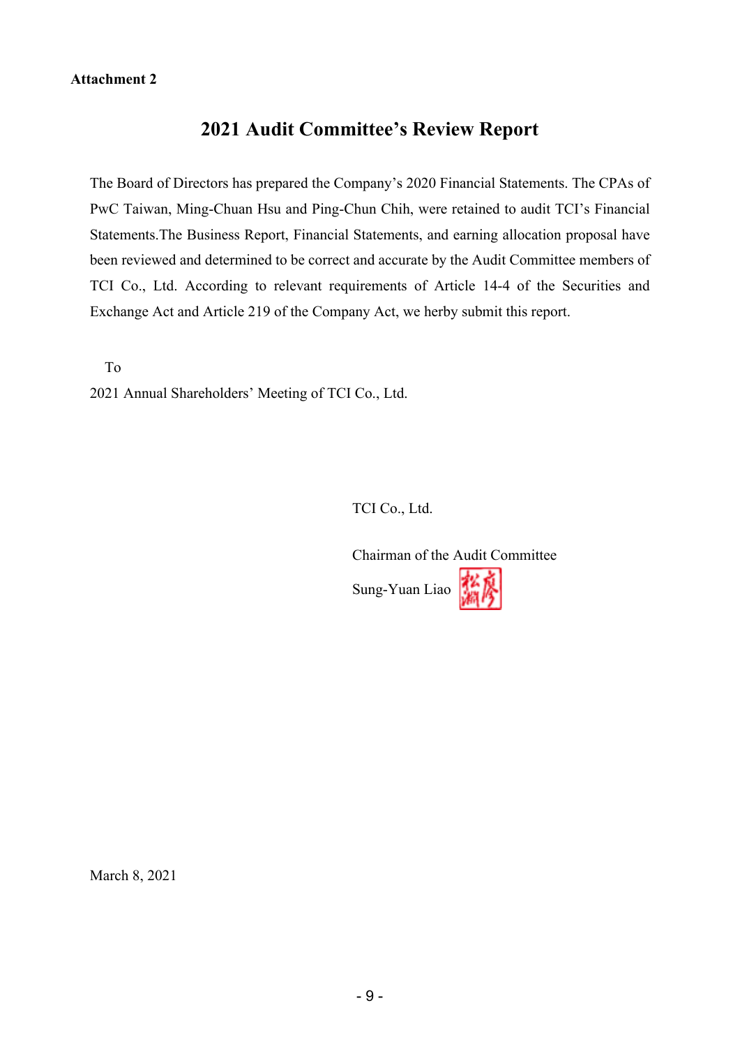**Attachment 2**

## 2021 Audit Committee's Review Report

The Board of Directors has prepared the Company's 2020 Financial Statements. The CPAs of PwC Taiwan, Ming-Chuan Hsu and Ping-Chun Chih, were retained to audit TCI's Financial Statements.The Business Report, Financial Statements, and earning allocation proposal have been reviewed and determined to be correct and accurate by the Audit Committee members of TCI Co., Ltd. According to relevant requirements of Article 14-4 of the Securities and Exchange Act and Article 219 of the Company Act, we herby submit this report.

To

2021 Annual Shareholders' Meeting of TCI Co., Ltd.

TCI Co., Ltd.

Chairman of the Audit Committee

Sung-Yuan Liao

March 8, 2021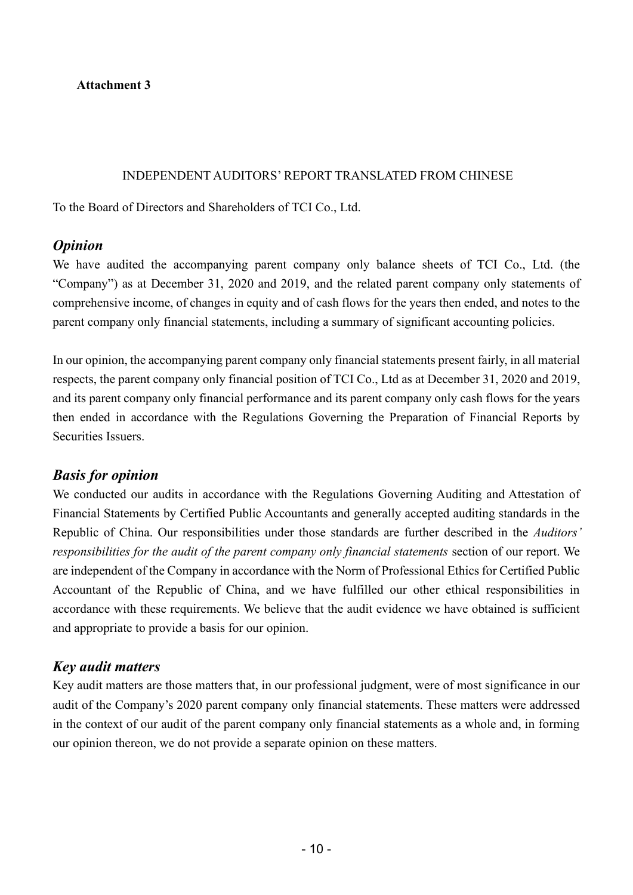**Attachment 3**

INDEPENDENT AUDITORS' REPORT TRANSLATED FROM CHINESE

To the Board of Directors and Shareholders of TCI Co., Ltd.

## *Opinion*

We have audited the accompanying parent company only balance sheets of TCI Co., Ltd. (the "Company") as at December 31, 2020 and 2019, and the related parent company only statements of comprehensive income, of changes in equity and of cash flows for the years then ended, and notes to the parent company only financial statements, including a summary of significant accounting policies.

In our opinion, the accompanying parent company only financial statements present fairly, in all material respects, the parent company only financial position of TCI Co., Ltd as at December 31, 2020 and 2019, and its parent company only financial performance and its parent company only cash flows for the years then ended in accordance with the Regulations Governing the Preparation of Financial Reports by Securities Issuers.

## *Basis for opinion*

We conducted our audits in accordance with the Regulations Governing Auditing and Attestation of Financial Statements by Certified Public Accountants and generally accepted auditing standards in the Republic of China. Our responsibilities under those standards are further described in the *Auditors' responsibilities for the audit of the parent company only financial statements* section of our report. We are independent of the Company in accordance with the Norm of Professional Ethics for Certified Public Accountant of the Republic of China, and we have fulfilled our other ethical responsibilities in accordance with these requirements. We believe that the audit evidence we have obtained is sufficient and appropriate to provide a basis for our opinion.

## *Key audit matters*

Key audit matters are those matters that, in our professional judgment, were of most significance in our audit of the Company's 2020 parent company only financial statements. These matters were addressed in the context of our audit of the parent company only financial statements as a whole and, in forming our opinion thereon, we do not provide a separate opinion on these matters.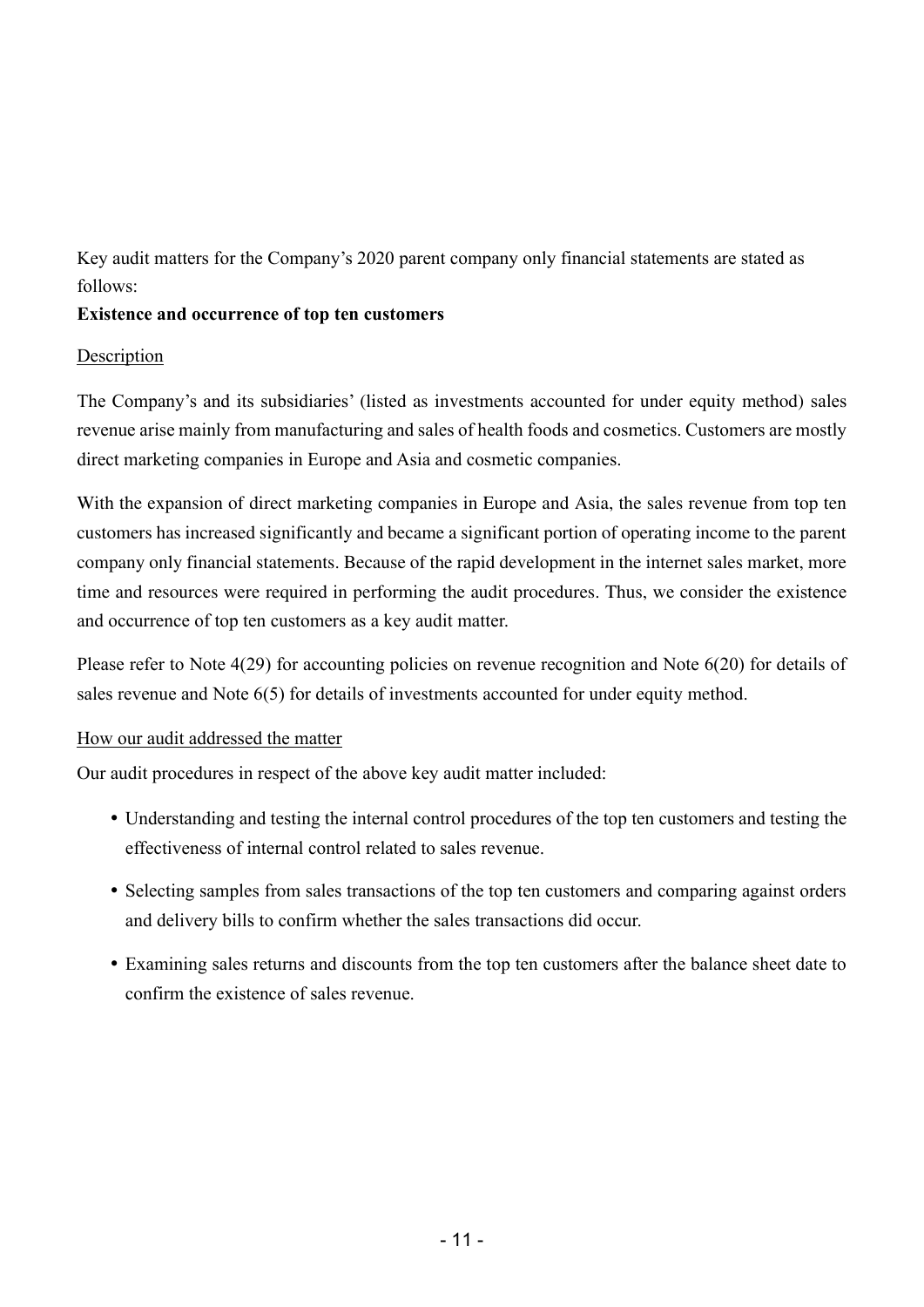Key audit matters for the Company's 2020 parent company only financial statements are stated as follows:

**Existence and occurrence of top ten customers**

Description

The Company's and its subsidiaries' (listed as investments accounted for under equity method) sales revenue arise mainly from manufacturing and sales of health foods and cosmetics. Customers are mostly direct marketing companies in Europe and Asia and cosmetic companies.

With the expansion of direct marketing companies in Europe and Asia, the sales revenue from top ten customers has increased significantly and became a significant portion of operating income to the parent company only financial statements. Because of the rapid development in the internet sales market, more time and resources were required in performing the audit procedures. Thus, we consider the existence and occurrence of top ten customers as a key audit matter.

Please refer to Note 4(29) for accounting policies on revenue recognition and Note 6(20) for details of sales revenue and Note 6(5) for details of investments accounted for under equity method.

How our audit addressed the matter

Our audit procedures in respect of the above key audit matter included:

- Understanding and testing the internal control procedures of the top ten customers and testing the effectiveness of internal control related to sales revenue.
- Selecting samples from sales transactions of the top ten customers and comparing against orders and delivery bills to confirm whether the sales transactions did occur.
- Examining sales returns and discounts from the top ten customers after the balance sheet date to confirm the existence of sales revenue.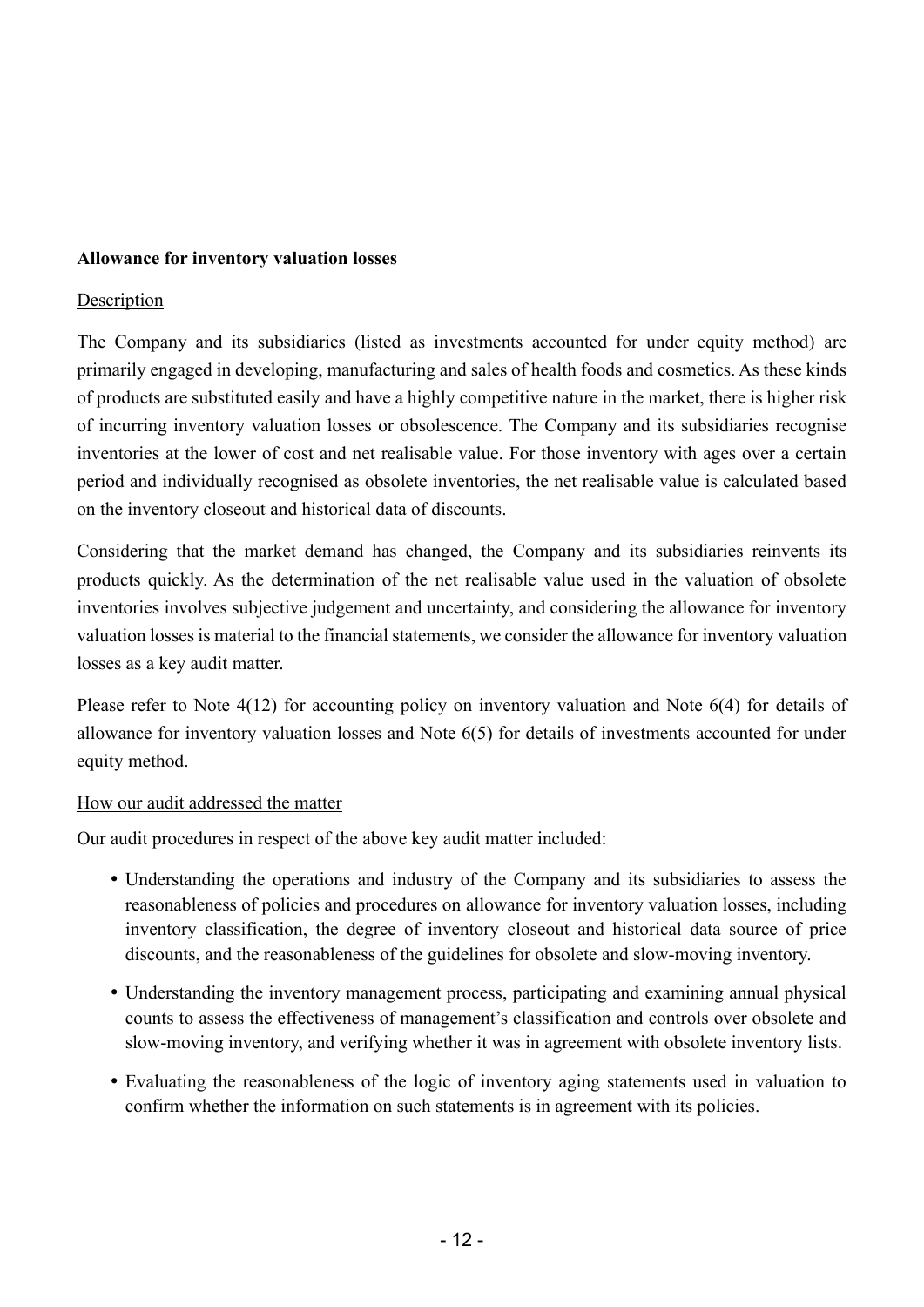**Allowance for inventory valuation losses**

Description

The Company and its subsidiaries (listed as investments accounted for under equity method) are primarily engaged in developing, manufacturing and sales of health foods and cosmetics. As these kinds of products are substituted easily and have a highly competitive nature in the market, there is higher risk of incurring inventory valuation losses or obsolescence. The Company and its subsidiaries recognise inventories at the lower of cost and net realisable value. For those inventory with ages over a certain period and individually recognised as obsolete inventories, the net realisable value is calculated based on the inventory closeout and historical data of discounts.

Considering that the market demand has changed, the Company and its subsidiaries reinvents its products quickly. As the determination of the net realisable value used in the valuation of obsolete inventories involves subjective judgement and uncertainty, and considering the allowance for inventory valuation losses is material to the financial statements, we consider the allowance for inventory valuation losses as a key audit matter.

Please refer to Note 4(12) for accounting policy on inventory valuation and Note 6(4) for details of allowance for inventory valuation losses and Note 6(5) for details of investments accounted for under equity method.

How our audit addressed the matter

Our audit procedures in respect of the above key audit matter included:

- Understanding the operations and industry of the Company and its subsidiaries to assess the reasonableness of policies and procedures on allowance for inventory valuation losses, including inventory classification, the degree of inventory closeout and historical data source of price discounts, and the reasonableness of the guidelines for obsolete and slow-moving inventory.
- Understanding the inventory management process, participating and examining annual physical counts to assess the effectiveness of management's classification and controls over obsolete and slow-moving inventory, and verifying whether it was in agreement with obsolete inventory lists.
- Evaluating the reasonableness of the logic of inventory aging statements used in valuation to confirm whether the information on such statements is in agreement with its policies.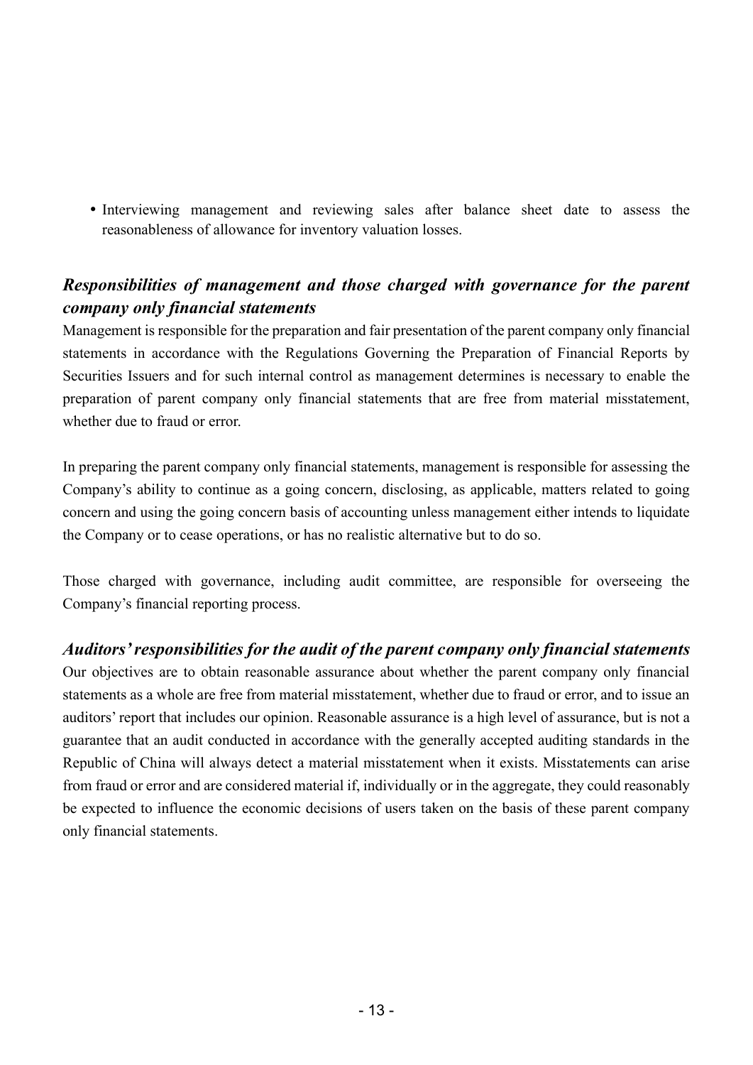- Interviewing management and reviewing sales after balance sheet date to assess the reasonableness of allowance for inventory valuation losses.

### *Responsibilities of management and those charged with governance for the parent company only financial statements*

Management is responsible for the preparation and fair presentation of the parent company only financial statements in accordance with the Regulations Governing the Preparation of Financial Reports by Securities Issuers and for such internal control as management determines is necessary to enable the preparation of parent company only financial statements that are free from material misstatement, whether due to fraud or error.

In preparing the parent company only financial statements, management is responsible for assessing the Company's ability to continue as a going concern, disclosing, as applicable, matters related to going concern and using the going concern basis of accounting unless management either intends to liquidate the Company or to cease operations, or has no realistic alternative but to do so.

Those charged with governance, including audit committee, are responsible for overseeing the Company's financial reporting process.

### *Auditors' responsibilities for the audit of the parent company only financial statements*

Our objectives are to obtain reasonable assurance about whether the parent company only financial statements as a whole are free from material misstatement, whether due to fraud or error, and to issue an auditors' report that includes our opinion. Reasonable assurance is a high level of assurance, but is not a guarantee that an audit conducted in accordance with the generally accepted auditing standards in the Republic of China will always detect a material misstatement when it exists. Misstatements can arise from fraud or error and are considered material if, individually or in the aggregate, they could reasonably be expected to influence the economic decisions of users taken on the basis of these parent company only financial statements.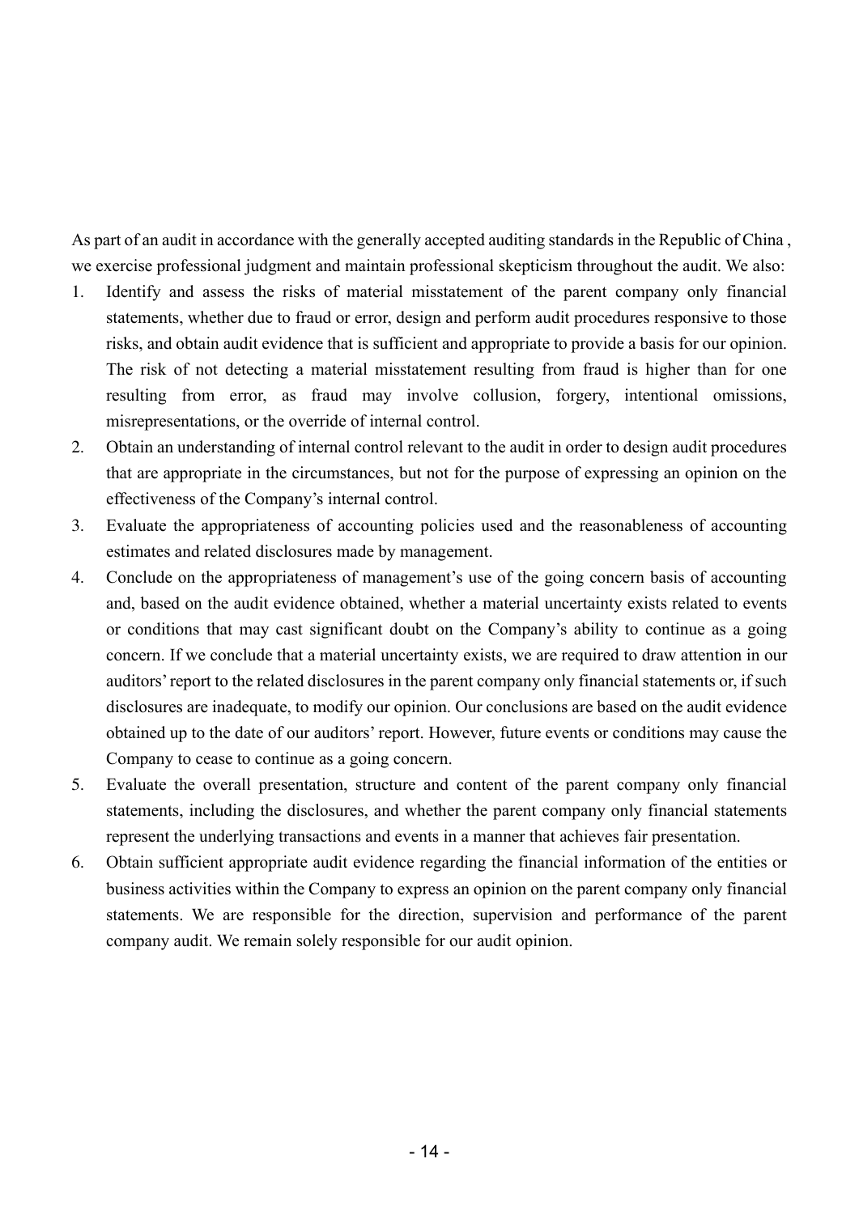As part of an audit in accordance with the generally accepted auditing standards in the Republic of China , we exercise professional judgment and maintain professional skepticism throughout the audit. We also:

1. Identify and assess the risks of material misstatement of the parent company only financial statements, whether due to fraud or error, design and perform audit procedures responsive to those risks, and obtain audit evidence that is sufficient and appropriate to provide a basis for our opinion. The risk of not detecting a material misstatement resulting from fraud is higher than for one resulting from error, as fraud may involve collusion, forgery, intentional omissions, misrepresentations, or the override of internal control.
2. Obtain an understanding of internal control relevant to the audit in order to design audit procedures that are appropriate in the circumstances, but not for the purpose of expressing an opinion on the effectiveness of the Company's internal control.
3. Evaluate the appropriateness of accounting policies used and the reasonableness of accounting estimates and related disclosures made by management.
4. Conclude on the appropriateness of management's use of the going concern basis of accounting and, based on the audit evidence obtained, whether a material uncertainty exists related to events or conditions that may cast significant doubt on the Company's ability to continue as a going concern. If we conclude that a material uncertainty exists, we are required to draw attention in our auditors' report to the related disclosures in the parent company only financial statements or, if such disclosures are inadequate, to modify our opinion. Our conclusions are based on the audit evidence obtained up to the date of our auditors' report. However, future events or conditions may cause the Company to cease to continue as a going concern.
5. Evaluate the overall presentation, structure and content of the parent company only financial statements, including the disclosures, and whether the parent company only financial statements represent the underlying transactions and events in a manner that achieves fair presentation.
6. Obtain sufficient appropriate audit evidence regarding the financial information of the entities or business activities within the Company to express an opinion on the parent company only financial statements. We are responsible for the direction, supervision and performance of the parent company audit. We remain solely responsible for our audit opinion.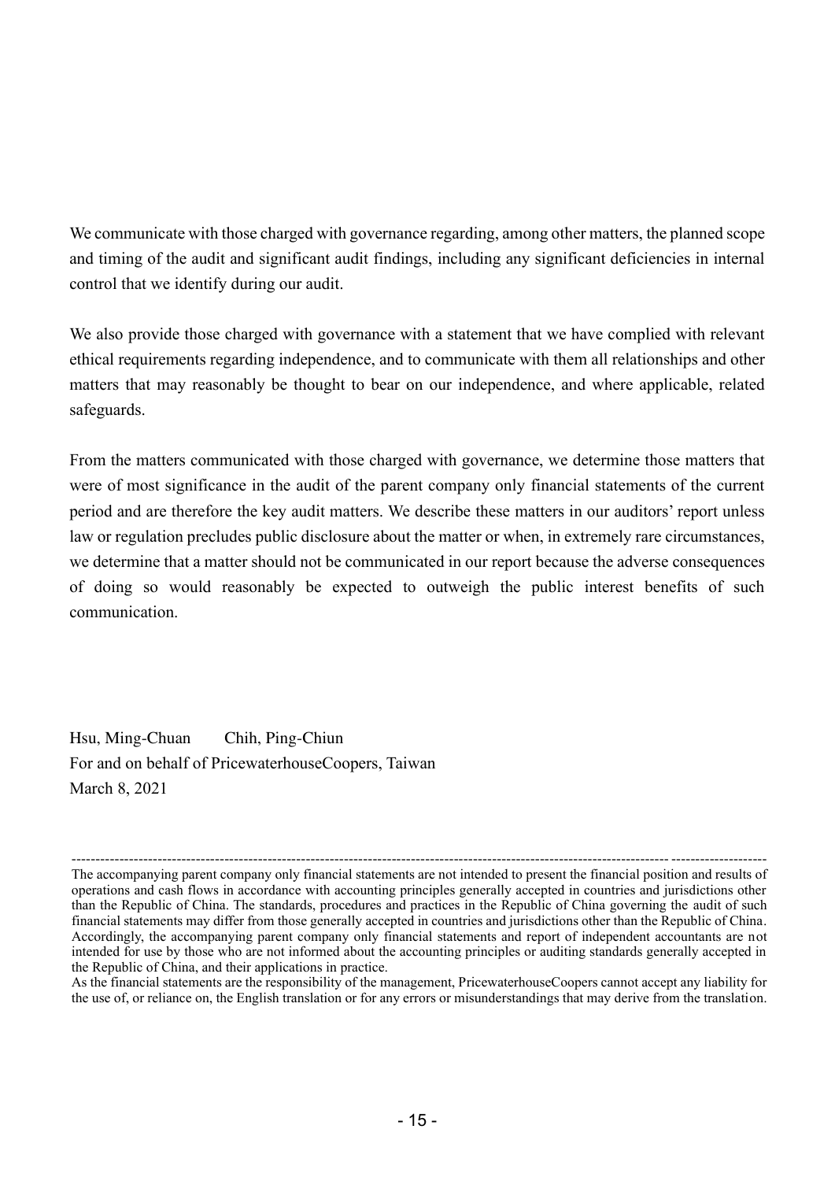We communicate with those charged with governance regarding, among other matters, the planned scope and timing of the audit and significant audit findings, including any significant deficiencies in internal control that we identify during our audit.

We also provide those charged with governance with a statement that we have complied with relevant ethical requirements regarding independence, and to communicate with them all relationships and other matters that may reasonably be thought to bear on our independence, and where applicable, related safeguards.

From the matters communicated with those charged with governance, we determine those matters that were of most significance in the audit of the parent company only financial statements of the current period and are therefore the key audit matters. We describe these matters in our auditors' report unless law or regulation precludes public disclosure about the matter or when, in extremely rare circumstances, we determine that a matter should not be communicated in our report because the adverse consequences of doing so would reasonably be expected to outweigh the public interest benefits of such communication.

Hsu, Ming-Chuan    Chih, Ping-Chiun
For and on behalf of PricewaterhouseCoopers, Taiwan
March 8, 2021

---

The accompanying parent company only financial statements are not intended to present the financial position and results of operations and cash flows in accordance with accounting principles generally accepted in countries and jurisdictions other than the Republic of China. The standards, procedures and practices in the Republic of China governing the audit of such financial statements may differ from those generally accepted in countries and jurisdictions other than the Republic of China. Accordingly, the accompanying parent company only financial statements and report of independent accountants are not intended for use by those who are not informed about the accounting principles or auditing standards generally accepted in the Republic of China, and their applications in practice.
As the financial statements are the responsibility of the management, PricewaterhouseCoopers cannot accept any liability for the use of, or reliance on, the English translation or for any errors or misunderstandings that may derive from the translation.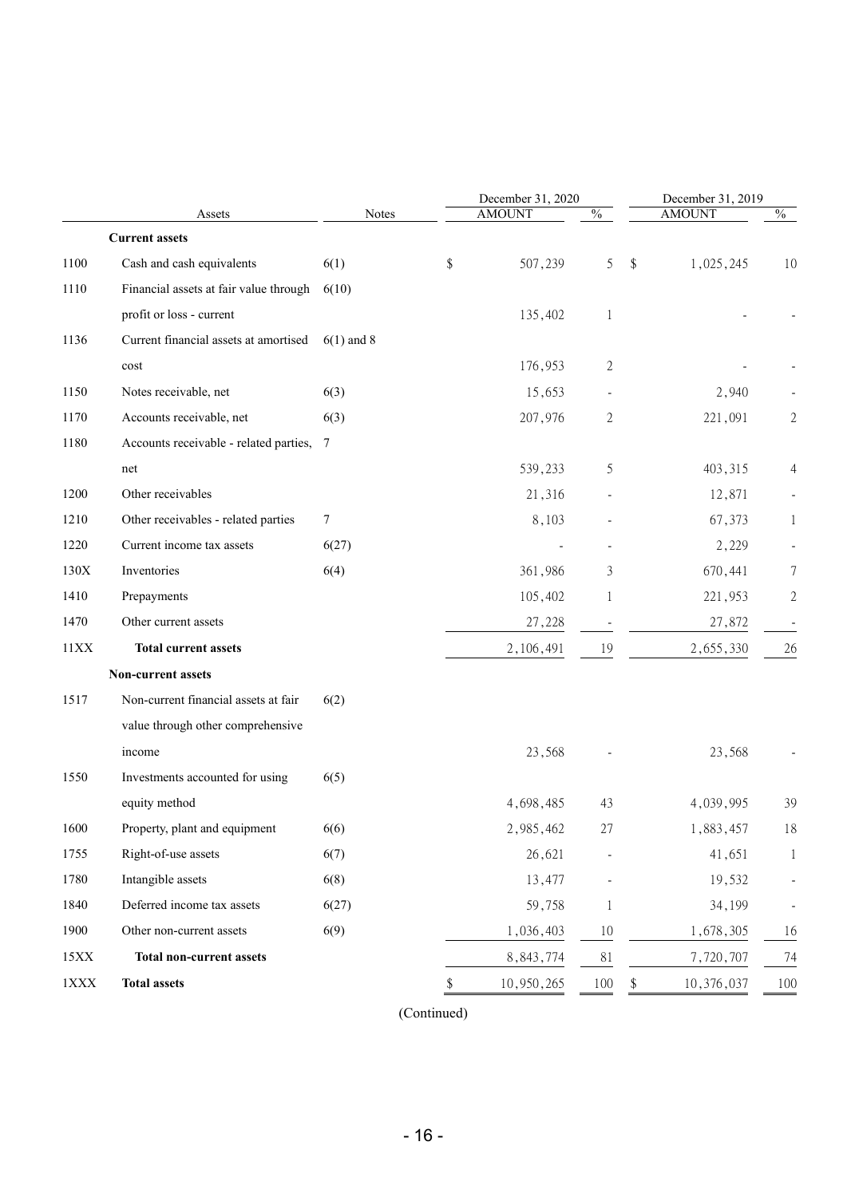| | Assets | Notes | December 31, 2020 | | December 31, 2019 | |
|---|---|---|---|---|---|---|
| | | | AMOUNT | % | AMOUNT | % |
| | **Current assets** | | | | | |
| 1100 | Cash and cash equivalents | 6(1) | $ 507,239 | 5 | $ 1,025,245 | 10 |
| 1110 | Financial assets at fair value through profit or loss - current | 6(10) | 135,402 | 1 | - | - |
| 1136 | Current financial assets at amortised cost | 6(1) and 8 | 176,953 | 2 | - | - |
| 1150 | Notes receivable, net | 6(3) | 15,653 | - | 2,940 | - |
| 1170 | Accounts receivable, net | 6(3) | 207,976 | 2 | 221,091 | 2 |
| 1180 | Accounts receivable - related parties, net | 7 | 539,233 | 5 | 403,315 | 4 |
| 1200 | Other receivables | | 21,316 | - | 12,871 | - |
| 1210 | Other receivables - related parties | 7 | 8,103 | - | 67,373 | 1 |
| 1220 | Current income tax assets | 6(27) | - | - | 2,229 | - |
| 130X | Inventories | 6(4) | 361,986 | 3 | 670,441 | 7 |
| 1410 | Prepayments | | 105,402 | 1 | 221,953 | 2 |
| 1470 | Other current assets | | 27,228 | - | 27,872 | - |
| 11XX | **Total current assets** | | 2,106,491 | 19 | 2,655,330 | 26 |
| | **Non-current assets** | | | | | |
| 1517 | Non-current financial assets at fair value through other comprehensive income | 6(2) | 23,568 | - | 23,568 | - |
| 1550 | Investments accounted for using equity method | 6(5) | 4,698,485 | 43 | 4,039,995 | 39 |
| 1600 | Property, plant and equipment | 6(6) | 2,985,462 | 27 | 1,883,457 | 18 |
| 1755 | Right-of-use assets | 6(7) | 26,621 | - | 41,651 | 1 |
| 1780 | Intangible assets | 6(8) | 13,477 | - | 19,532 | - |
| 1840 | Deferred income tax assets | 6(27) | 59,758 | 1 | 34,199 | - |
| 1900 | Other non-current assets | 6(9) | 1,036,403 | 10 | 1,678,305 | 16 |
| 15XX | **Total non-current assets** | | 8,843,774 | 81 | 7,720,707 | 74 |
| 1XXX | **Total assets** | | $ 10,950,265 | 100 | $ 10,376,037 | 100 |

(Continued)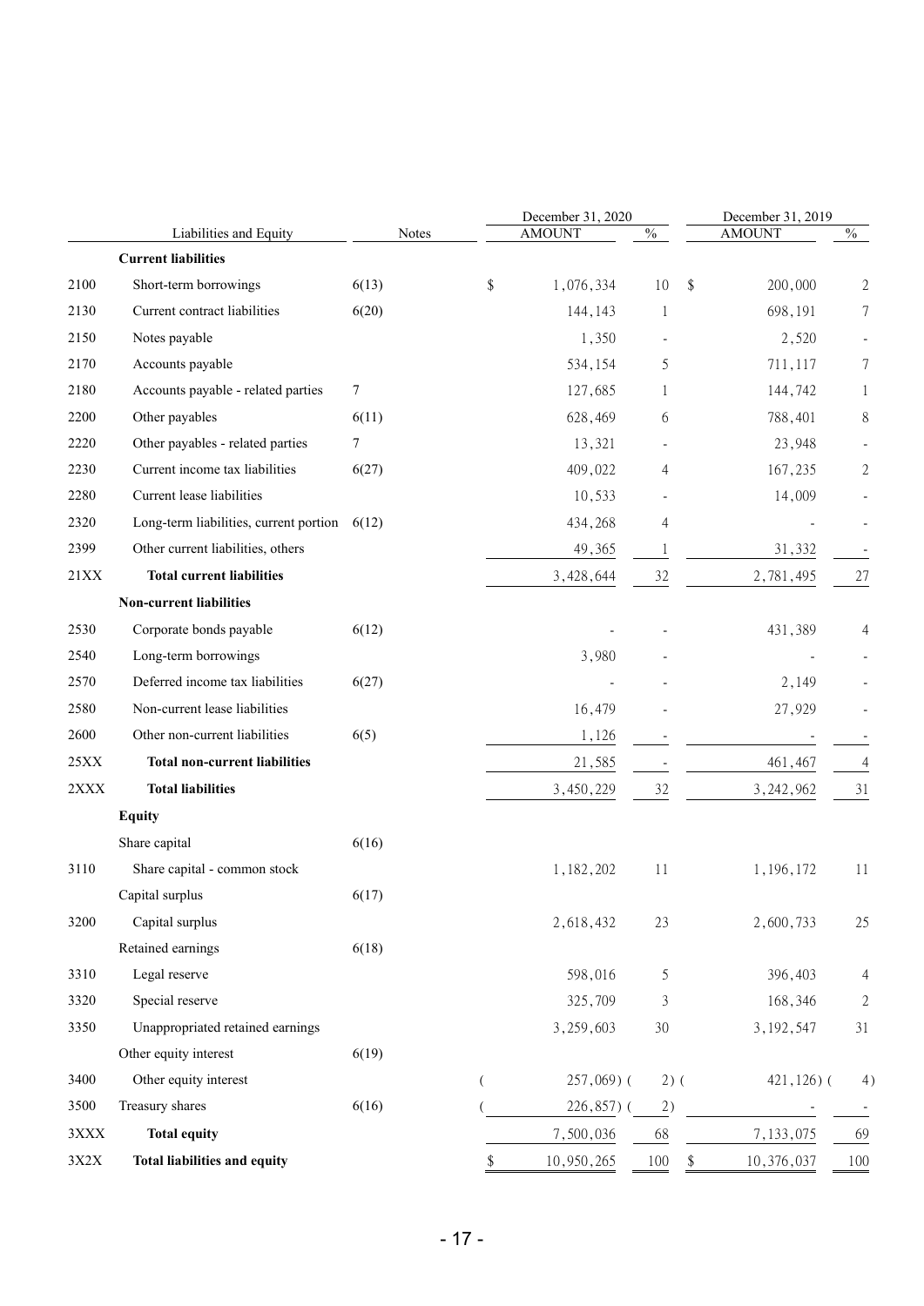| | Liabilities and Equity | Notes | December 31, 2020 AMOUNT | % | December 31, 2019 AMOUNT | % |
|---|---|---|---|---|---|---|
| | **Current liabilities** | | | | | |
| 2100 | Short-term borrowings | 6(13) | $ 1,076,334 | 10 | $ 200,000 | 2 |
| 2130 | Current contract liabilities | 6(20) | 144,143 | 1 | 698,191 | 7 |
| 2150 | Notes payable | | 1,350 | - | 2,520 | - |
| 2170 | Accounts payable | | 534,154 | 5 | 711,117 | 7 |
| 2180 | Accounts payable - related parties | 7 | 127,685 | 1 | 144,742 | 1 |
| 2200 | Other payables | 6(11) | 628,469 | 6 | 788,401 | 8 |
| 2220 | Other payables - related parties | 7 | 13,321 | - | 23,948 | - |
| 2230 | Current income tax liabilities | 6(27) | 409,022 | 4 | 167,235 | 2 |
| 2280 | Current lease liabilities | | 10,533 | - | 14,009 | - |
| 2320 | Long-term liabilities, current portion | 6(12) | 434,268 | 4 | - | - |
| 2399 | Other current liabilities, others | | 49,365 | 1 | 31,332 | - |
| 21XX | **Total current liabilities** | | 3,428,644 | 32 | 2,781,495 | 27 |
| | **Non-current liabilities** | | | | | |
| 2530 | Corporate bonds payable | 6(12) | - | - | 431,389 | 4 |
| 2540 | Long-term borrowings | | 3,980 | - | - | - |
| 2570 | Deferred income tax liabilities | 6(27) | - | - | 2,149 | - |
| 2580 | Non-current lease liabilities | | 16,479 | - | 27,929 | - |
| 2600 | Other non-current liabilities | 6(5) | 1,126 | - | - | - |
| 25XX | **Total non-current liabilities** | | 21,585 | - | 461,467 | 4 |
| 2XXX | **Total liabilities** | | 3,450,229 | 32 | 3,242,962 | 31 |
| | **Equity** | | | | | |
| | Share capital | 6(16) | | | | |
| 3110 | Share capital - common stock | | 1,182,202 | 11 | 1,196,172 | 11 |
| | Capital surplus | 6(17) | | | | |
| 3200 | Capital surplus | | 2,618,432 | 23 | 2,600,733 | 25 |
| | Retained earnings | 6(18) | | | | |
| 3310 | Legal reserve | | 598,016 | 5 | 396,403 | 4 |
| 3320 | Special reserve | | 325,709 | 3 | 168,346 | 2 |
| 3350 | Unappropriated retained earnings | | 3,259,603 | 30 | 3,192,547 | 31 |
| | Other equity interest | 6(19) | | | | |
| 3400 | Other equity interest | | ( 257,069) | ( 2) | ( 421,126) | ( 4) |
| 3500 | Treasury shares | 6(16) | ( 226,857) | ( 2) | - | - |
| 3XXX | **Total equity** | | 7,500,036 | 68 | 7,133,075 | 69 |
| 3X2X | **Total liabilities and equity** | | $ 10,950,265 | 100 | $ 10,376,037 | 100 |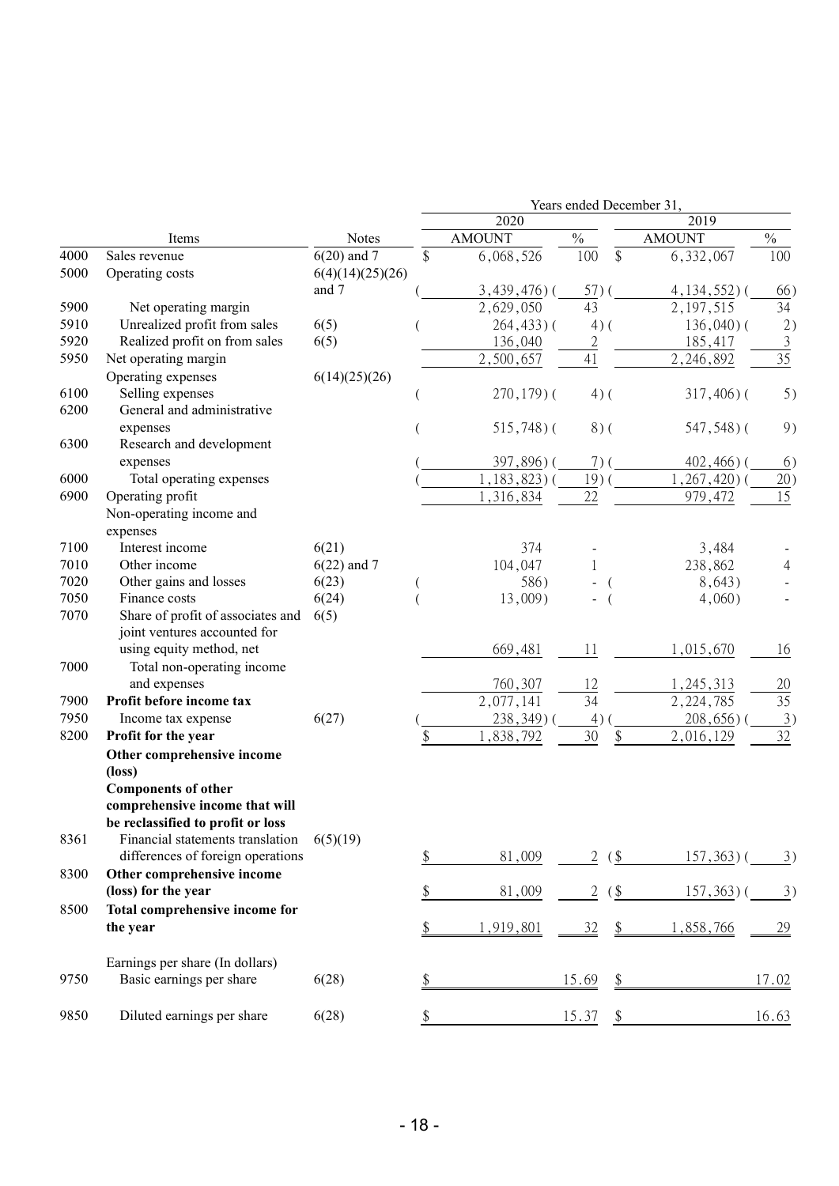| | Items | Notes | 2020 AMOUNT | 2020 % | 2019 AMOUNT | 2019 % |
|---|---|---|---|---|---|---|
| | | | Years ended December 31, | | | |
| 4000 | Sales revenue | 6(20) and 7 | $ 6,068,526 | 100 | $ 6,332,067 | 100 |
| 5000 | Operating costs | 6(4)(14)(25)(26) and 7 | ( 3,439,476) | ( 57) | ( 4,134,552) | ( 66) |
| 5900 | Net operating margin | | 2,629,050 | 43 | 2,197,515 | 34 |
| 5910 | Unrealized profit from sales | 6(5) | ( 264,433) | ( 4) | ( 136,040) | ( 2) |
| 5920 | Realized profit on from sales | 6(5) | 136,040 | 2 | 185,417 | 3 |
| 5950 | Net operating margin | | 2,500,657 | 41 | 2,246,892 | 35 |
| | Operating expenses | 6(14)(25)(26) | | | | |
| 6100 | Selling expenses | | ( 270,179) | ( 4) | ( 317,406) | ( 5) |
| 6200 | General and administrative expenses | | ( 515,748) | ( 8) | ( 547,548) | ( 9) |
| 6300 | Research and development expenses | | ( 397,896) | ( 7) | ( 402,466) | ( 6) |
| 6000 | Total operating expenses | | ( 1,183,823) | ( 19) | ( 1,267,420) | ( 20) |
| 6900 | Operating profit | | 1,316,834 | 22 | 979,472 | 15 |
| | Non-operating income and expenses | | | | | |
| 7100 | Interest income | 6(21) | 374 | - | 3,484 | - |
| 7010 | Other income | 6(22) and 7 | 104,047 | 1 | 238,862 | 4 |
| 7020 | Other gains and losses | 6(23) | ( 586) | - | ( 8,643) | - |
| 7050 | Finance costs | 6(24) | ( 13,009) | - | ( 4,060) | - |
| 7070 | Share of profit of associates and joint ventures accounted for using equity method, net | 6(5) | 669,481 | 11 | 1,015,670 | 16 |
| 7000 | Total non-operating income and expenses | | 760,307 | 12 | 1,245,313 | 20 |
| 7900 | **Profit before income tax** | | 2,077,141 | 34 | 2,224,785 | 35 |
| 7950 | Income tax expense | 6(27) | ( 238,349) | ( 4) | ( 208,656) | ( 3) |
| 8200 | **Profit for the year** | | $ 1,838,792 | 30 | $ 2,016,129 | 32 |
| | **Other comprehensive income (loss)** | | | | | |
| | **Components of other comprehensive income that will be reclassified to profit or loss** | | | | | |
| 8361 | Financial statements translation differences of foreign operations | 6(5)(19) | $ 81,009 | 2 | ($ 157,363) | ( 3) |
| 8300 | **Other comprehensive income (loss) for the year** | | $ 81,009 | 2 | ($ 157,363) | ( 3) |
| 8500 | **Total comprehensive income for the year** | | $ 1,919,801 | 32 | $ 1,858,766 | 29 |
| | Earnings per share (In dollars) | | | | | |
| 9750 | Basic earnings per share | 6(28) | $ | 15.69 | $ | 17.02 |
| 9850 | Diluted earnings per share | 6(28) | $ | 15.37 | $ | 16.63 |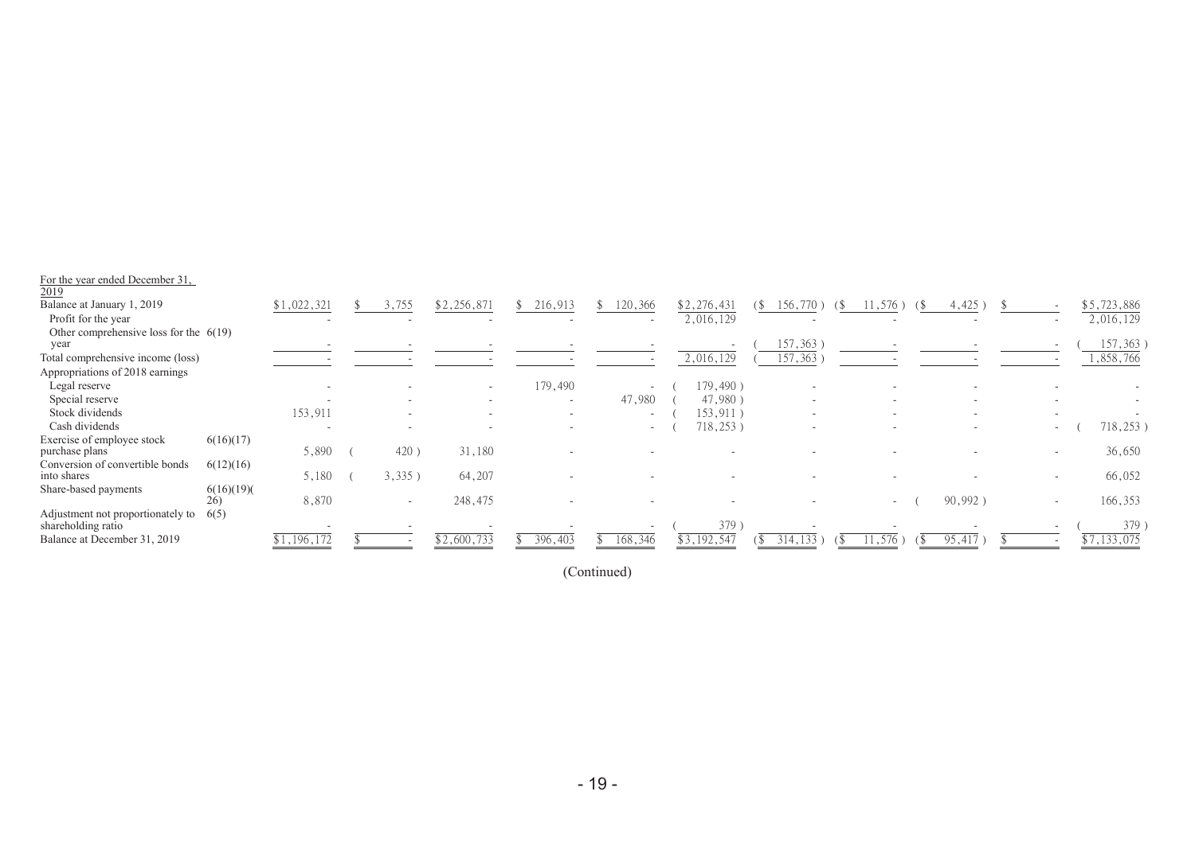| For the year ended December 31, 2019 | | | | | | | | | | | | |
|---|---|---|---|---|---|---|---|---|---|---|---|---|
| Balance at January 1, 2019 | | $1,022,321 | $ 3,755 | $2,256,871 | $ 216,913 | $ 120,366 | $2,276,431 | ($ 156,770) | ($ 11,576) | ($ 4,425) | $ - | $5,723,886 |
| Profit for the year | | - | - | - | - | - | 2,016,129 | - | - | - | - | 2,016,129 |
| Other comprehensive loss for the year | 6(19) | - | - | - | - | - | - | (157,363) | - | - | - | (157,363) |
| Total comprehensive income (loss) | | - | - | - | - | - | 2,016,129 | (157,363) | - | - | - | 1,858,766 |
| Appropriations of 2018 earnings | | | | | | | | | | | | |
| Legal reserve | | - | - | - | 179,490 | - | (179,490) | - | - | - | - | - |
| Special reserve | | - | - | - | - | 47,980 | (47,980) | - | - | - | - | - |
| Stock dividends | | 153,911 | - | - | - | - | (153,911) | - | - | - | - | - |
| Cash dividends | | - | - | - | - | - | (718,253) | - | - | - | - | (718,253) |
| Exercise of employee stock purchase plans | 6(16)(17) | 5,890 | (420) | 31,180 | - | - | - | - | - | - | - | 36,650 |
| Conversion of convertible bonds into shares | 6(12)(16) | 5,180 | (3,335) | 64,207 | - | - | - | - | - | - | - | 66,052 |
| Share-based payments | 6(16)(19)(26) | 8,870 | - | 248,475 | - | - | - | - | - | (90,992) | - | 166,353 |
| Adjustment not proportionately to shareholding ratio | 6(5) | - | - | - | - | - | (379) | - | - | - | - | (379) |
| Balance at December 31, 2019 | | $1,196,172 | $ - | $2,600,733 | $ 396,403 | $ 168,346 | $3,192,547 | ($ 314,133) | ($ 11,576) | ($ 95,417) | $ - | $7,133,075 |

(Continued)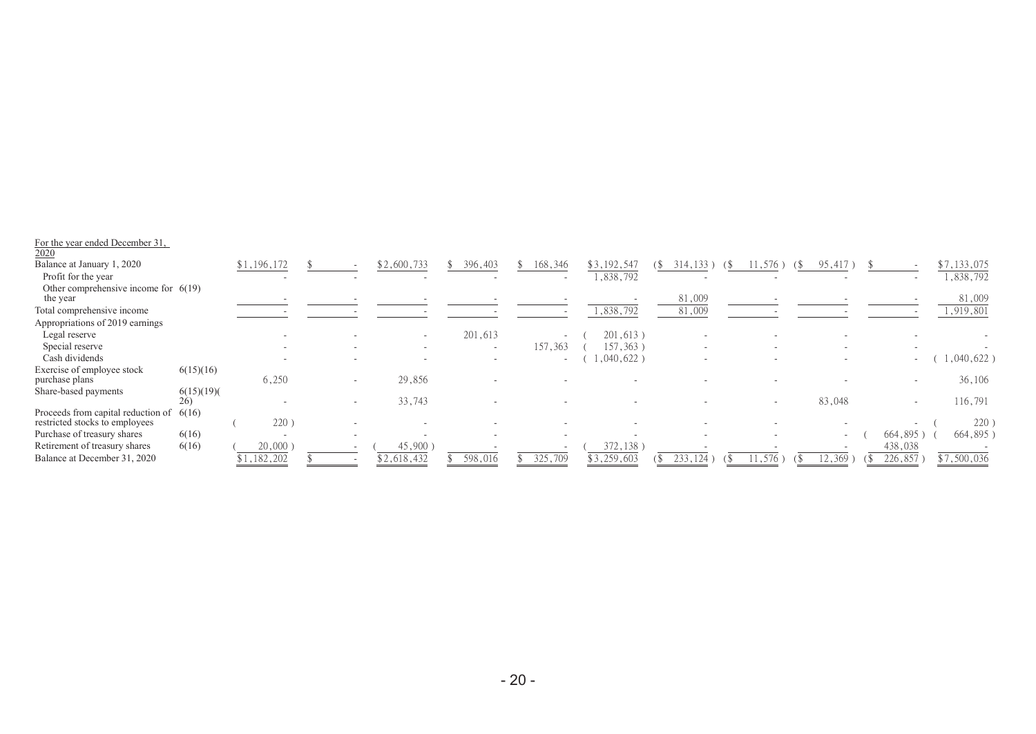| For the year ended December 31, 2020 | Notes | | | | | | | | | | | |
|---|---|---|---|---|---|---|---|---|---|---|---|---|
| Balance at January 1, 2020 | | $1,196,172 | $ - | $2,600,733 | $ 396,403 | $ 168,346 | $3,192,547 | ($ 314,133) | ($ 11,576) | ($ 95,417) | $ - | $7,133,075 |
| Profit for the year | | - | - | - | - | - | 1,838,792 | - | - | - | - | 1,838,792 |
| Other comprehensive income for the year | 6(19) | - | - | - | - | - | - | 81,009 | - | - | - | 81,009 |
| Total comprehensive income | | - | - | - | - | - | 1,838,792 | 81,009 | - | - | - | 1,919,801 |
| Appropriations of 2019 earnings | | | | | | | | | | | | |
| Legal reserve | | - | - | - | 201,613 | - | ( 201,613) | - | - | - | - | - |
| Special reserve | | - | - | - | - | 157,363 | ( 157,363) | - | - | - | - | - |
| Cash dividends | | - | - | - | - | - | ( 1,040,622) | - | - | - | - | ( 1,040,622) |
| Exercise of employee stock purchase plans | 6(15)(16) | 6,250 | - | 29,856 | - | - | - | - | - | - | - | 36,106 |
| Share-based payments | 6(15)(19)(26) | - | - | 33,743 | - | - | - | - | - | 83,048 | - | 116,791 |
| Proceeds from capital reduction of restricted stocks to employees | 6(16) | ( 220) | - | - | - | - | - | - | - | - | - | ( 220) |
| Purchase of treasury shares | 6(16) | - | - | - | - | - | - | - | - | - | ( 664,895) | ( 664,895) |
| Retirement of treasury shares | 6(16) | ( 20,000) | - | ( 45,900) | - | - | ( 372,138) | - | - | - | 438,038 | - |
| Balance at December 31, 2020 | | $1,182,202 | $ - | $2,618,432 | $ 598,016 | $ 325,709 | $3,259,603 | ($ 233,124) | ($ 11,576) | ($ 12,369) | ($ 226,857) | $7,500,036 |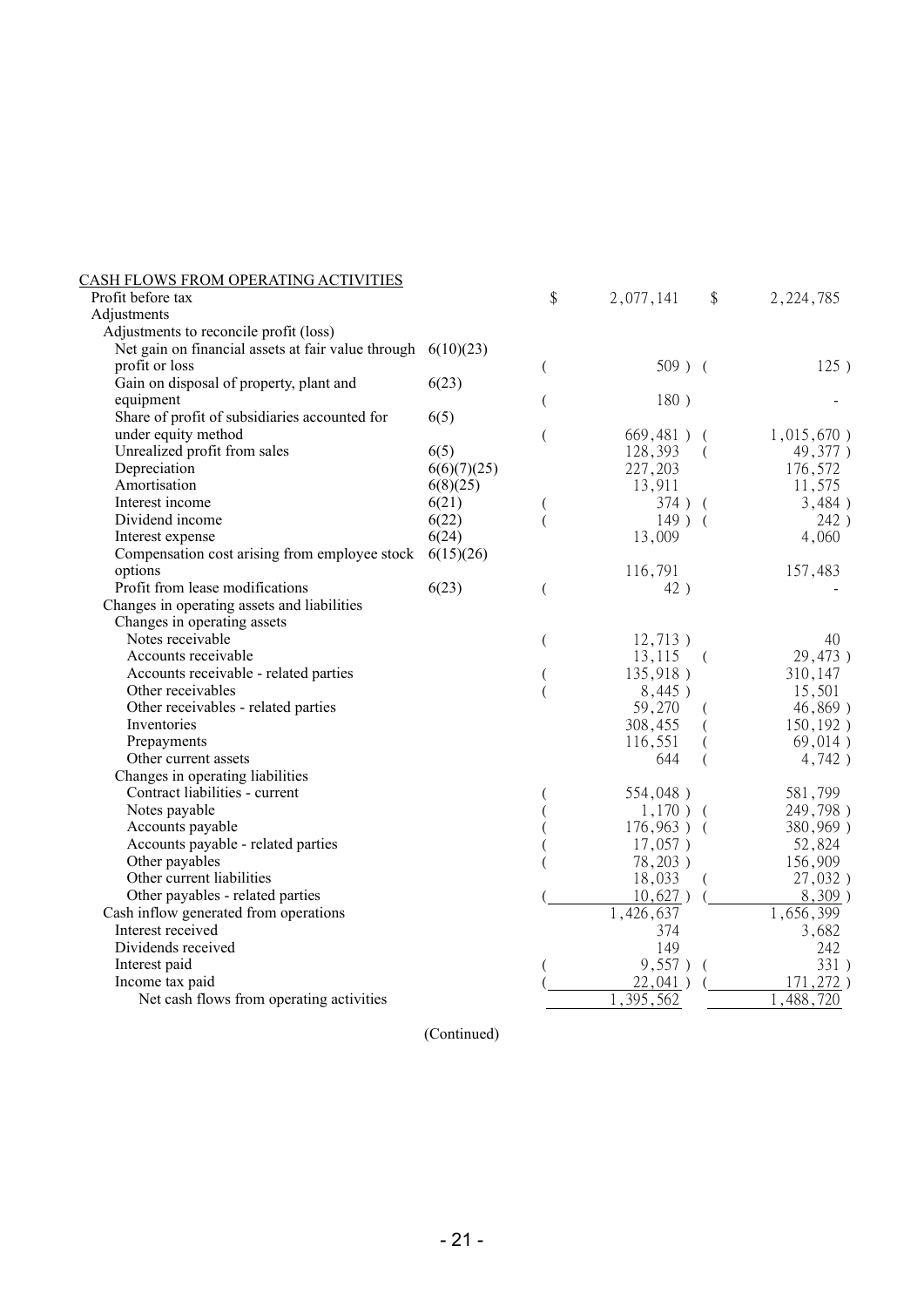| | Notes | | 2023 | | 2022 |
|---|---|---|---|---|---|
| CASH FLOWS FROM OPERATING ACTIVITIES | | | | | |
| Profit before tax | | $ | 2,077,141 | $ | 2,224,785 |
| Adjustments | | | | | |
| Adjustments to reconcile profit (loss) | | | | | |
| Net gain on financial assets at fair value through profit or loss | 6(10)(23) | ( | 509 ) | ( | 125 ) |
| Gain on disposal of property, plant and equipment | 6(23) | ( | 180 ) | | - |
| Share of profit of subsidiaries accounted for under equity method | 6(5) | ( | 669,481 ) | ( | 1,015,670 ) |
| Unrealized profit from sales | 6(5) | | 128,393 | ( | 49,377 ) |
| Depreciation | 6(6)(7)(25) | | 227,203 | | 176,572 |
| Amortisation | 6(8)(25) | | 13,911 | | 11,575 |
| Interest income | 6(21) | ( | 374 ) | ( | 3,484 ) |
| Dividend income | 6(22) | ( | 149 ) | ( | 242 ) |
| Interest expense | 6(24) | | 13,009 | | 4,060 |
| Compensation cost arising from employee stock options | 6(15)(26) | | 116,791 | | 157,483 |
| Profit from lease modifications | 6(23) | ( | 42 ) | | - |
| Changes in operating assets and liabilities | | | | | |
| Changes in operating assets | | | | | |
| Notes receivable | | ( | 12,713 ) | | 40 |
| Accounts receivable | | | 13,115 | ( | 29,473 ) |
| Accounts receivable - related parties | | ( | 135,918 ) | | 310,147 |
| Other receivables | | ( | 8,445 ) | | 15,501 |
| Other receivables - related parties | | | 59,270 | ( | 46,869 ) |
| Inventories | | | 308,455 | ( | 150,192 ) |
| Prepayments | | | 116,551 | ( | 69,014 ) |
| Other current assets | | | 644 | ( | 4,742 ) |
| Changes in operating liabilities | | | | | |
| Contract liabilities - current | | ( | 554,048 ) | | 581,799 |
| Notes payable | | ( | 1,170 ) | ( | 249,798 ) |
| Accounts payable | | ( | 176,963 ) | ( | 380,969 ) |
| Accounts payable - related parties | | ( | 17,057 ) | | 52,824 |
| Other payables | | ( | 78,203 ) | | 156,909 |
| Other current liabilities | | | 18,033 | ( | 27,032 ) |
| Other payables - related parties | | ( | 10,627 ) | ( | 8,309 ) |
| Cash inflow generated from operations | | | 1,426,637 | | 1,656,399 |
| Interest received | | | 374 | | 3,682 |
| Dividends received | | | 149 | | 242 |
| Interest paid | | ( | 9,557 ) | ( | 331 ) |
| Income tax paid | | ( | 22,041 ) | ( | 171,272 ) |
| Net cash flows from operating activities | | | 1,395,562 | | 1,488,720 |

(Continued)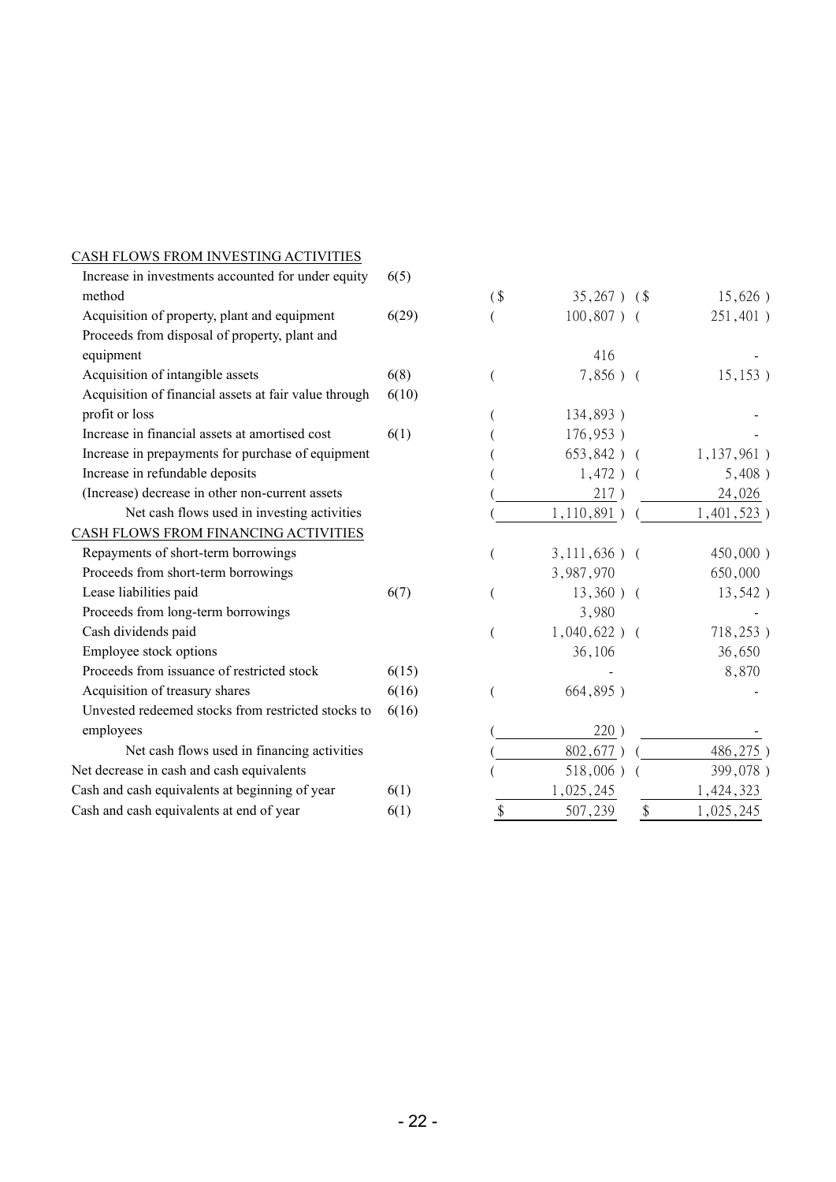| | Notes | | |
|---|---|---|---|
| CASH FLOWS FROM INVESTING ACTIVITIES | | | |
| Increase in investments accounted for under equity method | 6(5) | ($ 35,267) | ($ 15,626) |
| Acquisition of property, plant and equipment | 6(29) | ( 100,807) | ( 251,401) |
| Proceeds from disposal of property, plant and equipment | | 416 | - |
| Acquisition of intangible assets | 6(8) | ( 7,856) | ( 15,153) |
| Acquisition of financial assets at fair value through profit or loss | 6(10) | ( 134,893) | - |
| Increase in financial assets at amortised cost | 6(1) | ( 176,953) | - |
| Increase in prepayments for purchase of equipment | | ( 653,842) | ( 1,137,961) |
| Increase in refundable deposits | | ( 1,472) | ( 5,408) |
| (Increase) decrease in other non-current assets | | ( 217) | 24,026 |
| Net cash flows used in investing activities | | ( 1,110,891) | ( 1,401,523) |
| CASH FLOWS FROM FINANCING ACTIVITIES | | | |
| Repayments of short-term borrowings | | ( 3,111,636) | ( 450,000) |
| Proceeds from short-term borrowings | | 3,987,970 | 650,000 |
| Lease liabilities paid | 6(7) | ( 13,360) | ( 13,542) |
| Proceeds from long-term borrowings | | 3,980 | - |
| Cash dividends paid | | ( 1,040,622) | ( 718,253) |
| Employee stock options | | 36,106 | 36,650 |
| Proceeds from issuance of restricted stock | 6(15) | - | 8,870 |
| Acquisition of treasury shares | 6(16) | ( 664,895) | - |
| Unvested redeemed stocks from restricted stocks to employees | 6(16) | ( 220) | - |
| Net cash flows used in financing activities | | ( 802,677) | ( 486,275) |
| Net decrease in cash and cash equivalents | | ( 518,006) | ( 399,078) |
| Cash and cash equivalents at beginning of year | 6(1) | 1,025,245 | 1,424,323 |
| Cash and cash equivalents at end of year | 6(1) | $ 507,239 | $ 1,025,245 |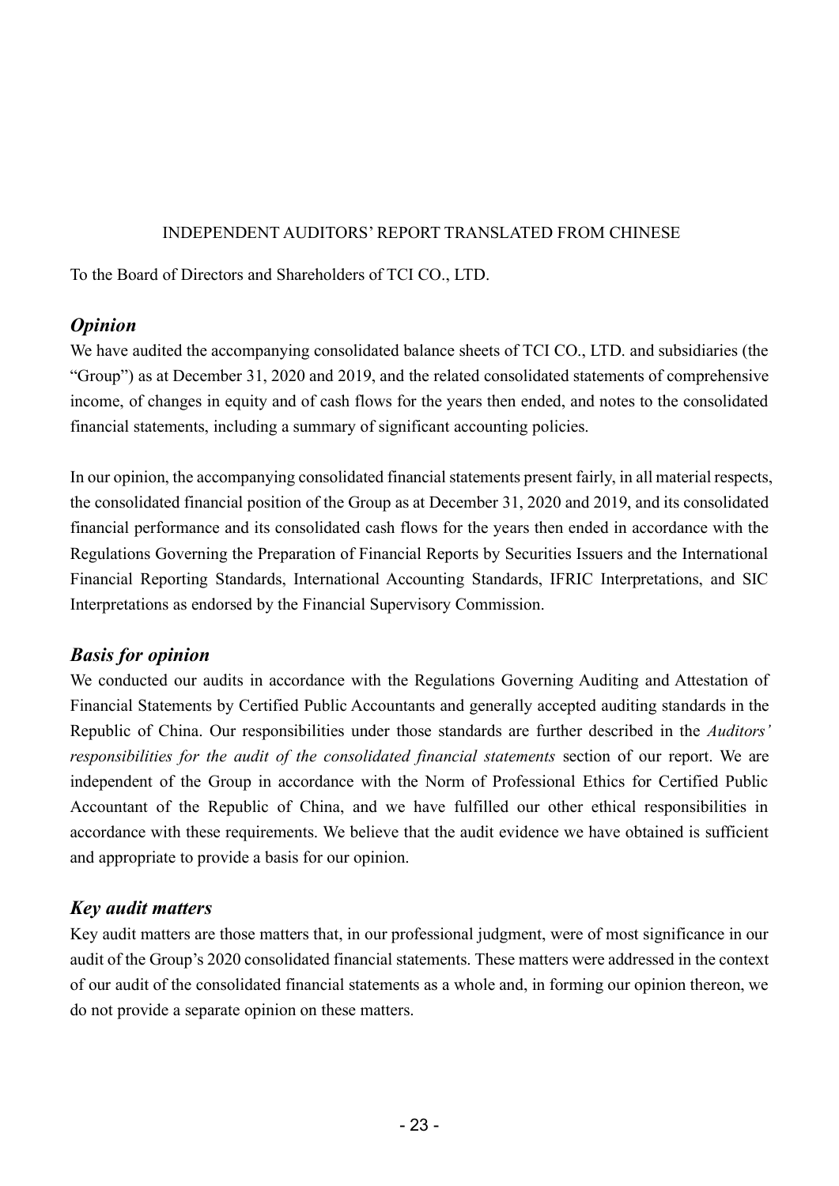INDEPENDENT AUDITORS' REPORT TRANSLATED FROM CHINESE

To the Board of Directors and Shareholders of TCI CO., LTD.

## *Opinion*

We have audited the accompanying consolidated balance sheets of TCI CO., LTD. and subsidiaries (the "Group") as at December 31, 2020 and 2019, and the related consolidated statements of comprehensive income, of changes in equity and of cash flows for the years then ended, and notes to the consolidated financial statements, including a summary of significant accounting policies.

In our opinion, the accompanying consolidated financial statements present fairly, in all material respects, the consolidated financial position of the Group as at December 31, 2020 and 2019, and its consolidated financial performance and its consolidated cash flows for the years then ended in accordance with the Regulations Governing the Preparation of Financial Reports by Securities Issuers and the International Financial Reporting Standards, International Accounting Standards, IFRIC Interpretations, and SIC Interpretations as endorsed by the Financial Supervisory Commission.

## *Basis for opinion*

We conducted our audits in accordance with the Regulations Governing Auditing and Attestation of Financial Statements by Certified Public Accountants and generally accepted auditing standards in the Republic of China. Our responsibilities under those standards are further described in the *Auditors' responsibilities for the audit of the consolidated financial statements* section of our report. We are independent of the Group in accordance with the Norm of Professional Ethics for Certified Public Accountant of the Republic of China, and we have fulfilled our other ethical responsibilities in accordance with these requirements. We believe that the audit evidence we have obtained is sufficient and appropriate to provide a basis for our opinion.

## *Key audit matters*

Key audit matters are those matters that, in our professional judgment, were of most significance in our audit of the Group's 2020 consolidated financial statements. These matters were addressed in the context of our audit of the consolidated financial statements as a whole and, in forming our opinion thereon, we do not provide a separate opinion on these matters.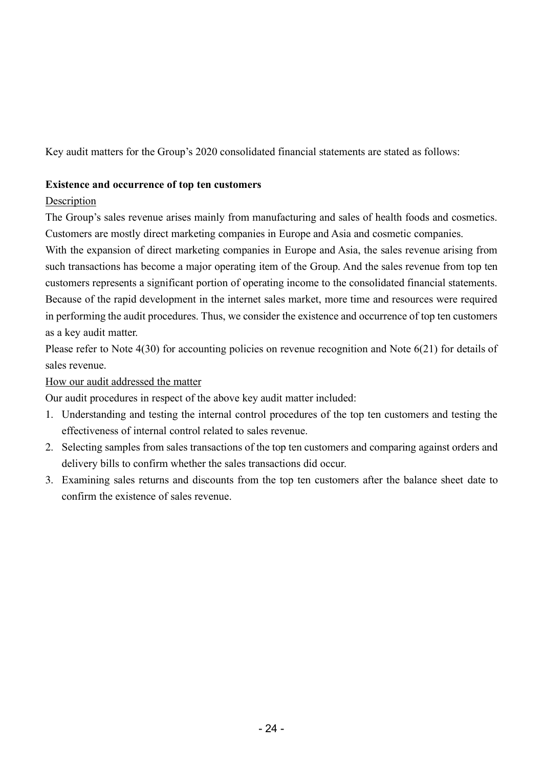Key audit matters for the Group's 2020 consolidated financial statements are stated as follows:

**Existence and occurrence of top ten customers**

Description

The Group's sales revenue arises mainly from manufacturing and sales of health foods and cosmetics. Customers are mostly direct marketing companies in Europe and Asia and cosmetic companies.

With the expansion of direct marketing companies in Europe and Asia, the sales revenue arising from such transactions has become a major operating item of the Group. And the sales revenue from top ten customers represents a significant portion of operating income to the consolidated financial statements. Because of the rapid development in the internet sales market, more time and resources were required in performing the audit procedures. Thus, we consider the existence and occurrence of top ten customers as a key audit matter.

Please refer to Note 4(30) for accounting policies on revenue recognition and Note 6(21) for details of sales revenue.

How our audit addressed the matter

Our audit procedures in respect of the above key audit matter included:

1. Understanding and testing the internal control procedures of the top ten customers and testing the effectiveness of internal control related to sales revenue.
2. Selecting samples from sales transactions of the top ten customers and comparing against orders and delivery bills to confirm whether the sales transactions did occur.
3. Examining sales returns and discounts from the top ten customers after the balance sheet date to confirm the existence of sales revenue.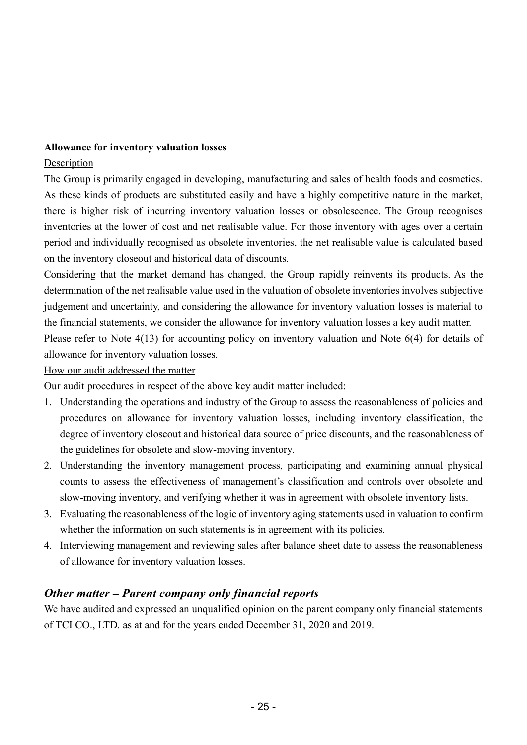**Allowance for inventory valuation losses**

Description

The Group is primarily engaged in developing, manufacturing and sales of health foods and cosmetics. As these kinds of products are substituted easily and have a highly competitive nature in the market, there is higher risk of incurring inventory valuation losses or obsolescence. The Group recognises inventories at the lower of cost and net realisable value. For those inventory with ages over a certain period and individually recognised as obsolete inventories, the net realisable value is calculated based on the inventory closeout and historical data of discounts.

Considering that the market demand has changed, the Group rapidly reinvents its products. As the determination of the net realisable value used in the valuation of obsolete inventories involves subjective judgement and uncertainty, and considering the allowance for inventory valuation losses is material to the financial statements, we consider the allowance for inventory valuation losses a key audit matter.

Please refer to Note 4(13) for accounting policy on inventory valuation and Note 6(4) for details of allowance for inventory valuation losses.

How our audit addressed the matter

Our audit procedures in respect of the above key audit matter included:

1. Understanding the operations and industry of the Group to assess the reasonableness of policies and procedures on allowance for inventory valuation losses, including inventory classification, the degree of inventory closeout and historical data source of price discounts, and the reasonableness of the guidelines for obsolete and slow-moving inventory.
2. Understanding the inventory management process, participating and examining annual physical counts to assess the effectiveness of management's classification and controls over obsolete and slow-moving inventory, and verifying whether it was in agreement with obsolete inventory lists.
3. Evaluating the reasonableness of the logic of inventory aging statements used in valuation to confirm whether the information on such statements is in agreement with its policies.
4. Interviewing management and reviewing sales after balance sheet date to assess the reasonableness of allowance for inventory valuation losses.

## *Other matter – Parent company only financial reports*

We have audited and expressed an unqualified opinion on the parent company only financial statements of TCI CO., LTD. as at and for the years ended December 31, 2020 and 2019.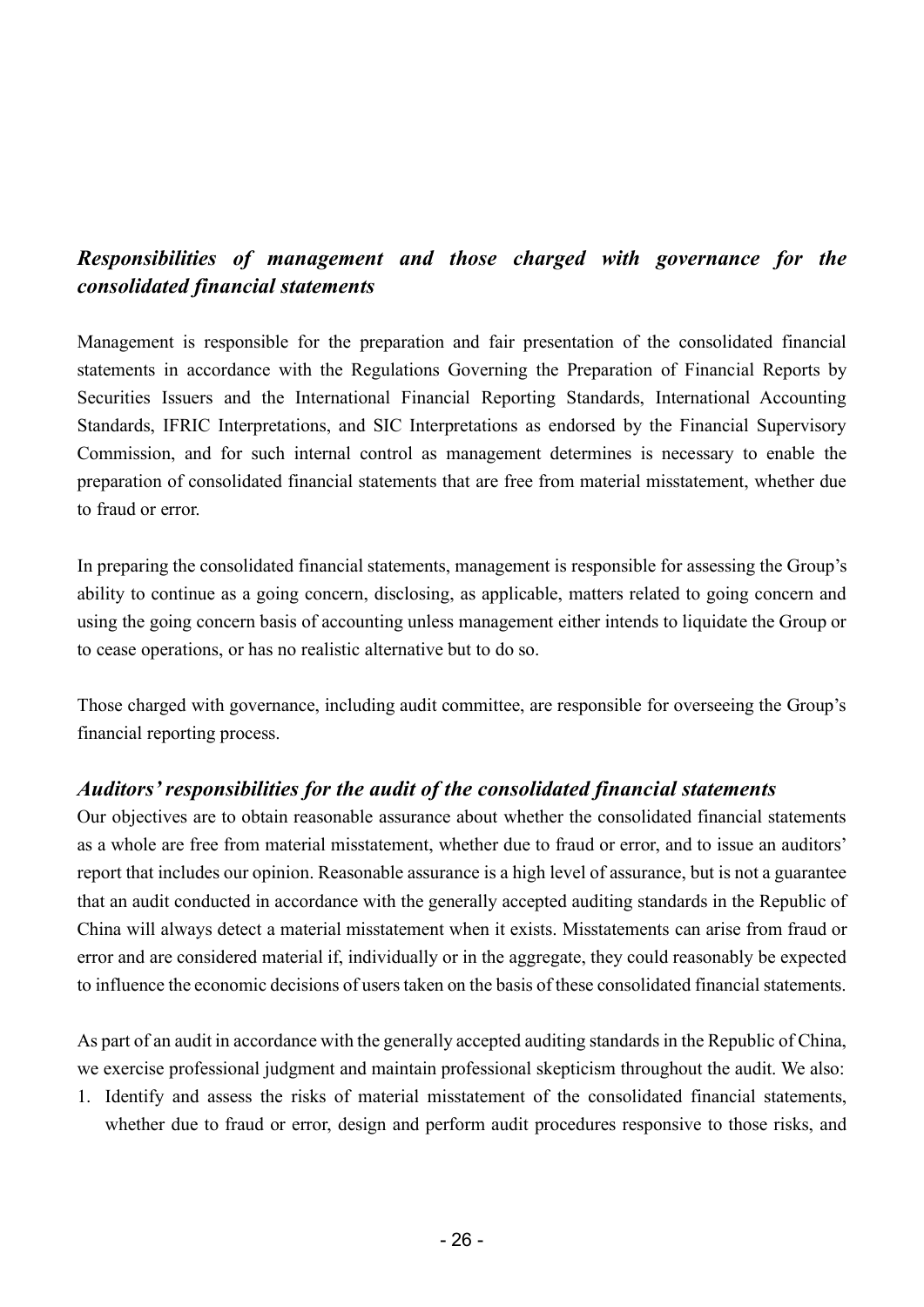### *Responsibilities of management and those charged with governance for the consolidated financial statements*

Management is responsible for the preparation and fair presentation of the consolidated financial statements in accordance with the Regulations Governing the Preparation of Financial Reports by Securities Issuers and the International Financial Reporting Standards, International Accounting Standards, IFRIC Interpretations, and SIC Interpretations as endorsed by the Financial Supervisory Commission, and for such internal control as management determines is necessary to enable the preparation of consolidated financial statements that are free from material misstatement, whether due to fraud or error.

In preparing the consolidated financial statements, management is responsible for assessing the Group's ability to continue as a going concern, disclosing, as applicable, matters related to going concern and using the going concern basis of accounting unless management either intends to liquidate the Group or to cease operations, or has no realistic alternative but to do so.

Those charged with governance, including audit committee, are responsible for overseeing the Group's financial reporting process.

### *Auditors' responsibilities for the audit of the consolidated financial statements*

Our objectives are to obtain reasonable assurance about whether the consolidated financial statements as a whole are free from material misstatement, whether due to fraud or error, and to issue an auditors' report that includes our opinion. Reasonable assurance is a high level of assurance, but is not a guarantee that an audit conducted in accordance with the generally accepted auditing standards in the Republic of China will always detect a material misstatement when it exists. Misstatements can arise from fraud or error and are considered material if, individually or in the aggregate, they could reasonably be expected to influence the economic decisions of users taken on the basis of these consolidated financial statements.

As part of an audit in accordance with the generally accepted auditing standards in the Republic of China, we exercise professional judgment and maintain professional skepticism throughout the audit. We also:

1. Identify and assess the risks of material misstatement of the consolidated financial statements, whether due to fraud or error, design and perform audit procedures responsive to those risks, and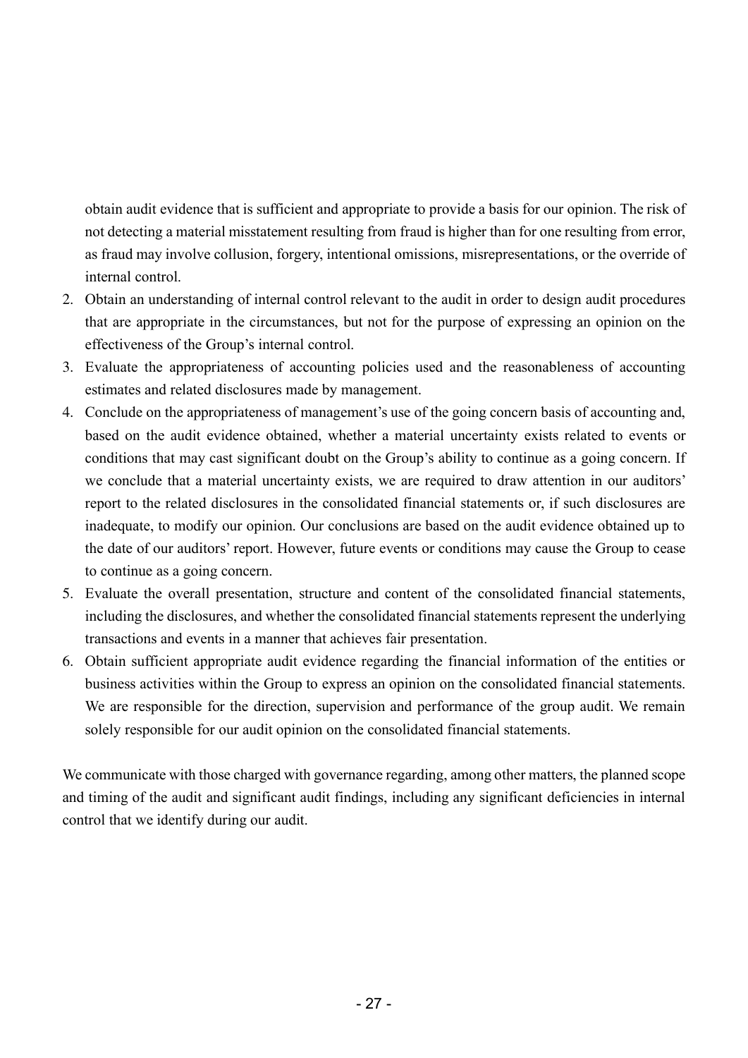obtain audit evidence that is sufficient and appropriate to provide a basis for our opinion. The risk of not detecting a material misstatement resulting from fraud is higher than for one resulting from error, as fraud may involve collusion, forgery, intentional omissions, misrepresentations, or the override of internal control.

2. Obtain an understanding of internal control relevant to the audit in order to design audit procedures that are appropriate in the circumstances, but not for the purpose of expressing an opinion on the effectiveness of the Group's internal control.
3. Evaluate the appropriateness of accounting policies used and the reasonableness of accounting estimates and related disclosures made by management.
4. Conclude on the appropriateness of management's use of the going concern basis of accounting and, based on the audit evidence obtained, whether a material uncertainty exists related to events or conditions that may cast significant doubt on the Group's ability to continue as a going concern. If we conclude that a material uncertainty exists, we are required to draw attention in our auditors' report to the related disclosures in the consolidated financial statements or, if such disclosures are inadequate, to modify our opinion. Our conclusions are based on the audit evidence obtained up to the date of our auditors' report. However, future events or conditions may cause the Group to cease to continue as a going concern.
5. Evaluate the overall presentation, structure and content of the consolidated financial statements, including the disclosures, and whether the consolidated financial statements represent the underlying transactions and events in a manner that achieves fair presentation.
6. Obtain sufficient appropriate audit evidence regarding the financial information of the entities or business activities within the Group to express an opinion on the consolidated financial statements. We are responsible for the direction, supervision and performance of the group audit. We remain solely responsible for our audit opinion on the consolidated financial statements.

We communicate with those charged with governance regarding, among other matters, the planned scope and timing of the audit and significant audit findings, including any significant deficiencies in internal control that we identify during our audit.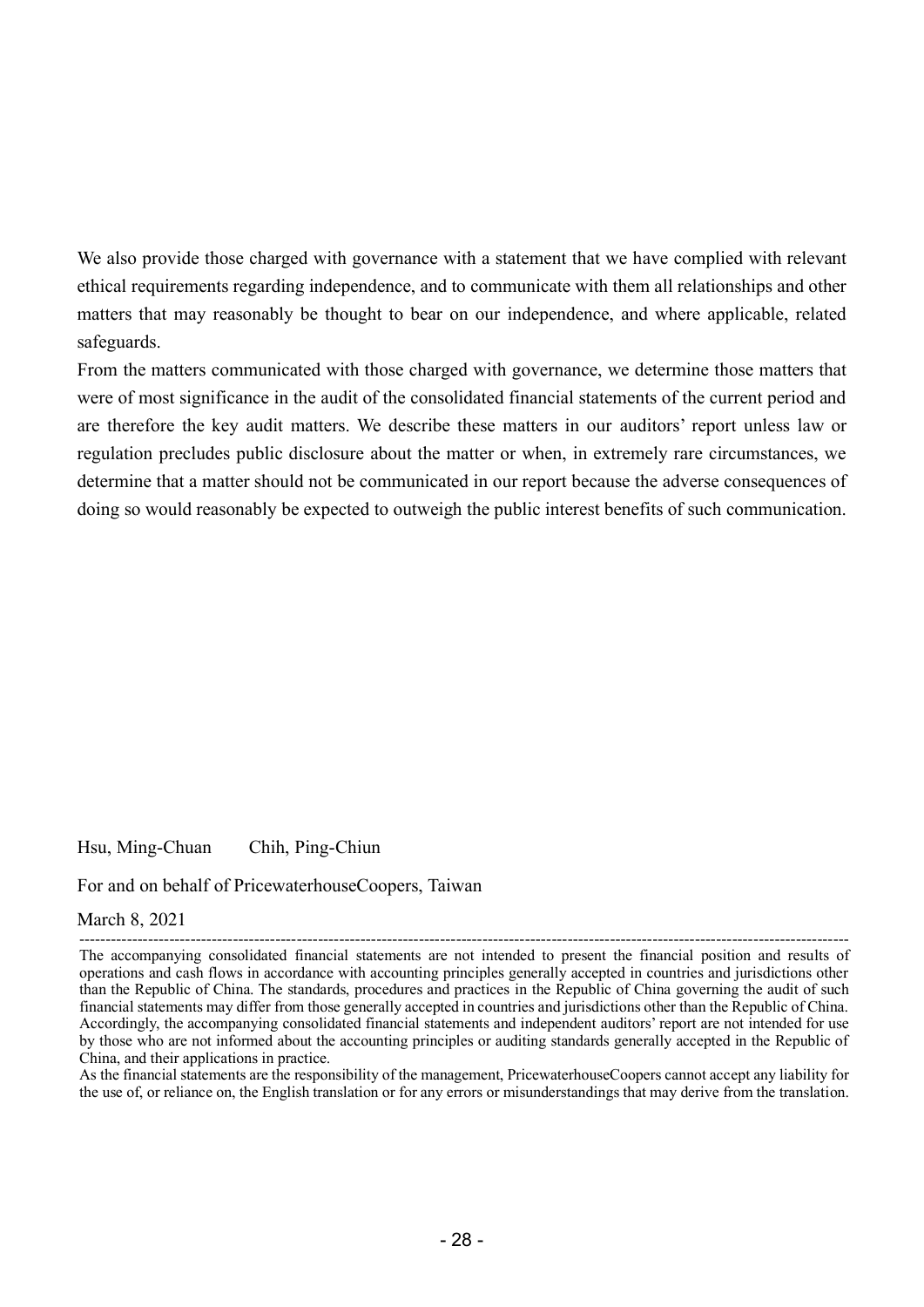We also provide those charged with governance with a statement that we have complied with relevant ethical requirements regarding independence, and to communicate with them all relationships and other matters that may reasonably be thought to bear on our independence, and where applicable, related safeguards.

From the matters communicated with those charged with governance, we determine those matters that were of most significance in the audit of the consolidated financial statements of the current period and are therefore the key audit matters. We describe these matters in our auditors' report unless law or regulation precludes public disclosure about the matter or when, in extremely rare circumstances, we determine that a matter should not be communicated in our report because the adverse consequences of doing so would reasonably be expected to outweigh the public interest benefits of such communication.

Hsu, Ming-Chuan    Chih, Ping-Chiun

For and on behalf of PricewaterhouseCoopers, Taiwan

March 8, 2021

---

The accompanying consolidated financial statements are not intended to present the financial position and results of operations and cash flows in accordance with accounting principles generally accepted in countries and jurisdictions other than the Republic of China. The standards, procedures and practices in the Republic of China governing the audit of such financial statements may differ from those generally accepted in countries and jurisdictions other than the Republic of China. Accordingly, the accompanying consolidated financial statements and independent auditors' report are not intended for use by those who are not informed about the accounting principles or auditing standards generally accepted in the Republic of China, and their applications in practice.

As the financial statements are the responsibility of the management, PricewaterhouseCoopers cannot accept any liability for the use of, or reliance on, the English translation or for any errors or misunderstandings that may derive from the translation.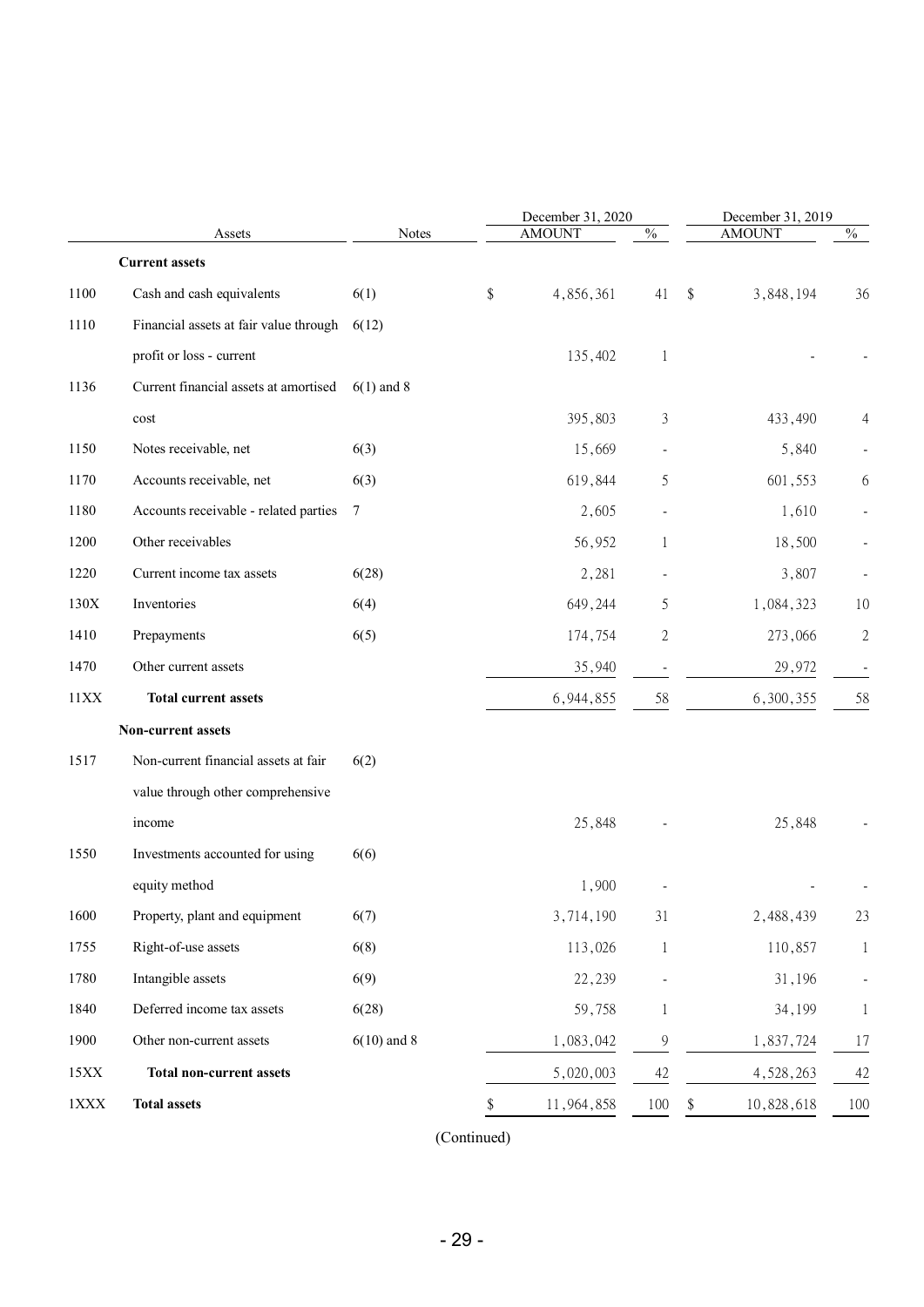| | Assets | Notes | December 31, 2020 AMOUNT | % | December 31, 2019 AMOUNT | % |
|---|---|---|---|---|---|---|
| | **Current assets** | | | | | |
| 1100 | Cash and cash equivalents | 6(1) | $ 4,856,361 | 41 | $ 3,848,194 | 36 |
| 1110 | Financial assets at fair value through profit or loss - current | 6(12) | 135,402 | 1 | - | - |
| 1136 | Current financial assets at amortised cost | 6(1) and 8 | 395,803 | 3 | 433,490 | 4 |
| 1150 | Notes receivable, net | 6(3) | 15,669 | - | 5,840 | - |
| 1170 | Accounts receivable, net | 6(3) | 619,844 | 5 | 601,553 | 6 |
| 1180 | Accounts receivable - related parties | 7 | 2,605 | - | 1,610 | - |
| 1200 | Other receivables | | 56,952 | 1 | 18,500 | - |
| 1220 | Current income tax assets | 6(28) | 2,281 | - | 3,807 | - |
| 130X | Inventories | 6(4) | 649,244 | 5 | 1,084,323 | 10 |
| 1410 | Prepayments | 6(5) | 174,754 | 2 | 273,066 | 2 |
| 1470 | Other current assets | | 35,940 | - | 29,972 | - |
| 11XX | **Total current assets** | | 6,944,855 | 58 | 6,300,355 | 58 |
| | **Non-current assets** | | | | | |
| 1517 | Non-current financial assets at fair value through other comprehensive income | 6(2) | 25,848 | - | 25,848 | - |
| 1550 | Investments accounted for using equity method | 6(6) | 1,900 | - | - | - |
| 1600 | Property, plant and equipment | 6(7) | 3,714,190 | 31 | 2,488,439 | 23 |
| 1755 | Right-of-use assets | 6(8) | 113,026 | 1 | 110,857 | 1 |
| 1780 | Intangible assets | 6(9) | 22,239 | - | 31,196 | - |
| 1840 | Deferred income tax assets | 6(28) | 59,758 | 1 | 34,199 | 1 |
| 1900 | Other non-current assets | 6(10) and 8 | 1,083,042 | 9 | 1,837,724 | 17 |
| 15XX | **Total non-current assets** | | 5,020,003 | 42 | 4,528,263 | 42 |
| 1XXX | **Total assets** | | $ 11,964,858 | 100 | $ 10,828,618 | 100 |

(Continued)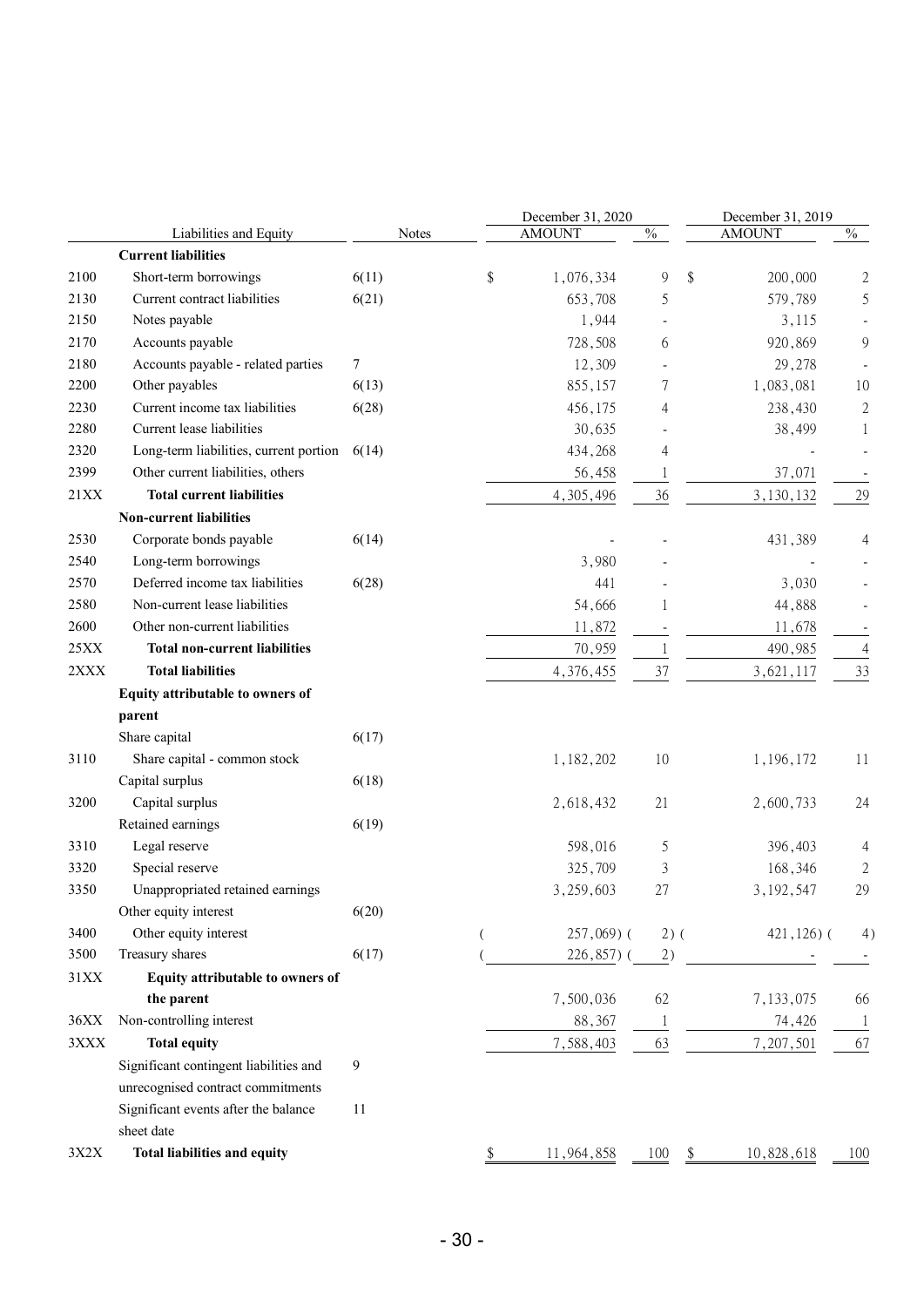| | Liabilities and Equity | Notes | December 31, 2020 AMOUNT | % | December 31, 2019 AMOUNT | % |
|---|---|---|---|---|---|---|
| | **Current liabilities** | | | | | |
| 2100 | Short-term borrowings | 6(11) | $ 1,076,334 | 9 | $ 200,000 | 2 |
| 2130 | Current contract liabilities | 6(21) | 653,708 | 5 | 579,789 | 5 |
| 2150 | Notes payable | | 1,944 | - | 3,115 | - |
| 2170 | Accounts payable | | 728,508 | 6 | 920,869 | 9 |
| 2180 | Accounts payable - related parties | 7 | 12,309 | - | 29,278 | - |
| 2200 | Other payables | 6(13) | 855,157 | 7 | 1,083,081 | 10 |
| 2230 | Current income tax liabilities | 6(28) | 456,175 | 4 | 238,430 | 2 |
| 2280 | Current lease liabilities | | 30,635 | - | 38,499 | 1 |
| 2320 | Long-term liabilities, current portion | 6(14) | 434,268 | 4 | - | - |
| 2399 | Other current liabilities, others | | 56,458 | 1 | 37,071 | - |
| 21XX | **Total current liabilities** | | 4,305,496 | 36 | 3,130,132 | 29 |
| | **Non-current liabilities** | | | | | |
| 2530 | Corporate bonds payable | 6(14) | - | - | 431,389 | 4 |
| 2540 | Long-term borrowings | | 3,980 | - | - | - |
| 2570 | Deferred income tax liabilities | 6(28) | 441 | - | 3,030 | - |
| 2580 | Non-current lease liabilities | | 54,666 | 1 | 44,888 | - |
| 2600 | Other non-current liabilities | | 11,872 | - | 11,678 | - |
| 25XX | **Total non-current liabilities** | | 70,959 | 1 | 490,985 | 4 |
| 2XXX | **Total liabilities** | | 4,376,455 | 37 | 3,621,117 | 33 |
| | **Equity attributable to owners of parent** | | | | | |
| | Share capital | 6(17) | | | | |
| 3110 | Share capital - common stock | | 1,182,202 | 10 | 1,196,172 | 11 |
| | Capital surplus | 6(18) | | | | |
| 3200 | Capital surplus | | 2,618,432 | 21 | 2,600,733 | 24 |
| | Retained earnings | 6(19) | | | | |
| 3310 | Legal reserve | | 598,016 | 5 | 396,403 | 4 |
| 3320 | Special reserve | | 325,709 | 3 | 168,346 | 2 |
| 3350 | Unappropriated retained earnings | | 3,259,603 | 27 | 3,192,547 | 29 |
| | Other equity interest | 6(20) | | | | |
| 3400 | Other equity interest | | ( 257,069) | ( 2) | ( 421,126) | ( 4) |
| 3500 | Treasury shares | 6(17) | ( 226,857) | ( 2) | - | - |
| 31XX | **Equity attributable to owners of the parent** | | 7,500,036 | 62 | 7,133,075 | 66 |
| 36XX | Non-controlling interest | | 88,367 | 1 | 74,426 | 1 |
| 3XXX | **Total equity** | | 7,588,403 | 63 | 7,207,501 | 67 |
| | Significant contingent liabilities and unrecognised contract commitments | 9 | | | | |
| | Significant events after the balance sheet date | 11 | | | | |
| 3X2X | **Total liabilities and equity** | | $ 11,964,858 | 100 | $ 10,828,618 | 100 |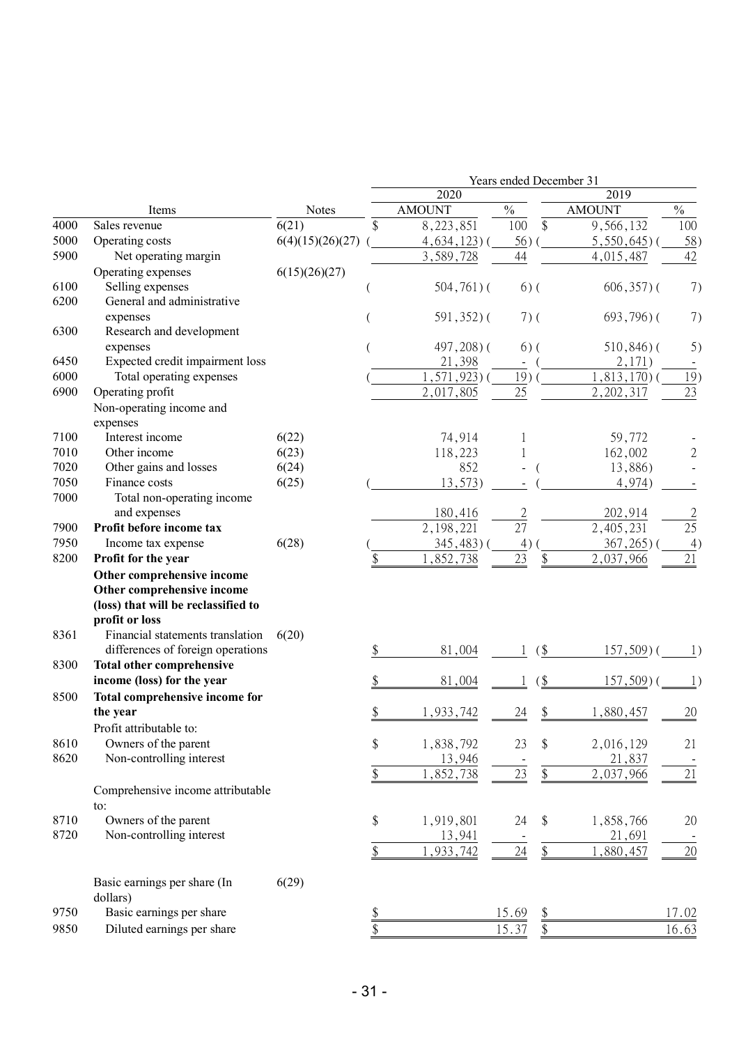| | Items | Notes | 2020 AMOUNT | 2020 % | 2019 AMOUNT | 2019 % |
|---|---|---|---|---|---|---|
| | | | Years ended December 31 | | | |
| 4000 | Sales revenue | 6(21) | $ 8,223,851 | 100 | $ 9,566,132 | 100 |
| 5000 | Operating costs | 6(4)(15)(26)(27) | ( 4,634,123) | ( 56) | ( 5,550,645) | ( 58) |
| 5900 | Net operating margin | | 3,589,728 | 44 | 4,015,487 | 42 |
| | Operating expenses | 6(15)(26)(27) | | | | |
| 6100 | Selling expenses | | ( 504,761) | ( 6) | ( 606,357) | ( 7) |
| 6200 | General and administrative expenses | | ( 591,352) | ( 7) | ( 693,796) | ( 7) |
| 6300 | Research and development expenses | | ( 497,208) | ( 6) | ( 510,846) | ( 5) |
| 6450 | Expected credit impairment loss | | 21,398 | - | ( 2,171) | - |
| 6000 | Total operating expenses | | ( 1,571,923) | ( 19) | ( 1,813,170) | ( 19) |
| 6900 | Operating profit | | 2,017,805 | 25 | 2,202,317 | 23 |
| | Non-operating income and expenses | | | | | |
| 7100 | Interest income | 6(22) | 74,914 | 1 | 59,772 | - |
| 7010 | Other income | 6(23) | 118,223 | 1 | 162,002 | 2 |
| 7020 | Other gains and losses | 6(24) | 852 | - | ( 13,886) | - |
| 7050 | Finance costs | 6(25) | ( 13,573) | - | ( 4,974) | - |
| 7000 | Total non-operating income and expenses | | 180,416 | 2 | 202,914 | 2 |
| 7900 | **Profit before income tax** | | 2,198,221 | 27 | 2,405,231 | 25 |
| 7950 | Income tax expense | 6(28) | ( 345,483) | ( 4) | ( 367,265) | ( 4) |
| 8200 | **Profit for the year** | | $ 1,852,738 | 23 | $ 2,037,966 | 21 |
| | **Other comprehensive income** | | | | | |
| | **Other comprehensive income (loss) that will be reclassified to profit or loss** | | | | | |
| 8361 | Financial statements translation differences of foreign operations | 6(20) | $ 81,004 | 1 | ($ 157,509) | ( 1) |
| 8300 | **Total other comprehensive income (loss) for the year** | | $ 81,004 | 1 | ($ 157,509) | ( 1) |
| 8500 | **Total comprehensive income for the year** | | $ 1,933,742 | 24 | $ 1,880,457 | 20 |
| | Profit attributable to: | | | | | |
| 8610 | Owners of the parent | | $ 1,838,792 | 23 | $ 2,016,129 | 21 |
| 8620 | Non-controlling interest | | 13,946 | - | 21,837 | - |
| | | | $ 1,852,738 | 23 | $ 2,037,966 | 21 |
| | Comprehensive income attributable to: | | | | | |
| 8710 | Owners of the parent | | $ 1,919,801 | 24 | $ 1,858,766 | 20 |
| 8720 | Non-controlling interest | | 13,941 | - | 21,691 | - |
| | | | $ 1,933,742 | 24 | $ 1,880,457 | 20 |
| | Basic earnings per share (In dollars) | 6(29) | | | | |
| 9750 | Basic earnings per share | | $ | 15.69 | $ | 17.02 |
| 9850 | Diluted earnings per share | | $ | 15.37 | $ | 16.63 |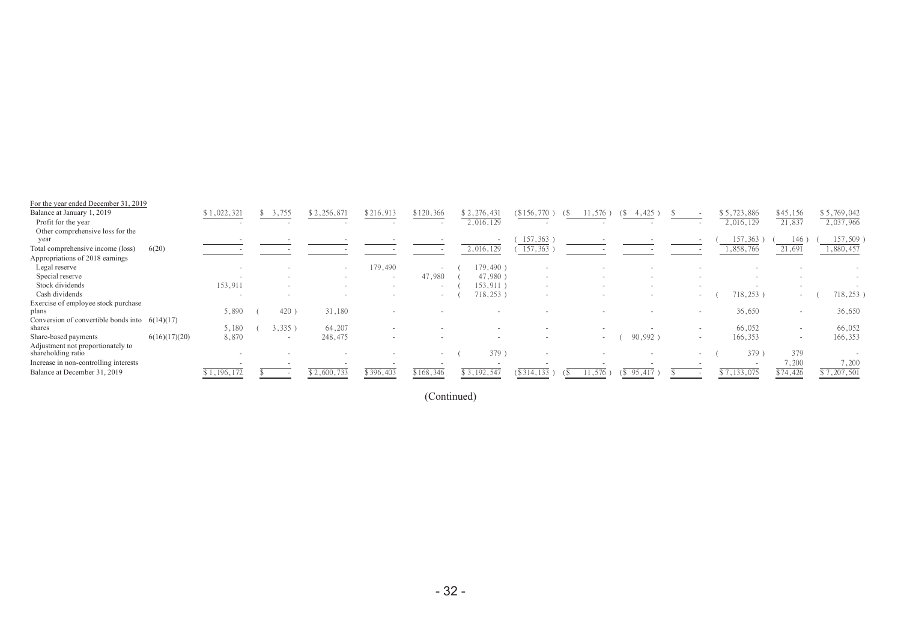| For the year ended December 31, 2019 | Notes | | | | | | | | | | | | | |
|---|---|---|---|---|---|---|---|---|---|---|---|---|---|---|
| Balance at January 1, 2019 | | $ 1,022,321 | $ 3,755 | $ 2,256,871 | $216,913 | $120,366 | $ 2,276,431 | ($156,770 ) | ($ 11,576 ) | ($ 4,425 ) | $ - | $ 5,723,886 | $45,156 | $ 5,769,042 |
| Profit for the year | | - | - | - | - | - | 2,016,129 | - | - | - | - | 2,016,129 | 21,837 | 2,037,966 |
| Other comprehensive loss for the year | | - | - | - | - | - | - | ( 157,363 ) | - | - | - | ( 157,363 ) | ( 146 ) | ( 157,509 ) |
| Total comprehensive income (loss) | 6(20) | - | - | - | - | - | 2,016,129 | ( 157,363 ) | - | - | - | 1,858,766 | 21,691 | 1,880,457 |
| Appropriations of 2018 earnings | | | | | | | | | | | | | | |
| Legal reserve | | - | - | - | 179,490 | - | ( 179,490 ) | - | - | - | - | - | - | - |
| Special reserve | | - | - | - | - | 47,980 | ( 47,980 ) | - | - | - | - | - | - | - |
| Stock dividends | | 153,911 | - | - | - | - | ( 153,911 ) | - | - | - | - | - | - | - |
| Cash dividends | | - | - | - | - | - | ( 718,253 ) | - | - | - | - | ( 718,253 ) | - | ( 718,253 ) |
| Exercise of employee stock purchase plans | | 5,890 | ( 420 ) | 31,180 | - | - | - | - | - | - | - | 36,650 | - | 36,650 |
| Conversion of convertible bonds into shares | 6(14)(17) | 5,180 | ( 3,335 ) | 64,207 | - | - | - | - | - | - | - | 66,052 | - | 66,052 |
| Share-based payments | 6(16)(17)(20) | 8,870 | - | 248,475 | - | - | - | - | - | ( 90,992 ) | - | 166,353 | - | 166,353 |
| Adjustment not proportionately to shareholding ratio | | - | - | - | - | - | ( 379 ) | - | - | - | - | ( 379 ) | 379 | - |
| Increase in non-controlling interests | | - | - | - | - | - | - | - | - | - | - | - | 7,200 | 7,200 |
| Balance at December 31, 2019 | | $ 1,196,172 | $ - | $ 2,600,733 | $396,403 | $168,346 | $ 3,192,547 | ($314,133 ) | ($ 11,576 ) | ($ 95,417 ) | $ - | $ 7,133,075 | $74,426 | $ 7,207,501 |

(Continued)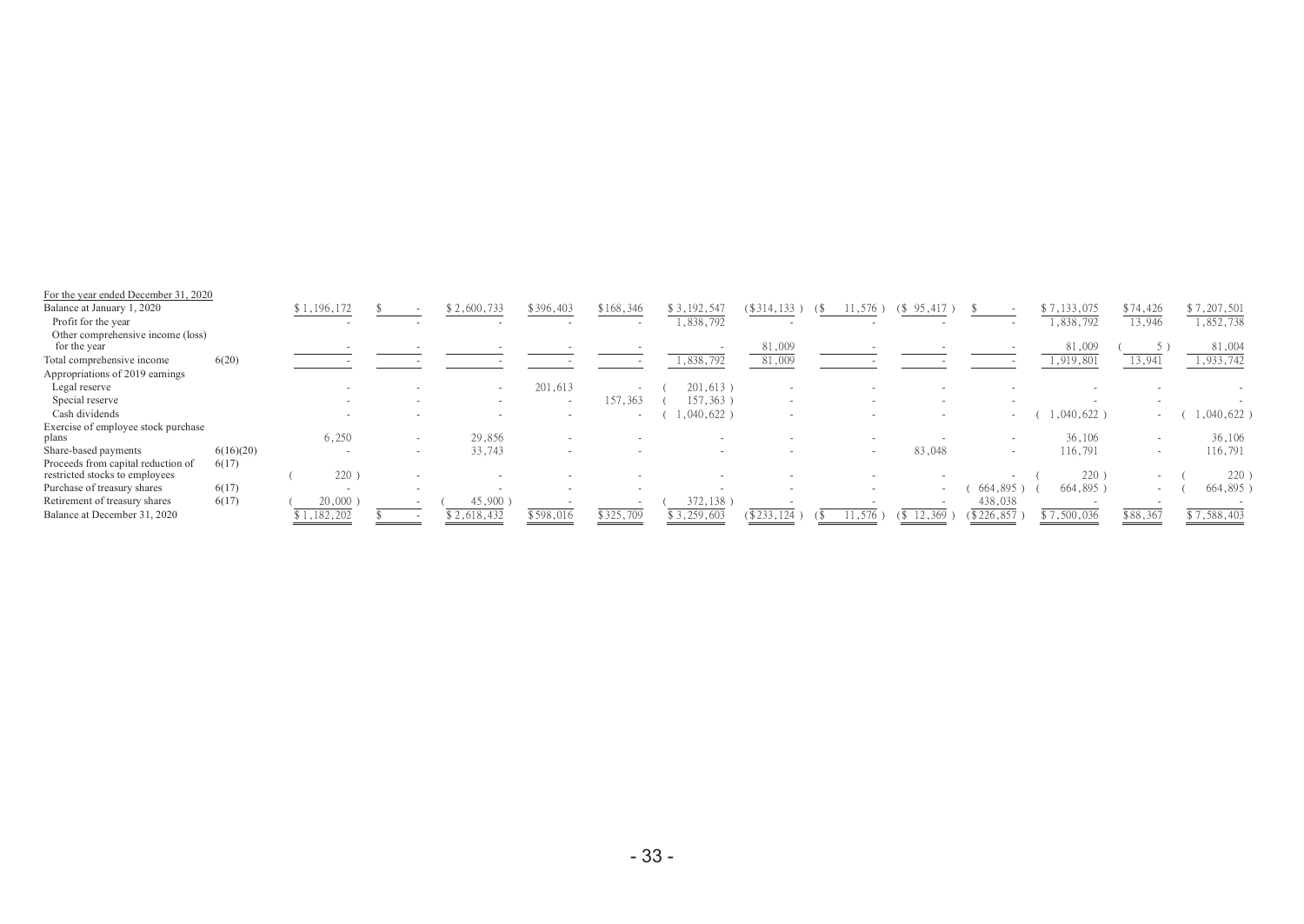| | | | | | | | | | | | | | | |
|---|---|---|---|---|---|---|---|---|---|---|---|---|---|---|
| For the year ended December 31, 2020 | | | | | | | | | | | | | | |
| Balance at January 1, 2020 | | $1,196,172 | $ - | $2,600,733 | $396,403 | $168,346 | $3,192,547 | ($314,133) | ($ 11,576) | ($ 95,417) | $ - | $7,133,075 | $74,426 | $7,207,501 |
| Profit for the year | | - | - | - | - | - | 1,838,792 | - | - | - | - | 1,838,792 | 13,946 | 1,852,738 |
| Other comprehensive income (loss) for the year | | - | - | - | - | - | - | 81,009 | - | - | - | 81,009 | ( 5) | 81,004 |
| Total comprehensive income | 6(20) | - | - | - | - | - | 1,838,792 | 81,009 | - | - | - | 1,919,801 | 13,941 | 1,933,742 |
| Appropriations of 2019 earnings | | | | | | | | | | | | | | |
| Legal reserve | | - | - | - | 201,613 | - | ( 201,613) | - | - | - | - | - | - | - |
| Special reserve | | - | - | - | - | 157,363 | ( 157,363) | - | - | - | - | - | - | - |
| Cash dividends | | - | - | - | - | - | ( 1,040,622) | - | - | - | - | ( 1,040,622) | - | ( 1,040,622) |
| Exercise of employee stock purchase plans | | 6,250 | - | 29,856 | - | - | - | - | - | - | - | 36,106 | - | 36,106 |
| Share-based payments | 6(16)(20) | - | - | 33,743 | - | - | - | - | - | 83,048 | - | 116,791 | - | 116,791 |
| Proceeds from capital reduction of restricted stocks to employees | 6(17) | ( 220) | - | - | - | - | - | - | - | - | - | ( 220) | - | ( 220) |
| Purchase of treasury shares | 6(17) | - | - | - | - | - | - | - | - | - | ( 664,895) | ( 664,895) | - | ( 664,895) |
| Retirement of treasury shares | 6(17) | ( 20,000) | - | ( 45,900) | - | - | ( 372,138) | - | - | - | 438,038 | - | - | - |
| Balance at December 31, 2020 | | $1,182,202 | $ - | $2,618,432 | $598,016 | $325,709 | $3,259,603 | ($233,124) | ($ 11,576) | ($ 12,369) | ($226,857) | $7,500,036 | $88,367 | $7,588,403 |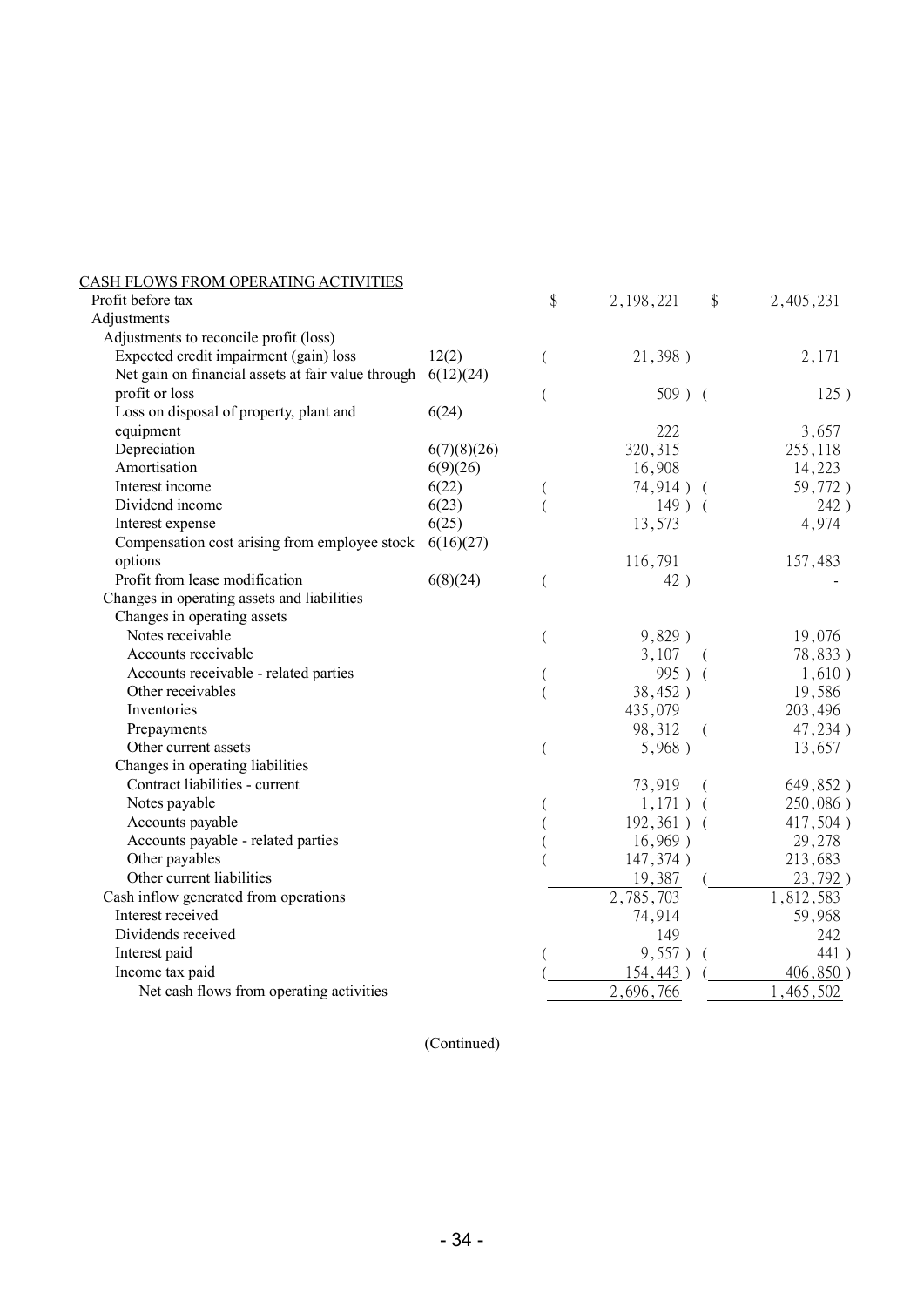| CASH FLOWS FROM OPERATING ACTIVITIES | | | |
|---|---|---|---|
| Profit before tax | | $ 2,198,221 | $ 2,405,231 |
| Adjustments | | | |
| Adjustments to reconcile profit (loss) | | | |
| Expected credit impairment (gain) loss | 12(2) | ( 21,398 ) | 2,171 |
| Net gain on financial assets at fair value through profit or loss | 6(12)(24) | ( 509 ) | ( 125 ) |
| Loss on disposal of property, plant and equipment | 6(24) | 222 | 3,657 |
| Depreciation | 6(7)(8)(26) | 320,315 | 255,118 |
| Amortisation | 6(9)(26) | 16,908 | 14,223 |
| Interest income | 6(22) | ( 74,914 ) | ( 59,772 ) |
| Dividend income | 6(23) | ( 149 ) | ( 242 ) |
| Interest expense | 6(25) | 13,573 | 4,974 |
| Compensation cost arising from employee stock options | 6(16)(27) | 116,791 | 157,483 |
| Profit from lease modification | 6(8)(24) | ( 42 ) | - |
| Changes in operating assets and liabilities | | | |
| Changes in operating assets | | | |
| Notes receivable | | ( 9,829 ) | 19,076 |
| Accounts receivable | | 3,107 | ( 78,833 ) |
| Accounts receivable - related parties | | ( 995 ) | ( 1,610 ) |
| Other receivables | | ( 38,452 ) | 19,586 |
| Inventories | | 435,079 | 203,496 |
| Prepayments | | 98,312 | ( 47,234 ) |
| Other current assets | | ( 5,968 ) | 13,657 |
| Changes in operating liabilities | | | |
| Contract liabilities - current | | 73,919 | ( 649,852 ) |
| Notes payable | | ( 1,171 ) | ( 250,086 ) |
| Accounts payable | | ( 192,361 ) | ( 417,504 ) |
| Accounts payable - related parties | | ( 16,969 ) | 29,278 |
| Other payables | | ( 147,374 ) | 213,683 |
| Other current liabilities | | 19,387 | ( 23,792 ) |
| Cash inflow generated from operations | | 2,785,703 | 1,812,583 |
| Interest received | | 74,914 | 59,968 |
| Dividends received | | 149 | 242 |
| Interest paid | | ( 9,557 ) | ( 441 ) |
| Income tax paid | | ( 154,443 ) | ( 406,850 ) |
| Net cash flows from operating activities | | 2,696,766 | 1,465,502 |

(Continued)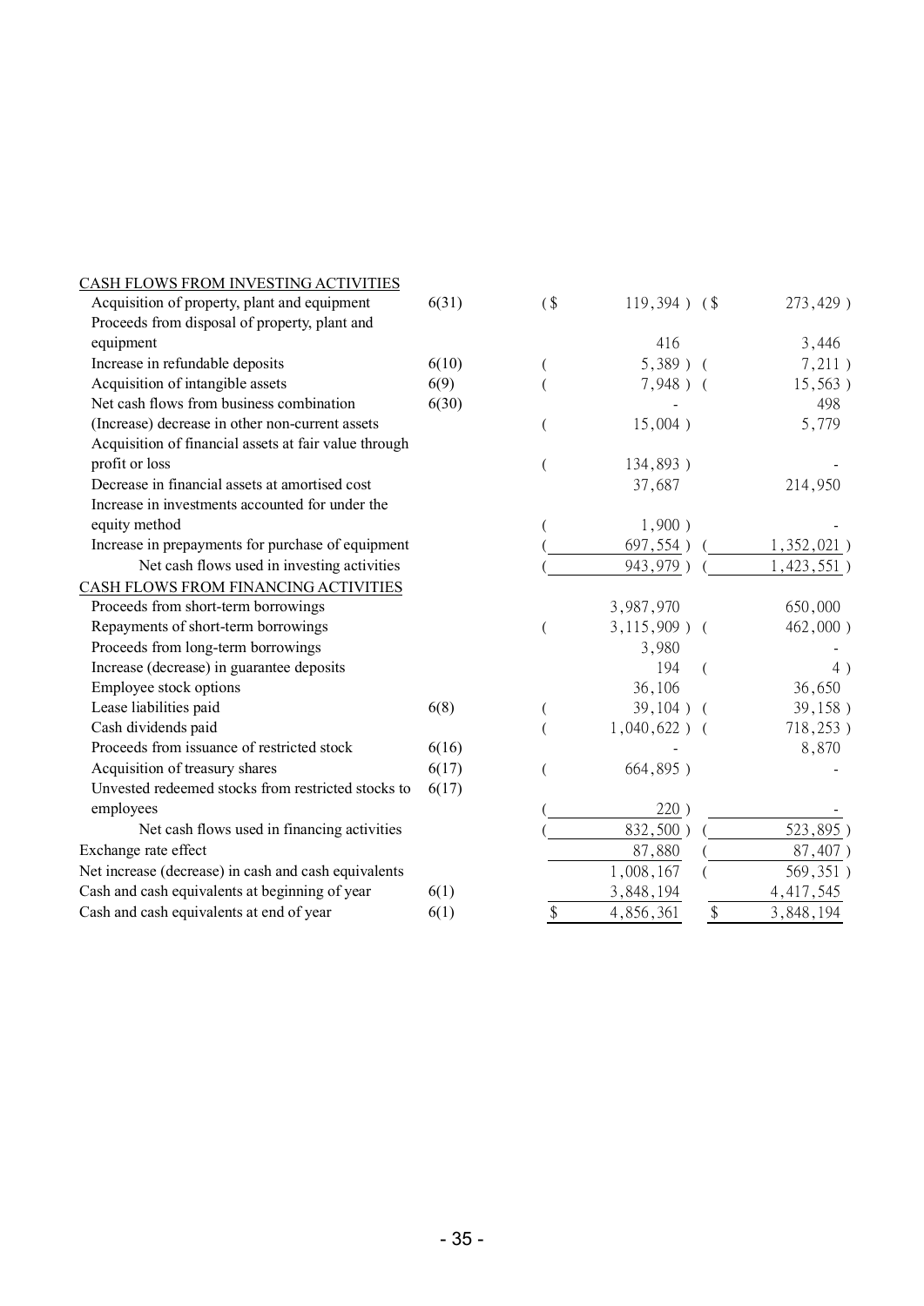| | Notes | 2024 | 2023 |
|---|---|---|---|
| CASH FLOWS FROM INVESTING ACTIVITIES | | | |
| Acquisition of property, plant and equipment | 6(31) | ($ 119,394 ) | ($ 273,429 ) |
| Proceeds from disposal of property, plant and equipment | | 416 | 3,446 |
| Increase in refundable deposits | 6(10) | ( 5,389 ) | ( 7,211 ) |
| Acquisition of intangible assets | 6(9) | ( 7,948 ) | ( 15,563 ) |
| Net cash flows from business combination | 6(30) | - | 498 |
| (Increase) decrease in other non-current assets | | ( 15,004 ) | 5,779 |
| Acquisition of financial assets at fair value through profit or loss | | ( 134,893 ) | - |
| Decrease in financial assets at amortised cost | | 37,687 | 214,950 |
| Increase in investments accounted for under the equity method | | ( 1,900 ) | - |
| Increase in prepayments for purchase of equipment | | ( 697,554 ) | ( 1,352,021 ) |
| Net cash flows used in investing activities | | ( 943,979 ) | ( 1,423,551 ) |
| CASH FLOWS FROM FINANCING ACTIVITIES | | | |
| Proceeds from short-term borrowings | | 3,987,970 | 650,000 |
| Repayments of short-term borrowings | | ( 3,115,909 ) | ( 462,000 ) |
| Proceeds from long-term borrowings | | 3,980 | - |
| Increase (decrease) in guarantee deposits | | 194 | ( 4 ) |
| Employee stock options | | 36,106 | 36,650 |
| Lease liabilities paid | 6(8) | ( 39,104 ) | ( 39,158 ) |
| Cash dividends paid | | ( 1,040,622 ) | ( 718,253 ) |
| Proceeds from issuance of restricted stock | 6(16) | - | 8,870 |
| Acquisition of treasury shares | 6(17) | ( 664,895 ) | - |
| Unvested redeemed stocks from restricted stocks to employees | 6(17) | ( 220 ) | - |
| Net cash flows used in financing activities | | ( 832,500 ) | ( 523,895 ) |
| Exchange rate effect | | 87,880 | ( 87,407 ) |
| Net increase (decrease) in cash and cash equivalents | | 1,008,167 | ( 569,351 ) |
| Cash and cash equivalents at beginning of year | 6(1) | 3,848,194 | 4,417,545 |
| Cash and cash equivalents at end of year | 6(1) | $ 4,856,361 | $ 3,848,194 |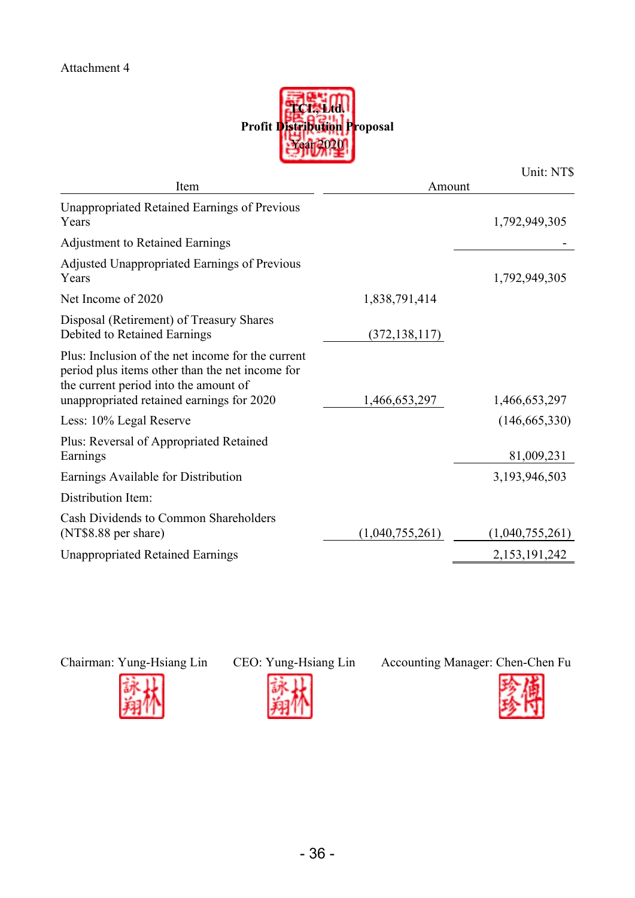Attachment 4

**TCI., Ltd.**

**Profit Distribution Proposal**

**Year 2020**

Unit: NT$

| Item | Amount | |
|---|---|---|
| Unappropriated Retained Earnings of Previous Years | | 1,792,949,305 |
| Adjustment to Retained Earnings | | - |
| Adjusted Unappropriated Earnings of Previous Years | | 1,792,949,305 |
| Net Income of 2020 | 1,838,791,414 | |
| Disposal (Retirement) of Treasury Shares Debited to Retained Earnings | (372,138,117) | |
| Plus: Inclusion of the net income for the current period plus items other than the net income for the current period into the amount of unappropriated retained earnings for 2020 | 1,466,653,297 | 1,466,653,297 |
| Less: 10% Legal Reserve | | (146,665,330) |
| Plus: Reversal of Appropriated Retained Earnings | | 81,009,231 |
| Earnings Available for Distribution | | 3,193,946,503 |
| Distribution Item: | | |
| Cash Dividends to Common Shareholders (NT$8.88 per share) | (1,040,755,261) | (1,040,755,261) |
| Unappropriated Retained Earnings | | 2,153,191,242 |

Chairman: Yung-Hsiang Lin CEO: Yung-Hsiang Lin Accounting Manager: Chen-Chen Fu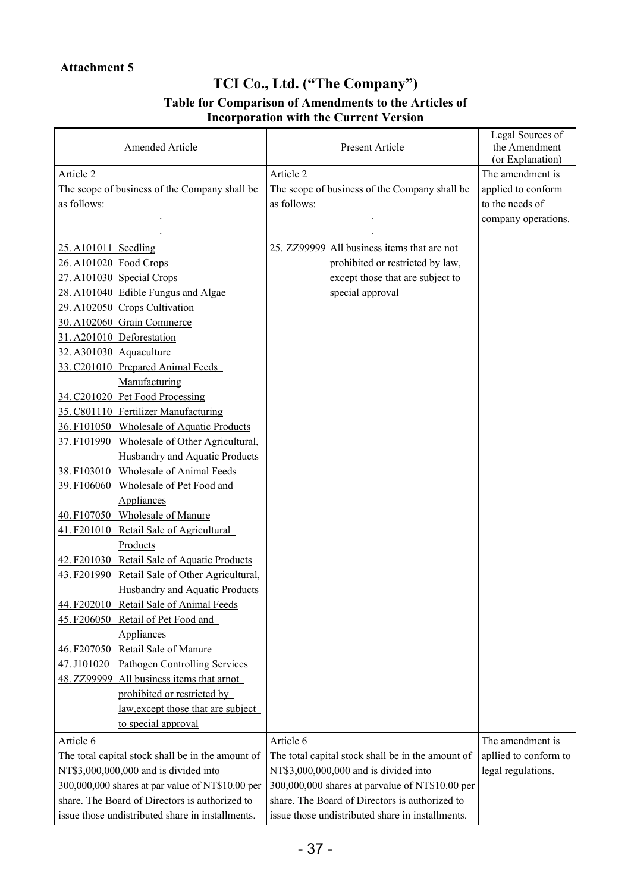**Attachment 5**

# TCI Co., Ltd. ("The Company")

## Table for Comparison of Amendments to the Articles of Incorporation with the Current Version

| Amended Article | Present Article | Legal Sources of the Amendment (or Explanation) |
|---|---|---|
| Article 2<br>The scope of business of the Company shall be as follows:<br>.<br>.<br>25. A101011 Seedling<br>26. A101020 Food Crops<br>27. A101030 Special Crops<br>28. A101040 Edible Fungus and Algae<br>29. A102050 Crops Cultivation<br>30. A102060 Grain Commerce<br>31. A201010 Deforestation<br>32. A301030 Aquaculture<br>33. C201010 Prepared Animal Feeds Manufacturing<br>34. C201020 Pet Food Processing<br>35. C801110 Fertilizer Manufacturing<br>36. F101050 Wholesale of Aquatic Products<br>37. F101990 Wholesale of Other Agricultural, Husbandry and Aquatic Products<br>38. F103010 Wholesale of Animal Feeds<br>39. F106060 Wholesale of Pet Food and Appliances<br>40. F107050 Wholesale of Manure<br>41. F201010 Retail Sale of Agricultural Products<br>42. F201030 Retail Sale of Aquatic Products<br>43. F201990 Retail Sale of Other Agricultural, Husbandry and Aquatic Products<br>44. F202010 Retail Sale of Animal Feeds<br>45. F206050 Retail of Pet Food and Appliances<br>46. F207050 Retail Sale of Manure<br>47. J101020 Pathogen Controlling Services<br>48. ZZ99999 All business items that arnot prohibited or restricted by law,except those that are subject to special approval | Article 2<br>The scope of business of the Company shall be as follows:<br>.<br>.<br>25. ZZ99999 All business items that are not prohibited or restricted by law, except those that are subject to special approval | The amendment is applied to conform to the needs of company operations. |
| Article 6<br>The total capital stock shall be in the amount of NT$3,000,000,000 and is divided into 300,000,000 shares at par value of NT$10.00 per share. The Board of Directors is authorized to issue those undistributed share in installments. | Article 6<br>The total capital stock shall be in the amount of NT$3,000,000,000 and is divided into 300,000,000 shares at parvalue of NT$10.00 per share. The Board of Directors is authorized to issue those undistributed share in installments. | The amendment is apllied to conform to legal regulations. |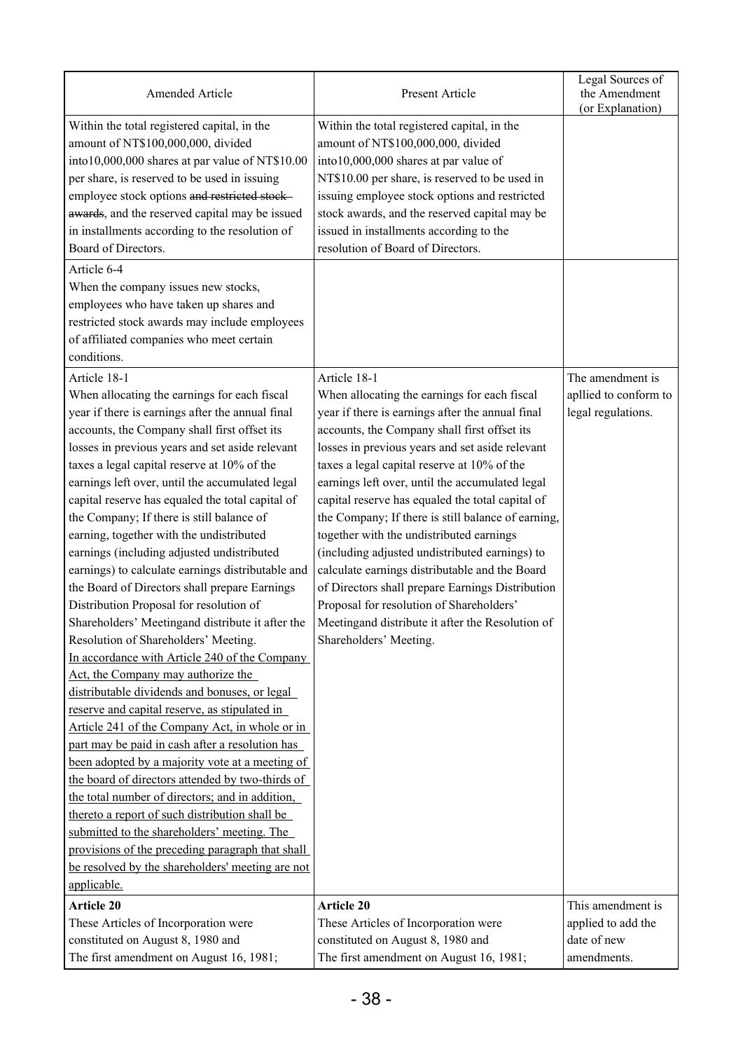| Amended Article | Present Article | Legal Sources of the Amendment (or Explanation) |
|---|---|---|
| Within the total registered capital, in the amount of NT$100,000,000, divided into10,000,000 shares at par value of NT$10.00 per share, is reserved to be used in issuing employee stock options ~~and restricted stock awards~~, and the reserved capital may be issued in installments according to the resolution of Board of Directors. | Within the total registered capital, in the amount of NT$100,000,000, divided into10,000,000 shares at par value of NT$10.00 per share, is reserved to be used in issuing employee stock options and restricted stock awards, and the reserved capital may be issued in installments according to the resolution of Board of Directors. | |
| Article 6-4<br>When the company issues new stocks, employees who have taken up shares and restricted stock awards may include employees of affiliated companies who meet certain conditions. | | |
| Article 18-1<br>When allocating the earnings for each fiscal year if there is earnings after the annual final accounts, the Company shall first offset its losses in previous years and set aside relevant taxes a legal capital reserve at 10% of the earnings left over, until the accumulated legal capital reserve has equaled the total capital of the Company; If there is still balance of earning, together with the undistributed earnings (including adjusted undistributed earnings) to calculate earnings distributable and the Board of Directors shall prepare Earnings Distribution Proposal for resolution of Shareholders' Meetingand distribute it after the Resolution of Shareholders' Meeting.<br><u>In accordance with Article 240 of the Company Act, the Company may authorize the distributable dividends and bonuses, or legal reserve and capital reserve, as stipulated in Article 241 of the Company Act, in whole or in part may be paid in cash after a resolution has been adopted by a majority vote at a meeting of the board of directors attended by two-thirds of the total number of directors; and in addition, thereto a report of such distribution shall be submitted to the shareholders' meeting. The provisions of the preceding paragraph that shall be resolved by the shareholders' meeting are not applicable.</u> | Article 18-1<br>When allocating the earnings for each fiscal year if there is earnings after the annual final accounts, the Company shall first offset its losses in previous years and set aside relevant taxes a legal capital reserve at 10% of the earnings left over, until the accumulated legal capital reserve has equaled the total capital of the Company; If there is still balance of earning, together with the undistributed earnings (including adjusted undistributed earnings) to calculate earnings distributable and the Board of Directors shall prepare Earnings Distribution Proposal for resolution of Shareholders' Meetingand distribute it after the Resolution of Shareholders' Meeting. | The amendment is apllied to conform to legal regulations. |
| **Article 20**<br>These Articles of Incorporation were constituted on August 8, 1980 and<br>The first amendment on August 16, 1981; | **Article 20**<br>These Articles of Incorporation were constituted on August 8, 1980 and<br>The first amendment on August 16, 1981; | This amendment is applied to add the date of new amendments. |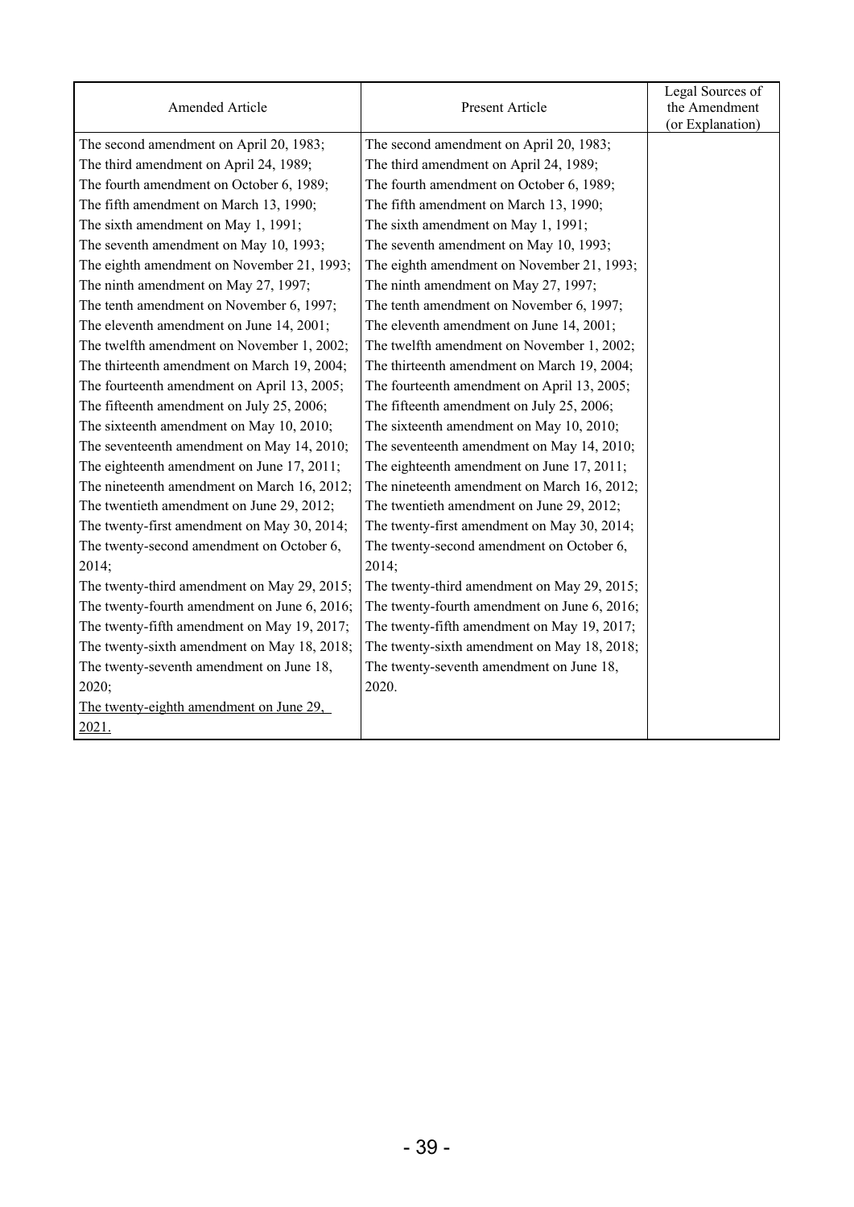| Amended Article | Present Article | Legal Sources of the Amendment (or Explanation) |
|---|---|---|
| The second amendment on April 20, 1983;<br>The third amendment on April 24, 1989;<br>The fourth amendment on October 6, 1989;<br>The fifth amendment on March 13, 1990;<br>The sixth amendment on May 1, 1991;<br>The seventh amendment on May 10, 1993;<br>The eighth amendment on November 21, 1993;<br>The ninth amendment on May 27, 1997;<br>The tenth amendment on November 6, 1997;<br>The eleventh amendment on June 14, 2001;<br>The twelfth amendment on November 1, 2002;<br>The thirteenth amendment on March 19, 2004;<br>The fourteenth amendment on April 13, 2005;<br>The fifteenth amendment on July 25, 2006;<br>The sixteenth amendment on May 10, 2010;<br>The seventeenth amendment on May 14, 2010;<br>The eighteenth amendment on June 17, 2011;<br>The nineteenth amendment on March 16, 2012;<br>The twentieth amendment on June 29, 2012;<br>The twenty-first amendment on May 30, 2014;<br>The twenty-second amendment on October 6, 2014;<br>The twenty-third amendment on May 29, 2015;<br>The twenty-fourth amendment on June 6, 2016;<br>The twenty-fifth amendment on May 19, 2017;<br>The twenty-sixth amendment on May 18, 2018;<br>The twenty-seventh amendment on June 18, 2020;<br>The twenty-eighth amendment on June 29, 2021. | The second amendment on April 20, 1983;<br>The third amendment on April 24, 1989;<br>The fourth amendment on October 6, 1989;<br>The fifth amendment on March 13, 1990;<br>The sixth amendment on May 1, 1991;<br>The seventh amendment on May 10, 1993;<br>The eighth amendment on November 21, 1993;<br>The ninth amendment on May 27, 1997;<br>The tenth amendment on November 6, 1997;<br>The eleventh amendment on June 14, 2001;<br>The twelfth amendment on November 1, 2002;<br>The thirteenth amendment on March 19, 2004;<br>The fourteenth amendment on April 13, 2005;<br>The fifteenth amendment on July 25, 2006;<br>The sixteenth amendment on May 10, 2010;<br>The seventeenth amendment on May 14, 2010;<br>The eighteenth amendment on June 17, 2011;<br>The nineteenth amendment on March 16, 2012;<br>The twentieth amendment on June 29, 2012;<br>The twenty-first amendment on May 30, 2014;<br>The twenty-second amendment on October 6, 2014;<br>The twenty-third amendment on May 29, 2015;<br>The twenty-fourth amendment on June 6, 2016;<br>The twenty-fifth amendment on May 19, 2017;<br>The twenty-sixth amendment on May 18, 2018;<br>The twenty-seventh amendment on June 18, 2020. | |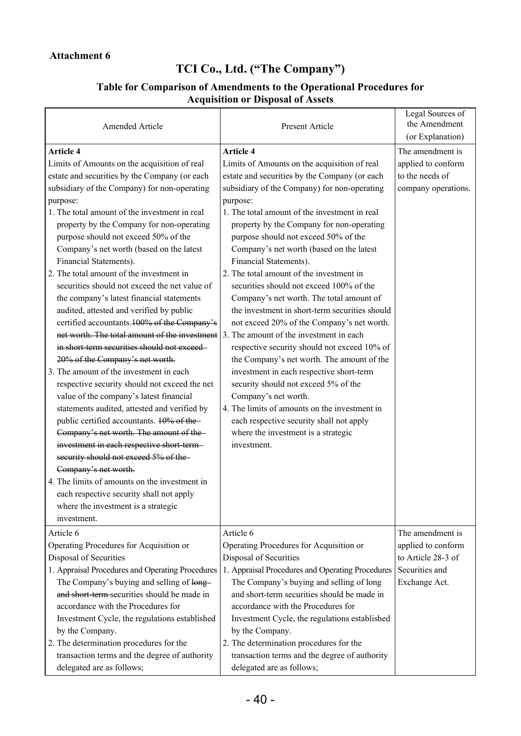**Attachment 6**

# TCI Co., Ltd. ("The Company")

## Table for Comparison of Amendments to the Operational Procedures for Acquisition or Disposal of Assets

| Amended Article | Present Article | Legal Sources of the Amendment (or Explanation) |
|---|---|---|
| **Article 4**<br>Limits of Amounts on the acquisition of real estate and securities by the Company (or each subsidiary of the Company) for non-operating purpose:<br>1. The total amount of the investment in real property by the Company for non-operating purpose should not exceed 50% of the Company's net worth (based on the latest Financial Statements).<br>2. The total amount of the investment in securities should not exceed the net value of the company's latest financial statements audited, attested and verified by public certified accountants.~~100% of the Company's net worth. The total amount of the investment in short-term securities should not exceed 20% of the Company's net worth.~~<br>3. The amount of the investment in each respective security should not exceed the net value of the company's latest financial statements audited, attested and verified by public certified accountants. ~~10% of the Company's net worth. The amount of the investment in each respective short-term security should not exceed 5% of the Company's net worth.~~<br>4. The limits of amounts on the investment in each respective security shall not apply where the investment is a strategic investment. | **Article 4**<br>Limits of Amounts on the acquisition of real estate and securities by the Company (or each subsidiary of the Company) for non-operating purpose:<br>1. The total amount of the investment in real property by the Company for non-operating purpose should not exceed 50% of the Company's net worth (based on the latest Financial Statements).<br>2. The total amount of the investment in securities should not exceed 100% of the Company's net worth. The total amount of the investment in short-term securities should not exceed 20% of the Company's net worth.<br>3. The amount of the investment in each respective security should not exceed 10% of the Company's net worth. The amount of the investment in each respective short-term security should not exceed 5% of the Company's net worth.<br>4. The limits of amounts on the investment in each respective security shall not apply where the investment is a strategic investment. | The amendment is applied to conform to the needs of company operations. |
| Article 6<br>Operating Procedures for Acquisition or Disposal of Securities<br>1. Appraisal Procedures and Operating Procedures The Company's buying and selling of ~~long and short-term~~ securities should be made in accordance with the Procedures for Investment Cycle, the regulations established by the Company.<br>2. The determination procedures for the transaction terms and the degree of authority delegated are as follows; | Article 6<br>Operating Procedures for Acquisition or Disposal of Securities<br>1. Appraisal Procedures and Operating Procedures The Company's buying and selling of long and short-term securities should be made in accordance with the Procedures for Investment Cycle, the regulations established by the Company.<br>2. The determination procedures for the transaction terms and the degree of authority delegated are as follows; | The amendment is applied to conform to Article 28-3 of Securities and Exchange Act. |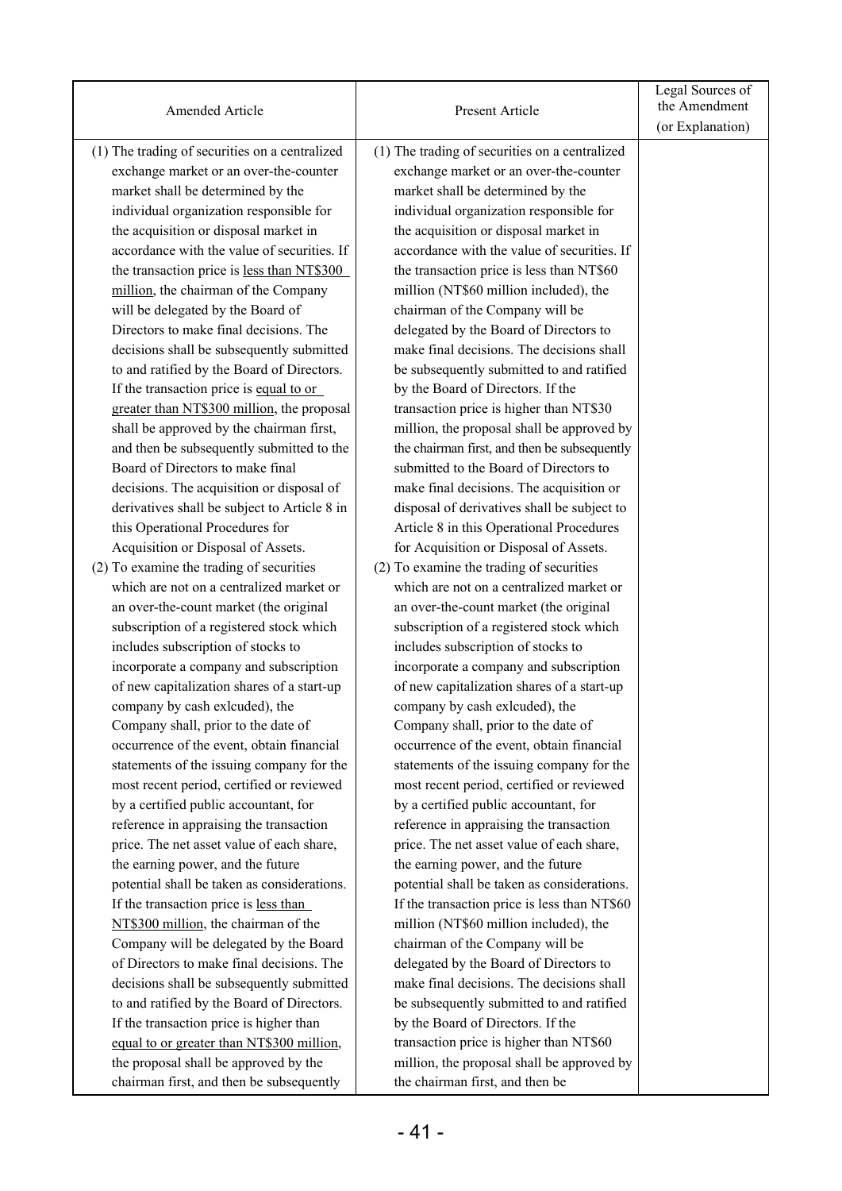| Amended Article | Present Article | Legal Sources of the Amendment (or Explanation) |
|---|---|---|
| (1) The trading of securities on a centralized exchange market or an over-the-counter market shall be determined by the individual organization responsible for the acquisition or disposal market in accordance with the value of securities. If the transaction price is less than NT$300 million, the chairman of the Company will be delegated by the Board of Directors to make final decisions. The decisions shall be subsequently submitted to and ratified by the Board of Directors. If the transaction price is equal to or greater than NT$300 million, the proposal shall be approved by the chairman first, and then be subsequently submitted to the Board of Directors to make final decisions. The acquisition or disposal of derivatives shall be subject to Article 8 in this Operational Procedures for Acquisition or Disposal of Assets.<br>(2) To examine the trading of securities which are not on a centralized market or an over-the-count market (the original subscription of a registered stock which includes subscription of stocks to incorporate a company and subscription of new capitalization shares of a start-up company by cash exlcuded), the Company shall, prior to the date of occurrence of the event, obtain financial statements of the issuing company for the most recent period, certified or reviewed by a certified public accountant, for reference in appraising the transaction price. The net asset value of each share, the earning power, and the future potential shall be taken as considerations. If the transaction price is less than NT$300 million, the chairman of the Company will be delegated by the Board of Directors to make final decisions. The decisions shall be subsequently submitted to and ratified by the Board of Directors. If the transaction price is higher than equal to or greater than NT$300 million, the proposal shall be approved by the chairman first, and then be subsequently | (1) The trading of securities on a centralized exchange market or an over-the-counter market shall be determined by the individual organization responsible for the acquisition or disposal market in accordance with the value of securities. If the transaction price is less than NT$60 million (NT$60 million included), the chairman of the Company will be delegated by the Board of Directors to make final decisions. The decisions shall be subsequently submitted to and ratified by the Board of Directors. If the transaction price is higher than NT$30 million, the proposal shall be approved by the chairman first, and then be subsequently submitted to the Board of Directors to make final decisions. The acquisition or disposal of derivatives shall be subject to Article 8 in this Operational Procedures for Acquisition or Disposal of Assets.<br>(2) To examine the trading of securities which are not on a centralized market or an over-the-count market (the original subscription of a registered stock which includes subscription of stocks to incorporate a company and subscription of new capitalization shares of a start-up company by cash exlcuded), the Company shall, prior to the date of occurrence of the event, obtain financial statements of the issuing company for the most recent period, certified or reviewed by a certified public accountant, for reference in appraising the transaction price. The net asset value of each share, the earning power, and the future potential shall be taken as considerations. If the transaction price is less than NT$60 million (NT$60 million included), the chairman of the Company will be delegated by the Board of Directors to make final decisions. The decisions shall be subsequently submitted to and ratified by the Board of Directors. If the transaction price is higher than NT$60 million, the proposal shall be approved by the chairman first, and then be | |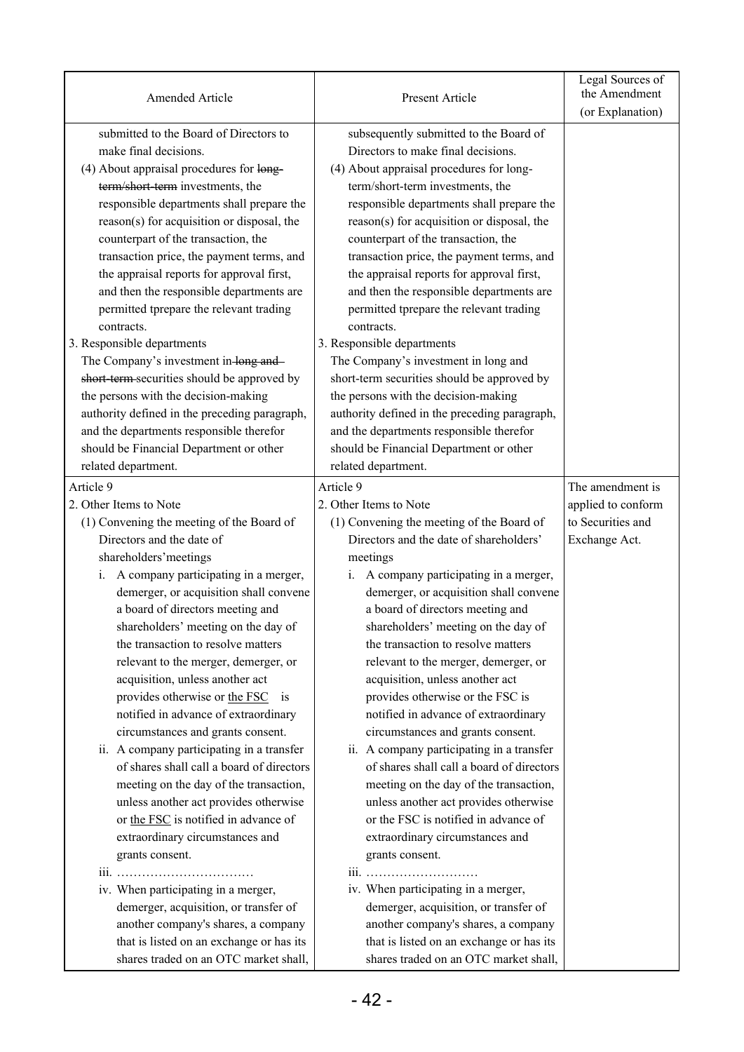| Amended Article | Present Article | Legal Sources of the Amendment (or Explanation) |
|---|---|---|
| submitted to the Board of Directors to make final decisions.<br>(4) About appraisal procedures for ~~long-term/short-term~~ investments, the responsible departments shall prepare the reason(s) for acquisition or disposal, the counterpart of the transaction, the transaction price, the payment terms, and the appraisal reports for approval first, and then the responsible departments are permitted tprepare the relevant trading contracts.<br>3. Responsible departments<br>The Company's investment in ~~long and short-term~~ securities should be approved by the persons with the decision-making authority defined in the preceding paragraph, and the departments responsible therefor should be Financial Department or other related department. | subsequently submitted to the Board of Directors to make final decisions.<br>(4) About appraisal procedures for long-term/short-term investments, the responsible departments shall prepare the reason(s) for acquisition or disposal, the counterpart of the transaction, the transaction price, the payment terms, and the appraisal reports for approval first, and then the responsible departments are permitted tprepare the relevant trading contracts.<br>3. Responsible departments<br>The Company's investment in long and short-term securities should be approved by the persons with the decision-making authority defined in the preceding paragraph, and the departments responsible therefor should be Financial Department or other related department. | |
| Article 9<br>2. Other Items to Note<br>(1) Convening the meeting of the Board of Directors and the date of shareholders'meetings<br>i. A company participating in a merger, demerger, or acquisition shall convene a board of directors meeting and shareholders' meeting on the day of the transaction to resolve matters relevant to the merger, demerger, or acquisition, unless another act provides otherwise or <u>the FSC</u> is notified in advance of extraordinary circumstances and grants consent.<br>ii. A company participating in a transfer of shares shall call a board of directors meeting on the day of the transaction, unless another act provides otherwise or <u>the FSC</u> is notified in advance of extraordinary circumstances and grants consent.<br>iii. ……………………………<br>iv. When participating in a merger, demerger, acquisition, or transfer of another company's shares, a company that is listed on an exchange or has its shares traded on an OTC market shall, | Article 9<br>2. Other Items to Note<br>(1) Convening the meeting of the Board of Directors and the date of shareholders' meetings<br>i. A company participating in a merger, demerger, or acquisition shall convene a board of directors meeting and shareholders' meeting on the day of the transaction to resolve matters relevant to the merger, demerger, or acquisition, unless another act provides otherwise or the FSC is notified in advance of extraordinary circumstances and grants consent.<br>ii. A company participating in a transfer of shares shall call a board of directors meeting on the day of the transaction, unless another act provides otherwise or the FSC is notified in advance of extraordinary circumstances and grants consent.<br>iii. ………………………<br>iv. When participating in a merger, demerger, acquisition, or transfer of another company's shares, a company that is listed on an exchange or has its shares traded on an OTC market shall, | The amendment is applied to conform to Securities and Exchange Act. |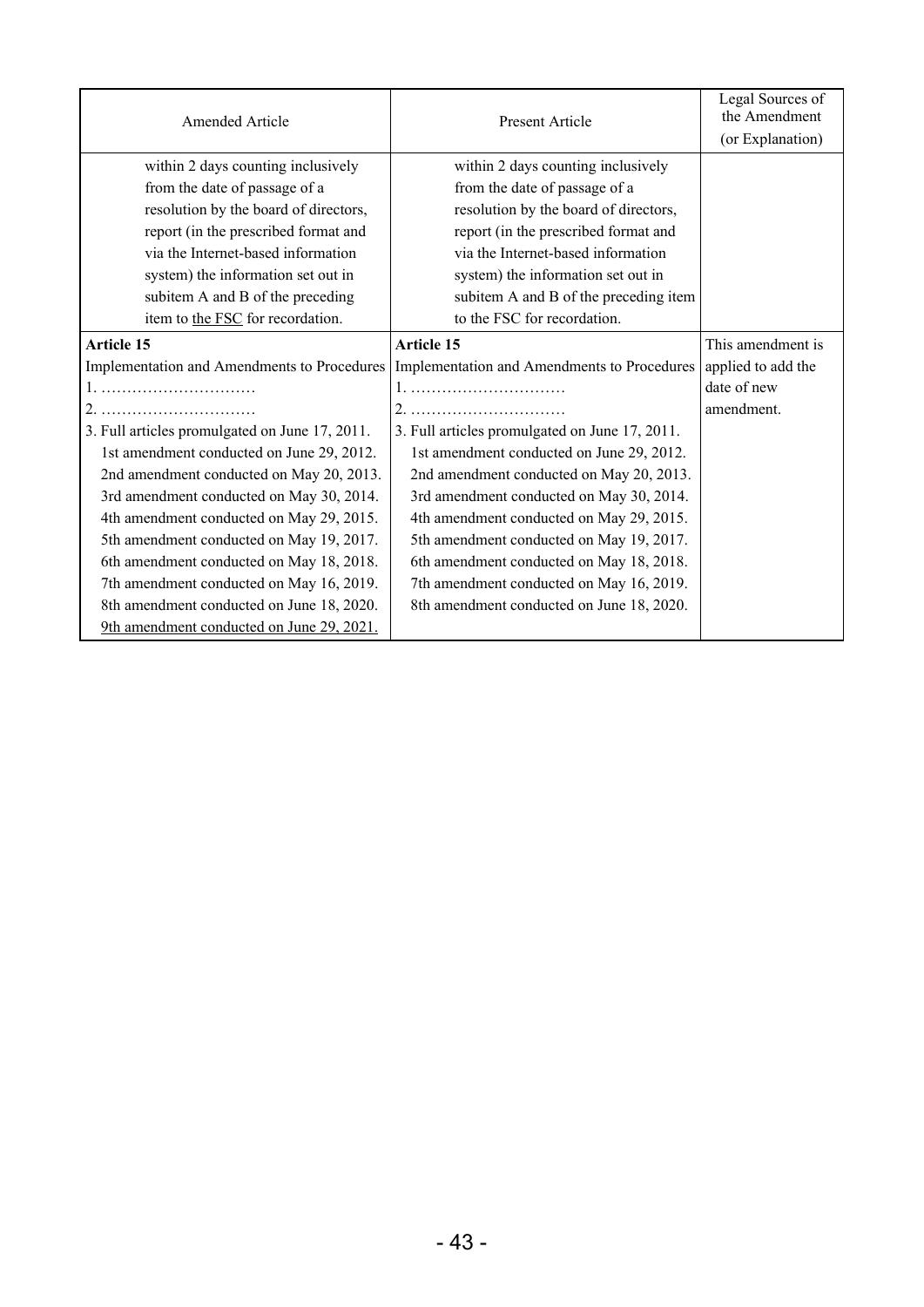| Amended Article | Present Article | Legal Sources of the Amendment (or Explanation) |
|---|---|---|
| within 2 days counting inclusively from the date of passage of a resolution by the board of directors, report (in the prescribed format and via the Internet-based information system) the information set out in subitem A and B of the preceding item to <u>the FSC</u> for recordation. | within 2 days counting inclusively from the date of passage of a resolution by the board of directors, report (in the prescribed format and via the Internet-based information system) the information set out in subitem A and B of the preceding item to the FSC for recordation. | |
| **Article 15**<br>Implementation and Amendments to Procedures<br>1. …………………………<br>2. …………………………<br>3. Full articles promulgated on June 17, 2011.<br>1st amendment conducted on June 29, 2012.<br>2nd amendment conducted on May 20, 2013.<br>3rd amendment conducted on May 30, 2014.<br>4th amendment conducted on May 29, 2015.<br>5th amendment conducted on May 19, 2017.<br>6th amendment conducted on May 18, 2018.<br>7th amendment conducted on May 16, 2019.<br>8th amendment conducted on June 18, 2020.<br><u>9th amendment conducted on June 29, 2021.</u> | **Article 15**<br>Implementation and Amendments to Procedures<br>1. …………………………<br>2. …………………………<br>3. Full articles promulgated on June 17, 2011.<br>1st amendment conducted on June 29, 2012.<br>2nd amendment conducted on May 20, 2013.<br>3rd amendment conducted on May 30, 2014.<br>4th amendment conducted on May 29, 2015.<br>5th amendment conducted on May 19, 2017.<br>6th amendment conducted on May 18, 2018.<br>7th amendment conducted on May 16, 2019.<br>8th amendment conducted on June 18, 2020. | This amendment is applied to add the date of new amendment. |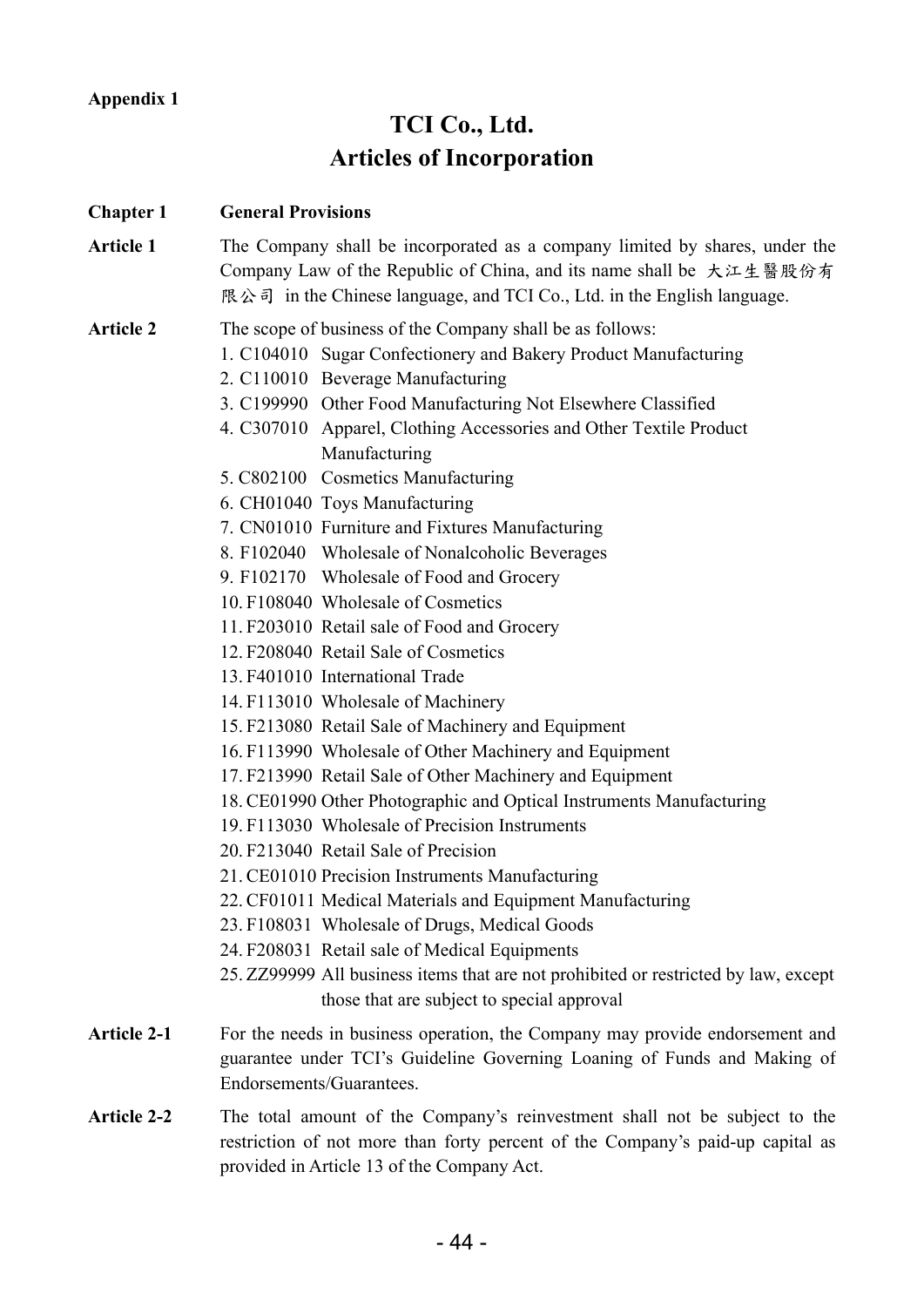**Appendix 1**

# TCI Co., Ltd.
# Articles of Incorporation

## Chapter 1 General Provisions

**Article 1** The Company shall be incorporated as a company limited by shares, under the Company Law of the Republic of China, and its name shall be 大江生醫股份有限公司 in the Chinese language, and TCI Co., Ltd. in the English language.

**Article 2** The scope of business of the Company shall be as follows:

1. C104010 Sugar Confectionery and Bakery Product Manufacturing
2. C110010 Beverage Manufacturing
3. C199990 Other Food Manufacturing Not Elsewhere Classified
4. C307010 Apparel, Clothing Accessories and Other Textile Product Manufacturing
5. C802100 Cosmetics Manufacturing
6. CH01040 Toys Manufacturing
7. CN01010 Furniture and Fixtures Manufacturing
8. F102040 Wholesale of Nonalcoholic Beverages
9. F102170 Wholesale of Food and Grocery
10. F108040 Wholesale of Cosmetics
11. F203010 Retail sale of Food and Grocery
12. F208040 Retail Sale of Cosmetics
13. F401010 International Trade
14. F113010 Wholesale of Machinery
15. F213080 Retail Sale of Machinery and Equipment
16. F113990 Wholesale of Other Machinery and Equipment
17. F213990 Retail Sale of Other Machinery and Equipment
18. CE01990 Other Photographic and Optical Instruments Manufacturing
19. F113030 Wholesale of Precision Instruments
20. F213040 Retail Sale of Precision
21. CE01010 Precision Instruments Manufacturing
22. CF01011 Medical Materials and Equipment Manufacturing
23. F108031 Wholesale of Drugs, Medical Goods
24. F208031 Retail sale of Medical Equipments
25. ZZ99999 All business items that are not prohibited or restricted by law, except those that are subject to special approval

**Article 2-1** For the needs in business operation, the Company may provide endorsement and guarantee under TCI's Guideline Governing Loaning of Funds and Making of Endorsements/Guarantees.

**Article 2-2** The total amount of the Company's reinvestment shall not be subject to the restriction of not more than forty percent of the Company's paid-up capital as provided in Article 13 of the Company Act.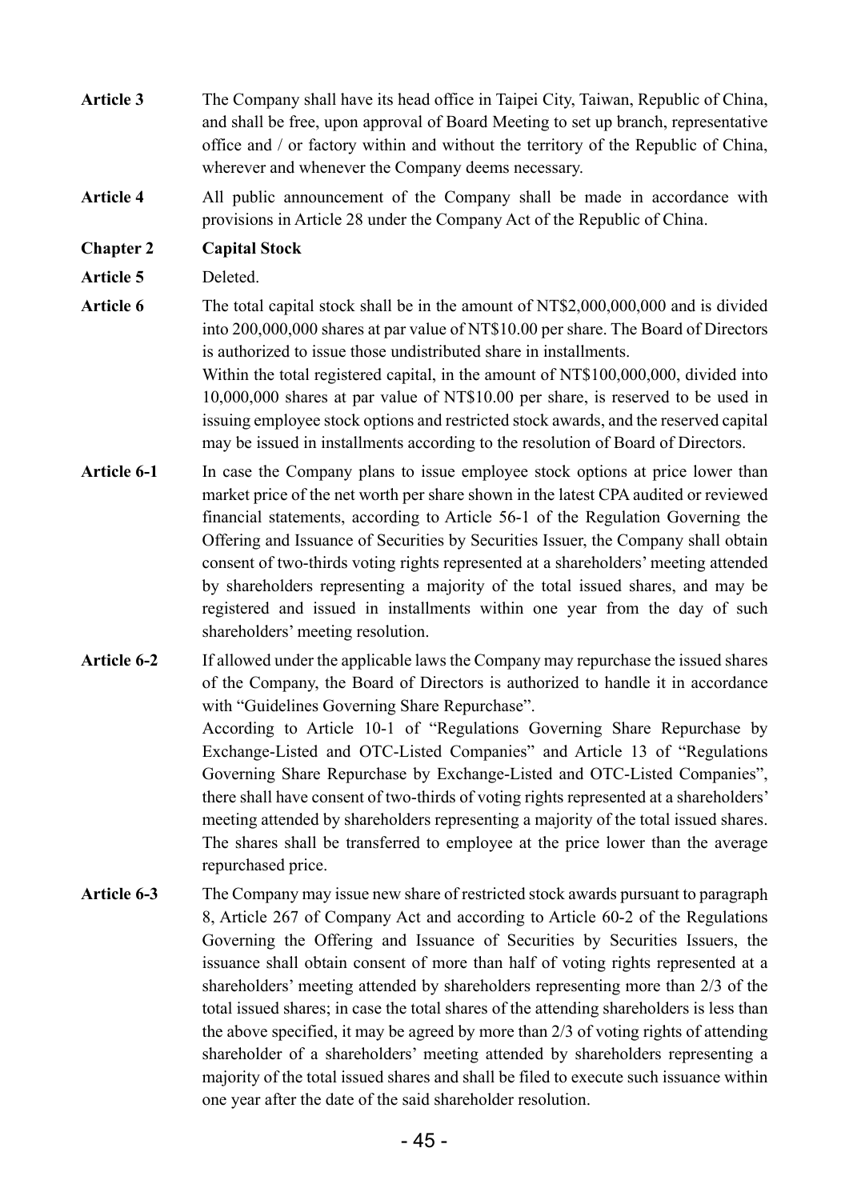**Article 3** The Company shall have its head office in Taipei City, Taiwan, Republic of China, and shall be free, upon approval of Board Meeting to set up branch, representative office and / or factory within and without the territory of the Republic of China, wherever and whenever the Company deems necessary.

**Article 4** All public announcement of the Company shall be made in accordance with provisions in Article 28 under the Company Act of the Republic of China.

## Chapter 2 Capital Stock

**Article 5** Deleted.

**Article 6** The total capital stock shall be in the amount of NT$2,000,000,000 and is divided into 200,000,000 shares at par value of NT$10.00 per share. The Board of Directors is authorized to issue those undistributed share in installments.

Within the total registered capital, in the amount of NT$100,000,000, divided into 10,000,000 shares at par value of NT$10.00 per share, is reserved to be used in issuing employee stock options and restricted stock awards, and the reserved capital may be issued in installments according to the resolution of Board of Directors.

**Article 6-1** In case the Company plans to issue employee stock options at price lower than market price of the net worth per share shown in the latest CPA audited or reviewed financial statements, according to Article 56-1 of the Regulation Governing the Offering and Issuance of Securities by Securities Issuer, the Company shall obtain consent of two-thirds voting rights represented at a shareholders' meeting attended by shareholders representing a majority of the total issued shares, and may be registered and issued in installments within one year from the day of such shareholders' meeting resolution.

**Article 6-2** If allowed under the applicable laws the Company may repurchase the issued shares of the Company, the Board of Directors is authorized to handle it in accordance with "Guidelines Governing Share Repurchase".

According to Article 10-1 of "Regulations Governing Share Repurchase by Exchange-Listed and OTC-Listed Companies" and Article 13 of "Regulations Governing Share Repurchase by Exchange-Listed and OTC-Listed Companies", there shall have consent of two-thirds of voting rights represented at a shareholders' meeting attended by shareholders representing a majority of the total issued shares. The shares shall be transferred to employee at the price lower than the average repurchased price.

**Article 6-3** The Company may issue new share of restricted stock awards pursuant to paragraph 8, Article 267 of Company Act and according to Article 60-2 of the Regulations Governing the Offering and Issuance of Securities by Securities Issuers, the issuance shall obtain consent of more than half of voting rights represented at a shareholders' meeting attended by shareholders representing more than 2/3 of the total issued shares; in case the total shares of the attending shareholders is less than the above specified, it may be agreed by more than 2/3 of voting rights of attending shareholder of a shareholders' meeting attended by shareholders representing a majority of the total issued shares and shall be filed to execute such issuance within one year after the date of the said shareholder resolution.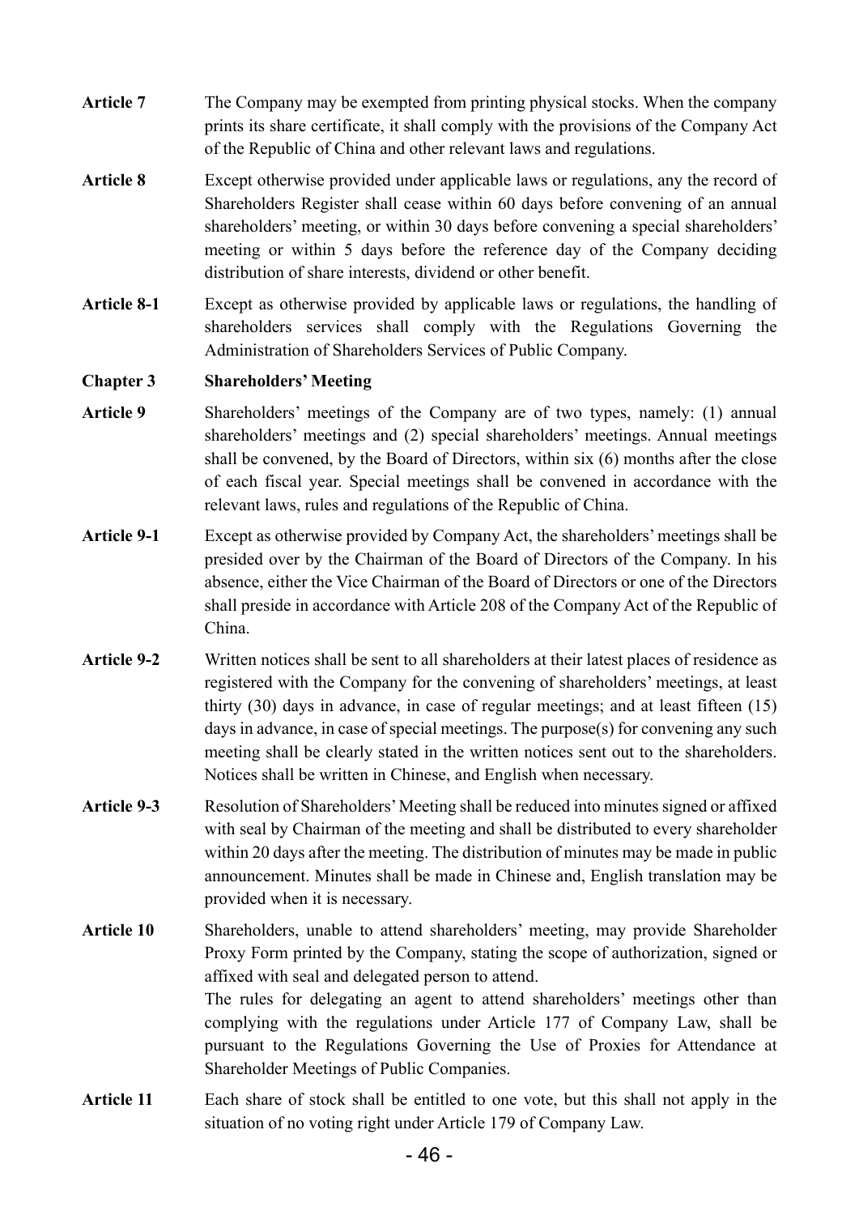**Article 7** The Company may be exempted from printing physical stocks. When the company prints its share certificate, it shall comply with the provisions of the Company Act of the Republic of China and other relevant laws and regulations.

**Article 8** Except otherwise provided under applicable laws or regulations, any the record of Shareholders Register shall cease within 60 days before convening of an annual shareholders' meeting, or within 30 days before convening a special shareholders' meeting or within 5 days before the reference day of the Company deciding distribution of share interests, dividend or other benefit.

**Article 8-1** Except as otherwise provided by applicable laws or regulations, the handling of shareholders services shall comply with the Regulations Governing the Administration of Shareholders Services of Public Company.

## Chapter 3 Shareholders' Meeting

**Article 9** Shareholders' meetings of the Company are of two types, namely: (1) annual shareholders' meetings and (2) special shareholders' meetings. Annual meetings shall be convened, by the Board of Directors, within six (6) months after the close of each fiscal year. Special meetings shall be convened in accordance with the relevant laws, rules and regulations of the Republic of China.

**Article 9-1** Except as otherwise provided by Company Act, the shareholders' meetings shall be presided over by the Chairman of the Board of Directors of the Company. In his absence, either the Vice Chairman of the Board of Directors or one of the Directors shall preside in accordance with Article 208 of the Company Act of the Republic of China.

**Article 9-2** Written notices shall be sent to all shareholders at their latest places of residence as registered with the Company for the convening of shareholders' meetings, at least thirty (30) days in advance, in case of regular meetings; and at least fifteen (15) days in advance, in case of special meetings. The purpose(s) for convening any such meeting shall be clearly stated in the written notices sent out to the shareholders. Notices shall be written in Chinese, and English when necessary.

**Article 9-3** Resolution of Shareholders' Meeting shall be reduced into minutes signed or affixed with seal by Chairman of the meeting and shall be distributed to every shareholder within 20 days after the meeting. The distribution of minutes may be made in public announcement. Minutes shall be made in Chinese and, English translation may be provided when it is necessary.

**Article 10** Shareholders, unable to attend shareholders' meeting, may provide Shareholder Proxy Form printed by the Company, stating the scope of authorization, signed or affixed with seal and delegated person to attend.

The rules for delegating an agent to attend shareholders' meetings other than complying with the regulations under Article 177 of Company Law, shall be pursuant to the Regulations Governing the Use of Proxies for Attendance at Shareholder Meetings of Public Companies.

**Article 11** Each share of stock shall be entitled to one vote, but this shall not apply in the situation of no voting right under Article 179 of Company Law.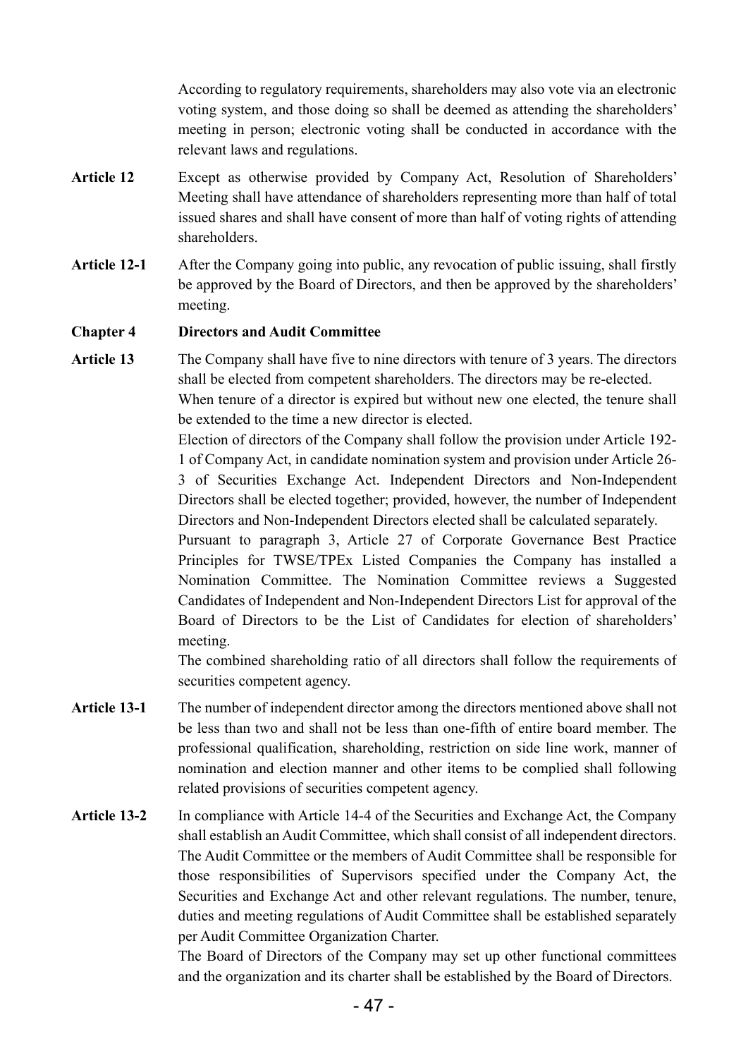According to regulatory requirements, shareholders may also vote via an electronic voting system, and those doing so shall be deemed as attending the shareholders' meeting in person; electronic voting shall be conducted in accordance with the relevant laws and regulations.

**Article 12** Except as otherwise provided by Company Act, Resolution of Shareholders' Meeting shall have attendance of shareholders representing more than half of total issued shares and shall have consent of more than half of voting rights of attending shareholders.

**Article 12-1** After the Company going into public, any revocation of public issuing, shall firstly be approved by the Board of Directors, and then be approved by the shareholders' meeting.

## Chapter 4 Directors and Audit Committee

**Article 13** The Company shall have five to nine directors with tenure of 3 years. The directors shall be elected from competent shareholders. The directors may be re-elected.

When tenure of a director is expired but without new one elected, the tenure shall be extended to the time a new director is elected.

Election of directors of the Company shall follow the provision under Article 192-1 of Company Act, in candidate nomination system and provision under Article 26-3 of Securities Exchange Act. Independent Directors and Non-Independent Directors shall be elected together; provided, however, the number of Independent Directors and Non-Independent Directors elected shall be calculated separately.

Pursuant to paragraph 3, Article 27 of Corporate Governance Best Practice Principles for TWSE/TPEx Listed Companies the Company has installed a Nomination Committee. The Nomination Committee reviews a Suggested Candidates of Independent and Non-Independent Directors List for approval of the Board of Directors to be the List of Candidates for election of shareholders' meeting.

The combined shareholding ratio of all directors shall follow the requirements of securities competent agency.

**Article 13-1** The number of independent director among the directors mentioned above shall not be less than two and shall not be less than one-fifth of entire board member. The professional qualification, shareholding, restriction on side line work, manner of nomination and election manner and other items to be complied shall following related provisions of securities competent agency.

**Article 13-2** In compliance with Article 14-4 of the Securities and Exchange Act, the Company shall establish an Audit Committee, which shall consist of all independent directors. The Audit Committee or the members of Audit Committee shall be responsible for those responsibilities of Supervisors specified under the Company Act, the Securities and Exchange Act and other relevant regulations. The number, tenure, duties and meeting regulations of Audit Committee shall be established separately per Audit Committee Organization Charter.

The Board of Directors of the Company may set up other functional committees and the organization and its charter shall be established by the Board of Directors.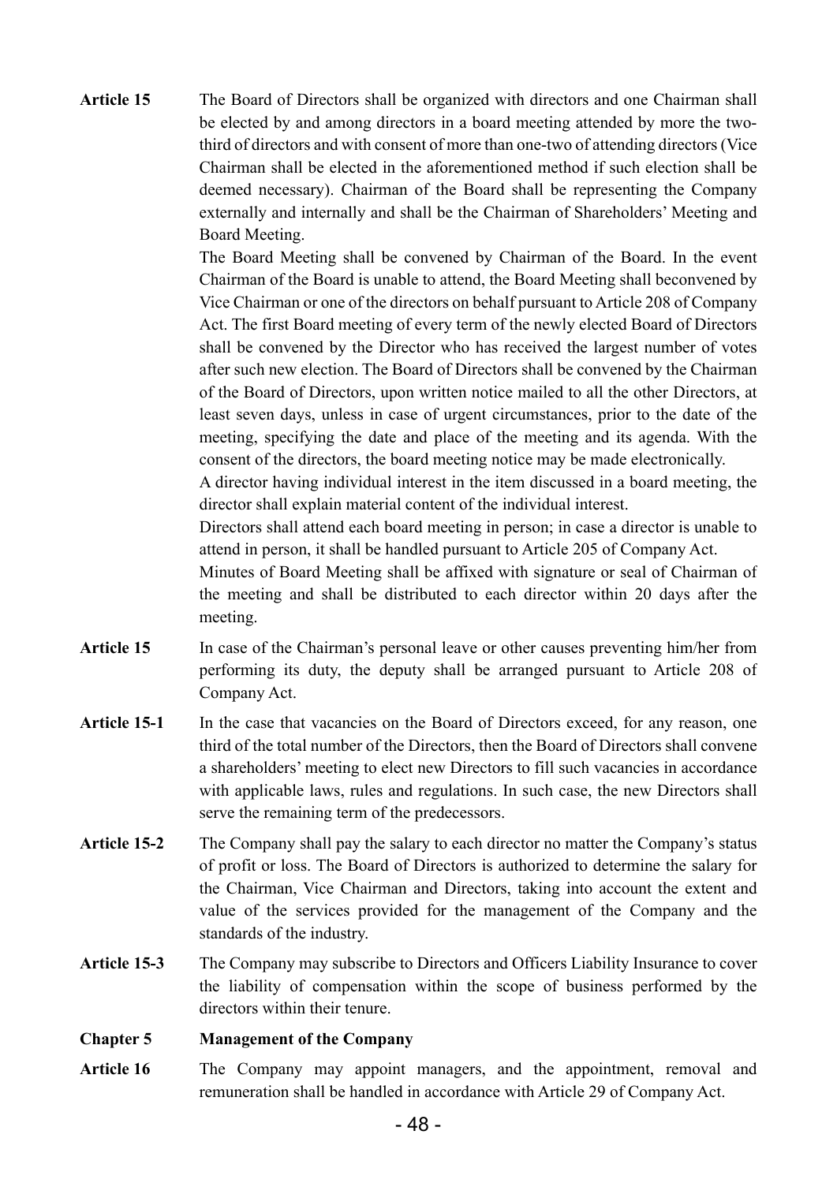**Article 15** The Board of Directors shall be organized with directors and one Chairman shall be elected by and among directors in a board meeting attended by more the two-third of directors and with consent of more than one-two of attending directors (Vice Chairman shall be elected in the aforementioned method if such election shall be deemed necessary). Chairman of the Board shall be representing the Company externally and internally and shall be the Chairman of Shareholders' Meeting and Board Meeting.

The Board Meeting shall be convened by Chairman of the Board. In the event Chairman of the Board is unable to attend, the Board Meeting shall beconvened by Vice Chairman or one of the directors on behalf pursuant to Article 208 of Company Act. The first Board meeting of every term of the newly elected Board of Directors shall be convened by the Director who has received the largest number of votes after such new election. The Board of Directors shall be convened by the Chairman of the Board of Directors, upon written notice mailed to all the other Directors, at least seven days, unless in case of urgent circumstances, prior to the date of the meeting, specifying the date and place of the meeting and its agenda. With the consent of the directors, the board meeting notice may be made electronically.

A director having individual interest in the item discussed in a board meeting, the director shall explain material content of the individual interest.

Directors shall attend each board meeting in person; in case a director is unable to attend in person, it shall be handled pursuant to Article 205 of Company Act.

Minutes of Board Meeting shall be affixed with signature or seal of Chairman of the meeting and shall be distributed to each director within 20 days after the meeting.

**Article 15** In case of the Chairman's personal leave or other causes preventing him/her from performing its duty, the deputy shall be arranged pursuant to Article 208 of Company Act.

**Article 15-1** In the case that vacancies on the Board of Directors exceed, for any reason, one third of the total number of the Directors, then the Board of Directors shall convene a shareholders' meeting to elect new Directors to fill such vacancies in accordance with applicable laws, rules and regulations. In such case, the new Directors shall serve the remaining term of the predecessors.

**Article 15-2** The Company shall pay the salary to each director no matter the Company's status of profit or loss. The Board of Directors is authorized to determine the salary for the Chairman, Vice Chairman and Directors, taking into account the extent and value of the services provided for the management of the Company and the standards of the industry.

**Article 15-3** The Company may subscribe to Directors and Officers Liability Insurance to cover the liability of compensation within the scope of business performed by the directors within their tenure.

## Chapter 5 Management of the Company

**Article 16** The Company may appoint managers, and the appointment, removal and remuneration shall be handled in accordance with Article 29 of Company Act.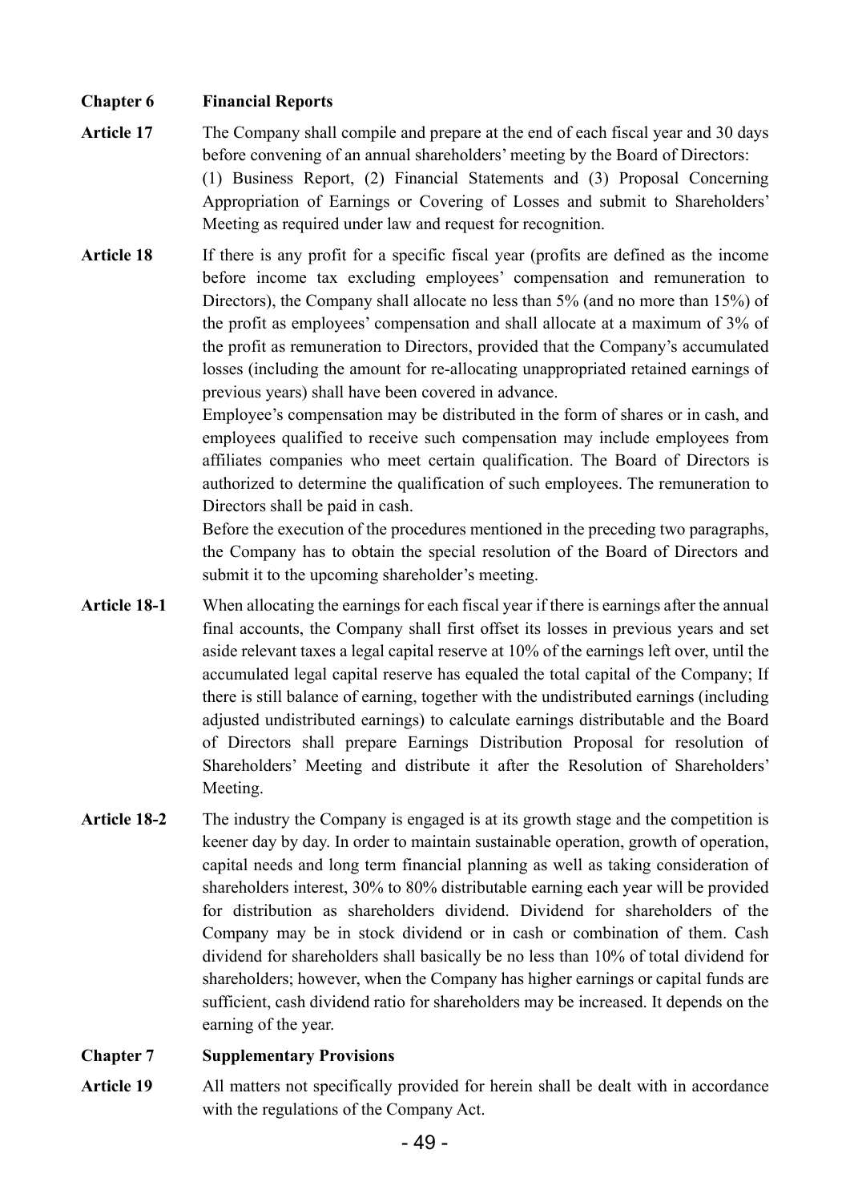## Chapter 6 Financial Reports

**Article 17** The Company shall compile and prepare at the end of each fiscal year and 30 days before convening of an annual shareholders' meeting by the Board of Directors: (1) Business Report, (2) Financial Statements and (3) Proposal Concerning Appropriation of Earnings or Covering of Losses and submit to Shareholders' Meeting as required under law and request for recognition.

**Article 18** If there is any profit for a specific fiscal year (profits are defined as the income before income tax excluding employees' compensation and remuneration to Directors), the Company shall allocate no less than 5% (and no more than 15%) of the profit as employees' compensation and shall allocate at a maximum of 3% of the profit as remuneration to Directors, provided that the Company's accumulated losses (including the amount for re-allocating unappropriated retained earnings of previous years) shall have been covered in advance.

Employee's compensation may be distributed in the form of shares or in cash, and employees qualified to receive such compensation may include employees from affiliates companies who meet certain qualification. The Board of Directors is authorized to determine the qualification of such employees. The remuneration to Directors shall be paid in cash.

Before the execution of the procedures mentioned in the preceding two paragraphs, the Company has to obtain the special resolution of the Board of Directors and submit it to the upcoming shareholder's meeting.

**Article 18-1** When allocating the earnings for each fiscal year if there is earnings after the annual final accounts, the Company shall first offset its losses in previous years and set aside relevant taxes a legal capital reserve at 10% of the earnings left over, until the accumulated legal capital reserve has equaled the total capital of the Company; If there is still balance of earning, together with the undistributed earnings (including adjusted undistributed earnings) to calculate earnings distributable and the Board of Directors shall prepare Earnings Distribution Proposal for resolution of Shareholders' Meeting and distribute it after the Resolution of Shareholders' Meeting.

**Article 18-2** The industry the Company is engaged is at its growth stage and the competition is keener day by day. In order to maintain sustainable operation, growth of operation, capital needs and long term financial planning as well as taking consideration of shareholders interest, 30% to 80% distributable earning each year will be provided for distribution as shareholders dividend. Dividend for shareholders of the Company may be in stock dividend or in cash or combination of them. Cash dividend for shareholders shall basically be no less than 10% of total dividend for shareholders; however, when the Company has higher earnings or capital funds are sufficient, cash dividend ratio for shareholders may be increased. It depends on the earning of the year.

## Chapter 7 Supplementary Provisions

**Article 19** All matters not specifically provided for herein shall be dealt with in accordance with the regulations of the Company Act.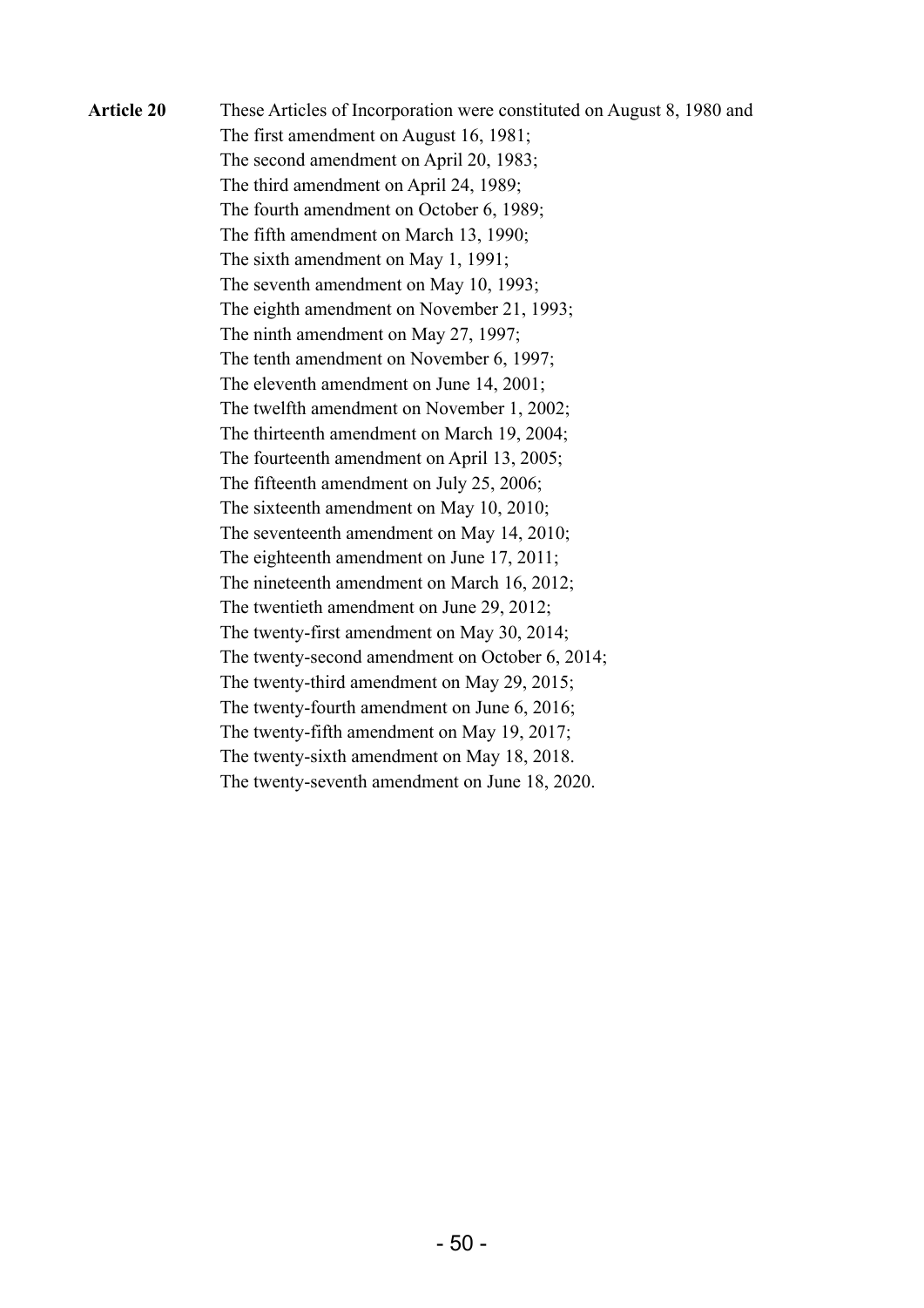**Article 20** These Articles of Incorporation were constituted on August 8, 1980 and

The first amendment on August 16, 1981;
The second amendment on April 20, 1983;
The third amendment on April 24, 1989;
The fourth amendment on October 6, 1989;
The fifth amendment on March 13, 1990;
The sixth amendment on May 1, 1991;
The seventh amendment on May 10, 1993;
The eighth amendment on November 21, 1993;
The ninth amendment on May 27, 1997;
The tenth amendment on November 6, 1997;
The eleventh amendment on June 14, 2001;
The twelfth amendment on November 1, 2002;
The thirteenth amendment on March 19, 2004;
The fourteenth amendment on April 13, 2005;
The fifteenth amendment on July 25, 2006;
The sixteenth amendment on May 10, 2010;
The seventeenth amendment on May 14, 2010;
The eighteenth amendment on June 17, 2011;
The nineteenth amendment on March 16, 2012;
The twentieth amendment on June 29, 2012;
The twenty-first amendment on May 30, 2014;
The twenty-second amendment on October 6, 2014;
The twenty-third amendment on May 29, 2015;
The twenty-fourth amendment on June 6, 2016;
The twenty-fifth amendment on May 19, 2017;
The twenty-sixth amendment on May 18, 2018.
The twenty-seventh amendment on June 18, 2020.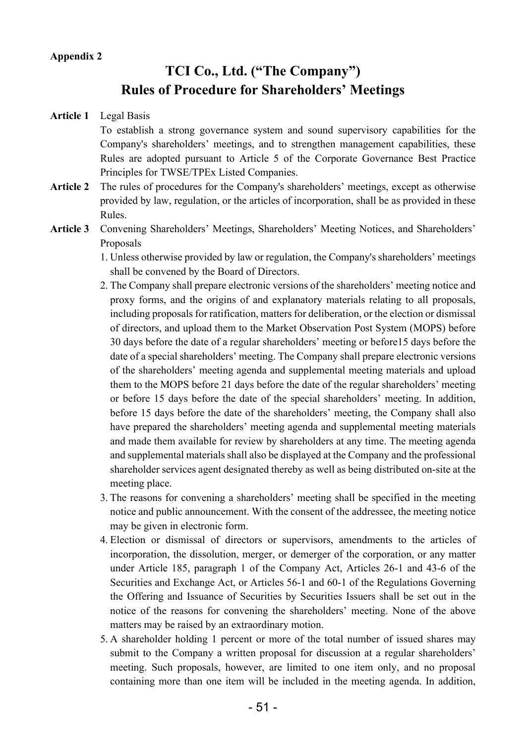**Appendix 2**

# TCI Co., Ltd. ("The Company")
# Rules of Procedure for Shareholders' Meetings

**Article 1** Legal Basis

To establish a strong governance system and sound supervisory capabilities for the Company's shareholders' meetings, and to strengthen management capabilities, these Rules are adopted pursuant to Article 5 of the Corporate Governance Best Practice Principles for TWSE/TPEx Listed Companies.

**Article 2** The rules of procedures for the Company's shareholders' meetings, except as otherwise provided by law, regulation, or the articles of incorporation, shall be as provided in these Rules.

**Article 3** Convening Shareholders' Meetings, Shareholders' Meeting Notices, and Shareholders' Proposals

1. Unless otherwise provided by law or regulation, the Company's shareholders' meetings shall be convened by the Board of Directors.
2. The Company shall prepare electronic versions of the shareholders' meeting notice and proxy forms, and the origins of and explanatory materials relating to all proposals, including proposals for ratification, matters for deliberation, or the election or dismissal of directors, and upload them to the Market Observation Post System (MOPS) before 30 days before the date of a regular shareholders' meeting or before15 days before the date of a special shareholders' meeting. The Company shall prepare electronic versions of the shareholders' meeting agenda and supplemental meeting materials and upload them to the MOPS before 21 days before the date of the regular shareholders' meeting or before 15 days before the date of the special shareholders' meeting. In addition, before 15 days before the date of the shareholders' meeting, the Company shall also have prepared the shareholders' meeting agenda and supplemental meeting materials and made them available for review by shareholders at any time. The meeting agenda and supplemental materials shall also be displayed at the Company and the professional shareholder services agent designated thereby as well as being distributed on-site at the meeting place.
3. The reasons for convening a shareholders' meeting shall be specified in the meeting notice and public announcement. With the consent of the addressee, the meeting notice may be given in electronic form.
4. Election or dismissal of directors or supervisors, amendments to the articles of incorporation, the dissolution, merger, or demerger of the corporation, or any matter under Article 185, paragraph 1 of the Company Act, Articles 26-1 and 43-6 of the Securities and Exchange Act, or Articles 56-1 and 60-1 of the Regulations Governing the Offering and Issuance of Securities by Securities Issuers shall be set out in the notice of the reasons for convening the shareholders' meeting. None of the above matters may be raised by an extraordinary motion.
5. A shareholder holding 1 percent or more of the total number of issued shares may submit to the Company a written proposal for discussion at a regular shareholders' meeting. Such proposals, however, are limited to one item only, and no proposal containing more than one item will be included in the meeting agenda. In addition,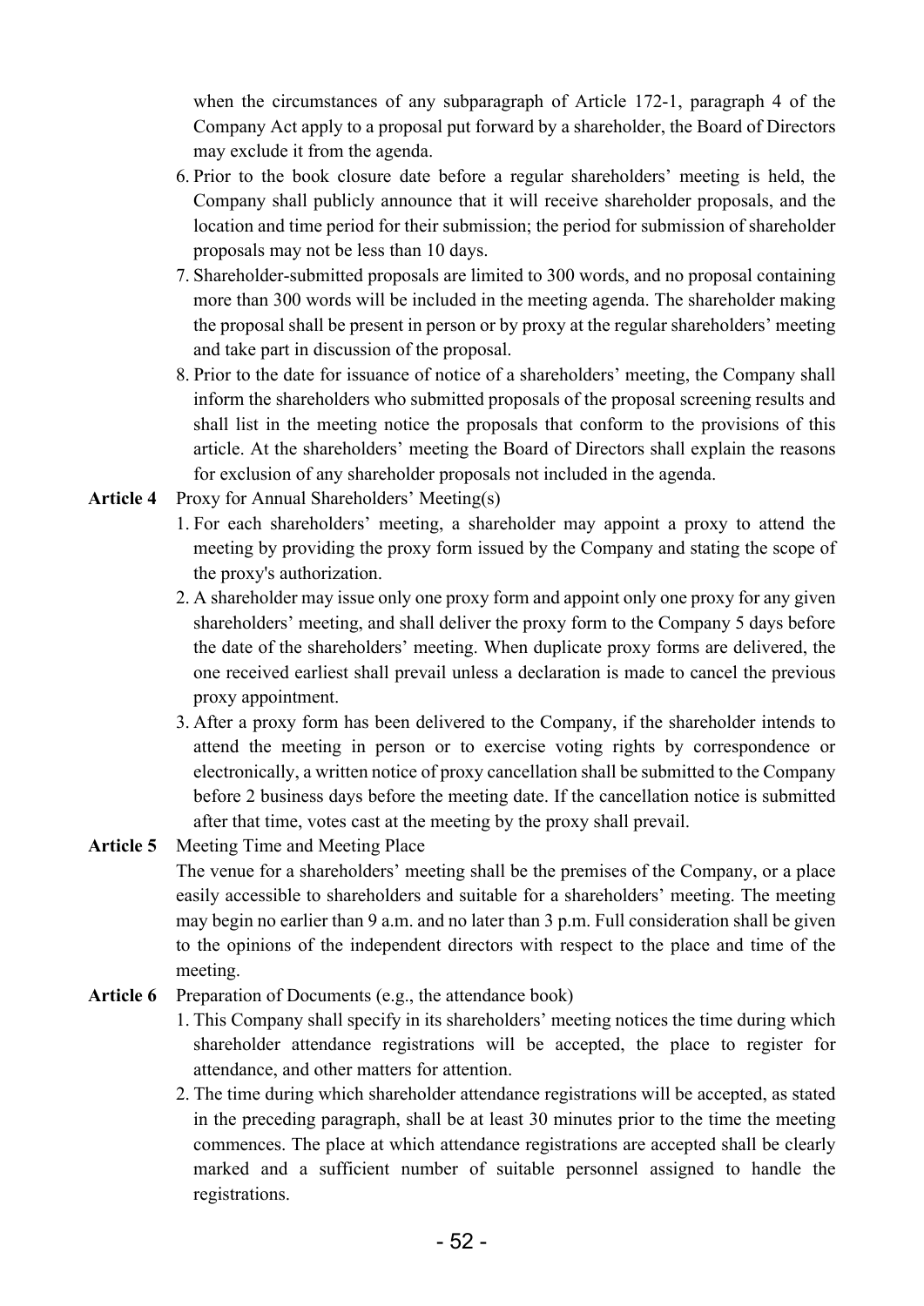when the circumstances of any subparagraph of Article 172-1, paragraph 4 of the Company Act apply to a proposal put forward by a shareholder, the Board of Directors may exclude it from the agenda.

6. Prior to the book closure date before a regular shareholders' meeting is held, the Company shall publicly announce that it will receive shareholder proposals, and the location and time period for their submission; the period for submission of shareholder proposals may not be less than 10 days.
7. Shareholder-submitted proposals are limited to 300 words, and no proposal containing more than 300 words will be included in the meeting agenda. The shareholder making the proposal shall be present in person or by proxy at the regular shareholders' meeting and take part in discussion of the proposal.
8. Prior to the date for issuance of notice of a shareholders' meeting, the Company shall inform the shareholders who submitted proposals of the proposal screening results and shall list in the meeting notice the proposals that conform to the provisions of this article. At the shareholders' meeting the Board of Directors shall explain the reasons for exclusion of any shareholder proposals not included in the agenda.

**Article 4** Proxy for Annual Shareholders' Meeting(s)

1. For each shareholders' meeting, a shareholder may appoint a proxy to attend the meeting by providing the proxy form issued by the Company and stating the scope of the proxy's authorization.
2. A shareholder may issue only one proxy form and appoint only one proxy for any given shareholders' meeting, and shall deliver the proxy form to the Company 5 days before the date of the shareholders' meeting. When duplicate proxy forms are delivered, the one received earliest shall prevail unless a declaration is made to cancel the previous proxy appointment.
3. After a proxy form has been delivered to the Company, if the shareholder intends to attend the meeting in person or to exercise voting rights by correspondence or electronically, a written notice of proxy cancellation shall be submitted to the Company before 2 business days before the meeting date. If the cancellation notice is submitted after that time, votes cast at the meeting by the proxy shall prevail.

**Article 5** Meeting Time and Meeting Place

The venue for a shareholders' meeting shall be the premises of the Company, or a place easily accessible to shareholders and suitable for a shareholders' meeting. The meeting may begin no earlier than 9 a.m. and no later than 3 p.m. Full consideration shall be given to the opinions of the independent directors with respect to the place and time of the meeting.

**Article 6** Preparation of Documents (e.g., the attendance book)

1. This Company shall specify in its shareholders' meeting notices the time during which shareholder attendance registrations will be accepted, the place to register for attendance, and other matters for attention.
2. The time during which shareholder attendance registrations will be accepted, as stated in the preceding paragraph, shall be at least 30 minutes prior to the time the meeting commences. The place at which attendance registrations are accepted shall be clearly marked and a sufficient number of suitable personnel assigned to handle the registrations.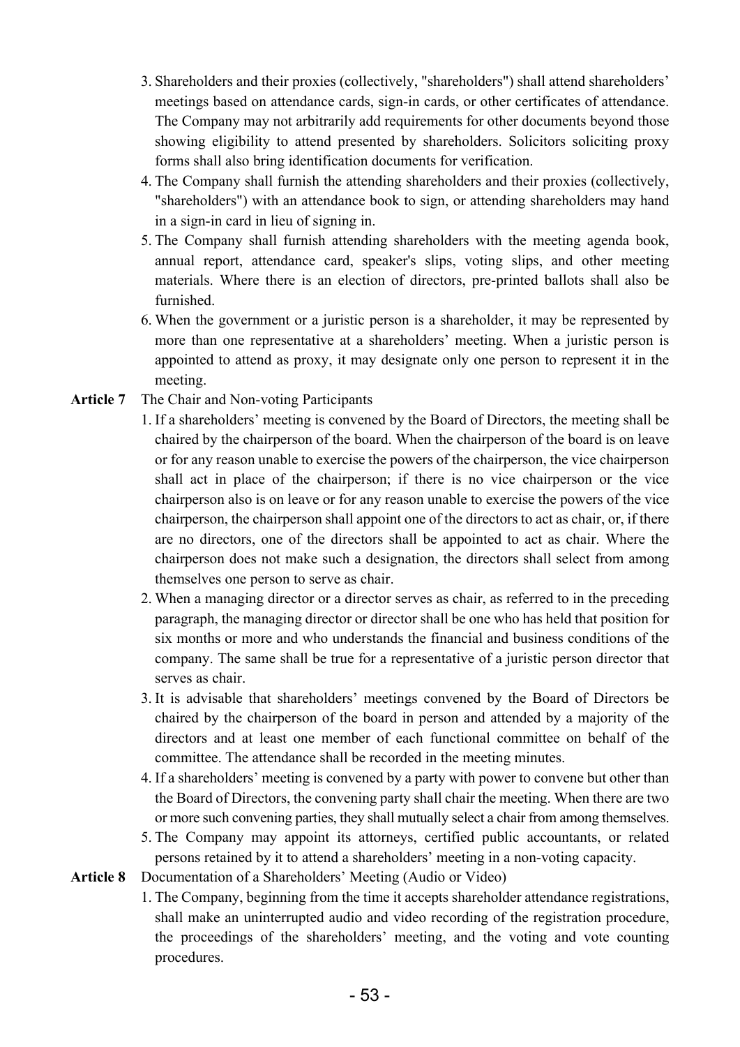3. Shareholders and their proxies (collectively, "shareholders") shall attend shareholders' meetings based on attendance cards, sign-in cards, or other certificates of attendance. The Company may not arbitrarily add requirements for other documents beyond those showing eligibility to attend presented by shareholders. Solicitors soliciting proxy forms shall also bring identification documents for verification.
4. The Company shall furnish the attending shareholders and their proxies (collectively, "shareholders") with an attendance book to sign, or attending shareholders may hand in a sign-in card in lieu of signing in.
5. The Company shall furnish attending shareholders with the meeting agenda book, annual report, attendance card, speaker's slips, voting slips, and other meeting materials. Where there is an election of directors, pre-printed ballots shall also be furnished.
6. When the government or a juristic person is a shareholder, it may be represented by more than one representative at a shareholders' meeting. When a juristic person is appointed to attend as proxy, it may designate only one person to represent it in the meeting.

**Article 7** The Chair and Non-voting Participants

1. If a shareholders' meeting is convened by the Board of Directors, the meeting shall be chaired by the chairperson of the board. When the chairperson of the board is on leave or for any reason unable to exercise the powers of the chairperson, the vice chairperson shall act in place of the chairperson; if there is no vice chairperson or the vice chairperson also is on leave or for any reason unable to exercise the powers of the vice chairperson, the chairperson shall appoint one of the directors to act as chair, or, if there are no directors, one of the directors shall be appointed to act as chair. Where the chairperson does not make such a designation, the directors shall select from among themselves one person to serve as chair.
2. When a managing director or a director serves as chair, as referred to in the preceding paragraph, the managing director or director shall be one who has held that position for six months or more and who understands the financial and business conditions of the company. The same shall be true for a representative of a juristic person director that serves as chair.
3. It is advisable that shareholders' meetings convened by the Board of Directors be chaired by the chairperson of the board in person and attended by a majority of the directors and at least one member of each functional committee on behalf of the committee. The attendance shall be recorded in the meeting minutes.
4. If a shareholders' meeting is convened by a party with power to convene but other than the Board of Directors, the convening party shall chair the meeting. When there are two or more such convening parties, they shall mutually select a chair from among themselves.
5. The Company may appoint its attorneys, certified public accountants, or related persons retained by it to attend a shareholders' meeting in a non-voting capacity.

**Article 8** Documentation of a Shareholders' Meeting (Audio or Video)

1. The Company, beginning from the time it accepts shareholder attendance registrations, shall make an uninterrupted audio and video recording of the registration procedure, the proceedings of the shareholders' meeting, and the voting and vote counting procedures.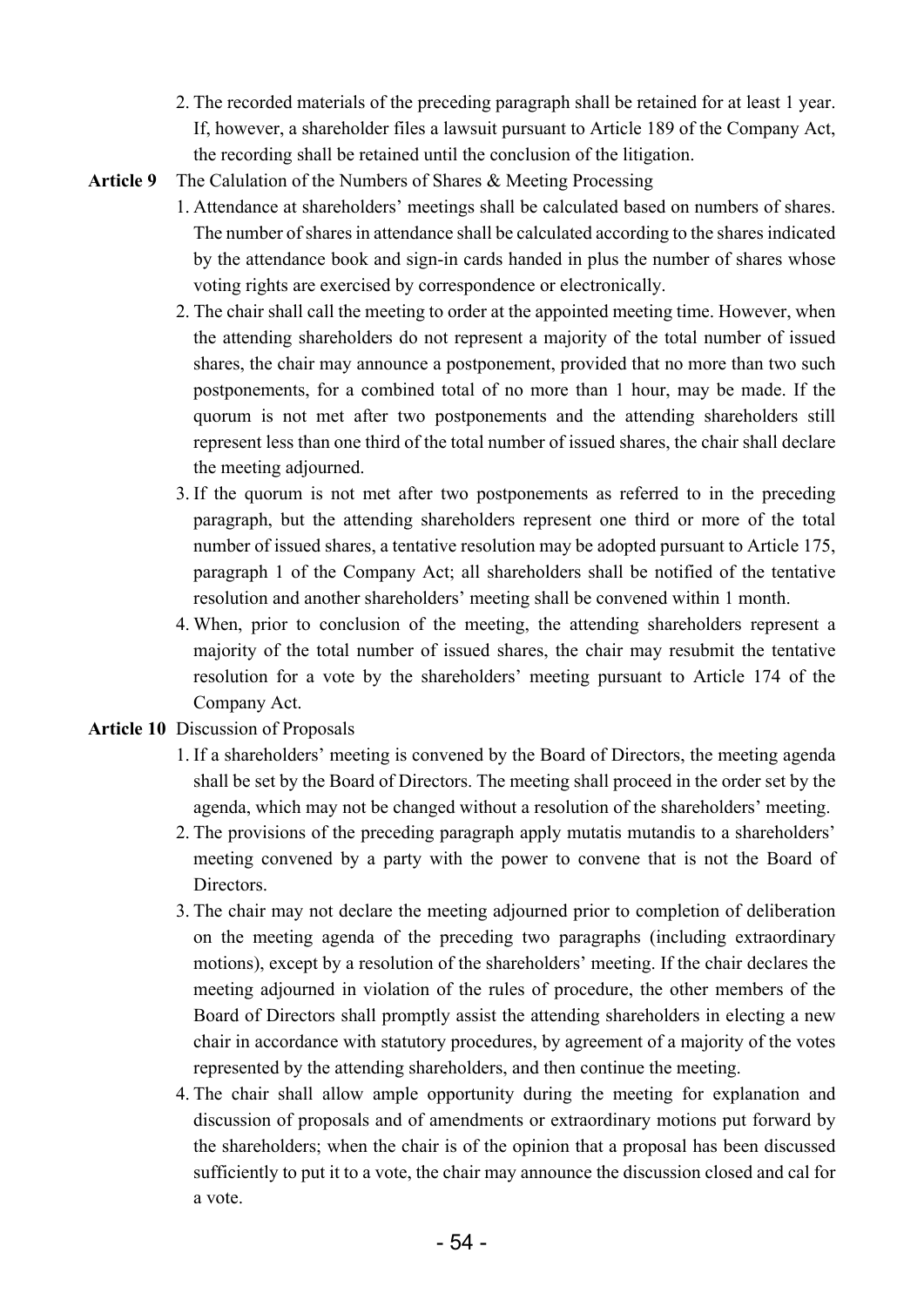2. The recorded materials of the preceding paragraph shall be retained for at least 1 year. If, however, a shareholder files a lawsuit pursuant to Article 189 of the Company Act, the recording shall be retained until the conclusion of the litigation.

**Article 9** The Calulation of the Numbers of Shares & Meeting Processing

1. Attendance at shareholders' meetings shall be calculated based on numbers of shares. The number of shares in attendance shall be calculated according to the shares indicated by the attendance book and sign-in cards handed in plus the number of shares whose voting rights are exercised by correspondence or electronically.
2. The chair shall call the meeting to order at the appointed meeting time. However, when the attending shareholders do not represent a majority of the total number of issued shares, the chair may announce a postponement, provided that no more than two such postponements, for a combined total of no more than 1 hour, may be made. If the quorum is not met after two postponements and the attending shareholders still represent less than one third of the total number of issued shares, the chair shall declare the meeting adjourned.
3. If the quorum is not met after two postponements as referred to in the preceding paragraph, but the attending shareholders represent one third or more of the total number of issued shares, a tentative resolution may be adopted pursuant to Article 175, paragraph 1 of the Company Act; all shareholders shall be notified of the tentative resolution and another shareholders' meeting shall be convened within 1 month.
4. When, prior to conclusion of the meeting, the attending shareholders represent a majority of the total number of issued shares, the chair may resubmit the tentative resolution for a vote by the shareholders' meeting pursuant to Article 174 of the Company Act.

**Article 10** Discussion of Proposals

1. If a shareholders' meeting is convened by the Board of Directors, the meeting agenda shall be set by the Board of Directors. The meeting shall proceed in the order set by the agenda, which may not be changed without a resolution of the shareholders' meeting.
2. The provisions of the preceding paragraph apply mutatis mutandis to a shareholders' meeting convened by a party with the power to convene that is not the Board of Directors.
3. The chair may not declare the meeting adjourned prior to completion of deliberation on the meeting agenda of the preceding two paragraphs (including extraordinary motions), except by a resolution of the shareholders' meeting. If the chair declares the meeting adjourned in violation of the rules of procedure, the other members of the Board of Directors shall promptly assist the attending shareholders in electing a new chair in accordance with statutory procedures, by agreement of a majority of the votes represented by the attending shareholders, and then continue the meeting.
4. The chair shall allow ample opportunity during the meeting for explanation and discussion of proposals and of amendments or extraordinary motions put forward by the shareholders; when the chair is of the opinion that a proposal has been discussed sufficiently to put it to a vote, the chair may announce the discussion closed and cal for a vote.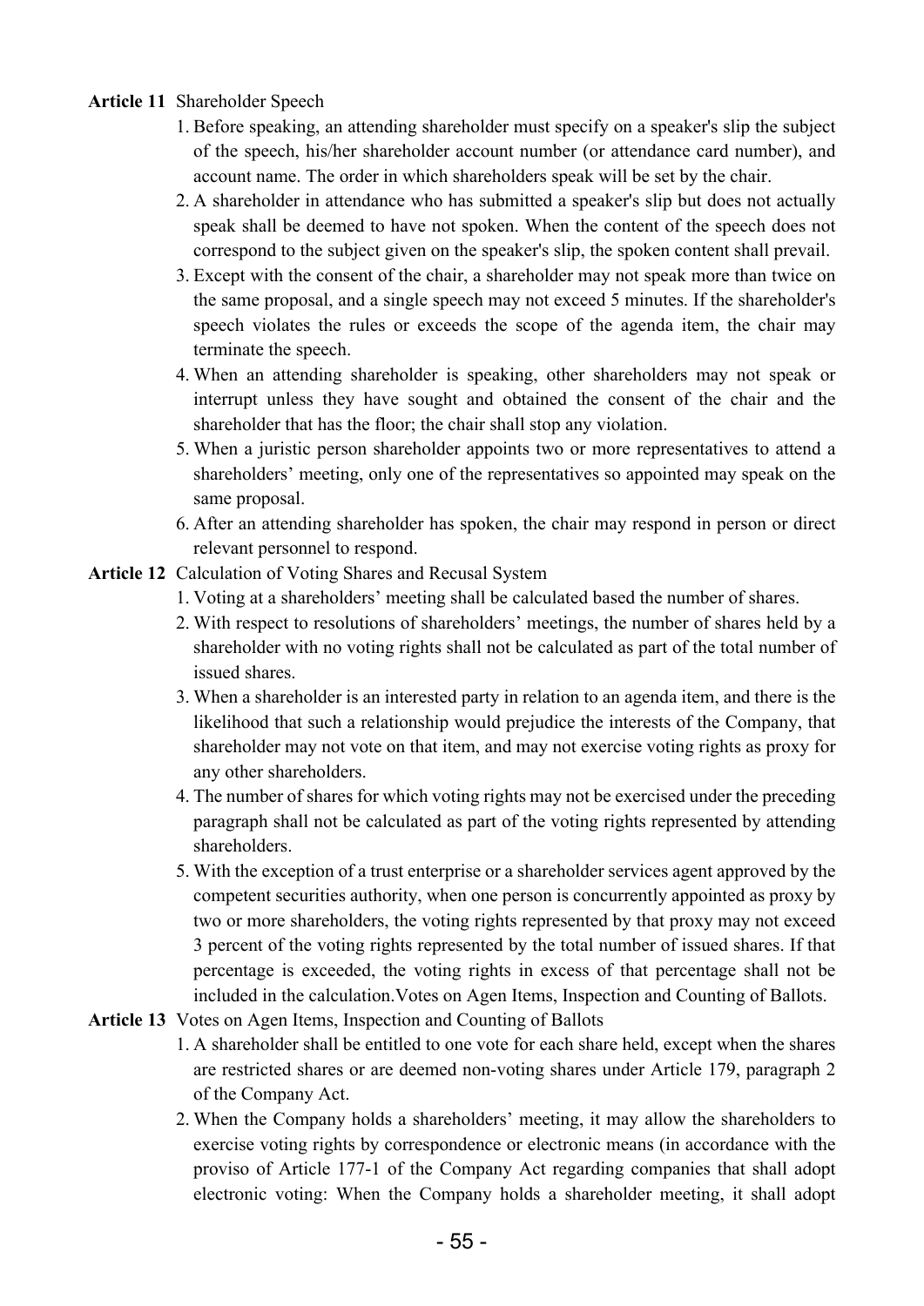**Article 11** Shareholder Speech

1. Before speaking, an attending shareholder must specify on a speaker's slip the subject of the speech, his/her shareholder account number (or attendance card number), and account name. The order in which shareholders speak will be set by the chair.
2. A shareholder in attendance who has submitted a speaker's slip but does not actually speak shall be deemed to have not spoken. When the content of the speech does not correspond to the subject given on the speaker's slip, the spoken content shall prevail.
3. Except with the consent of the chair, a shareholder may not speak more than twice on the same proposal, and a single speech may not exceed 5 minutes. If the shareholder's speech violates the rules or exceeds the scope of the agenda item, the chair may terminate the speech.
4. When an attending shareholder is speaking, other shareholders may not speak or interrupt unless they have sought and obtained the consent of the chair and the shareholder that has the floor; the chair shall stop any violation.
5. When a juristic person shareholder appoints two or more representatives to attend a shareholders' meeting, only one of the representatives so appointed may speak on the same proposal.
6. After an attending shareholder has spoken, the chair may respond in person or direct relevant personnel to respond.

**Article 12** Calculation of Voting Shares and Recusal System

1. Voting at a shareholders' meeting shall be calculated based the number of shares.
2. With respect to resolutions of shareholders' meetings, the number of shares held by a shareholder with no voting rights shall not be calculated as part of the total number of issued shares.
3. When a shareholder is an interested party in relation to an agenda item, and there is the likelihood that such a relationship would prejudice the interests of the Company, that shareholder may not vote on that item, and may not exercise voting rights as proxy for any other shareholders.
4. The number of shares for which voting rights may not be exercised under the preceding paragraph shall not be calculated as part of the voting rights represented by attending shareholders.
5. With the exception of a trust enterprise or a shareholder services agent approved by the competent securities authority, when one person is concurrently appointed as proxy by two or more shareholders, the voting rights represented by that proxy may not exceed 3 percent of the voting rights represented by the total number of issued shares. If that percentage is exceeded, the voting rights in excess of that percentage shall not be included in the calculation.Votes on Agen Items, Inspection and Counting of Ballots.

**Article 13** Votes on Agen Items, Inspection and Counting of Ballots

1. A shareholder shall be entitled to one vote for each share held, except when the shares are restricted shares or are deemed non-voting shares under Article 179, paragraph 2 of the Company Act.
2. When the Company holds a shareholders' meeting, it may allow the shareholders to exercise voting rights by correspondence or electronic means (in accordance with the proviso of Article 177-1 of the Company Act regarding companies that shall adopt electronic voting: When the Company holds a shareholder meeting, it shall adopt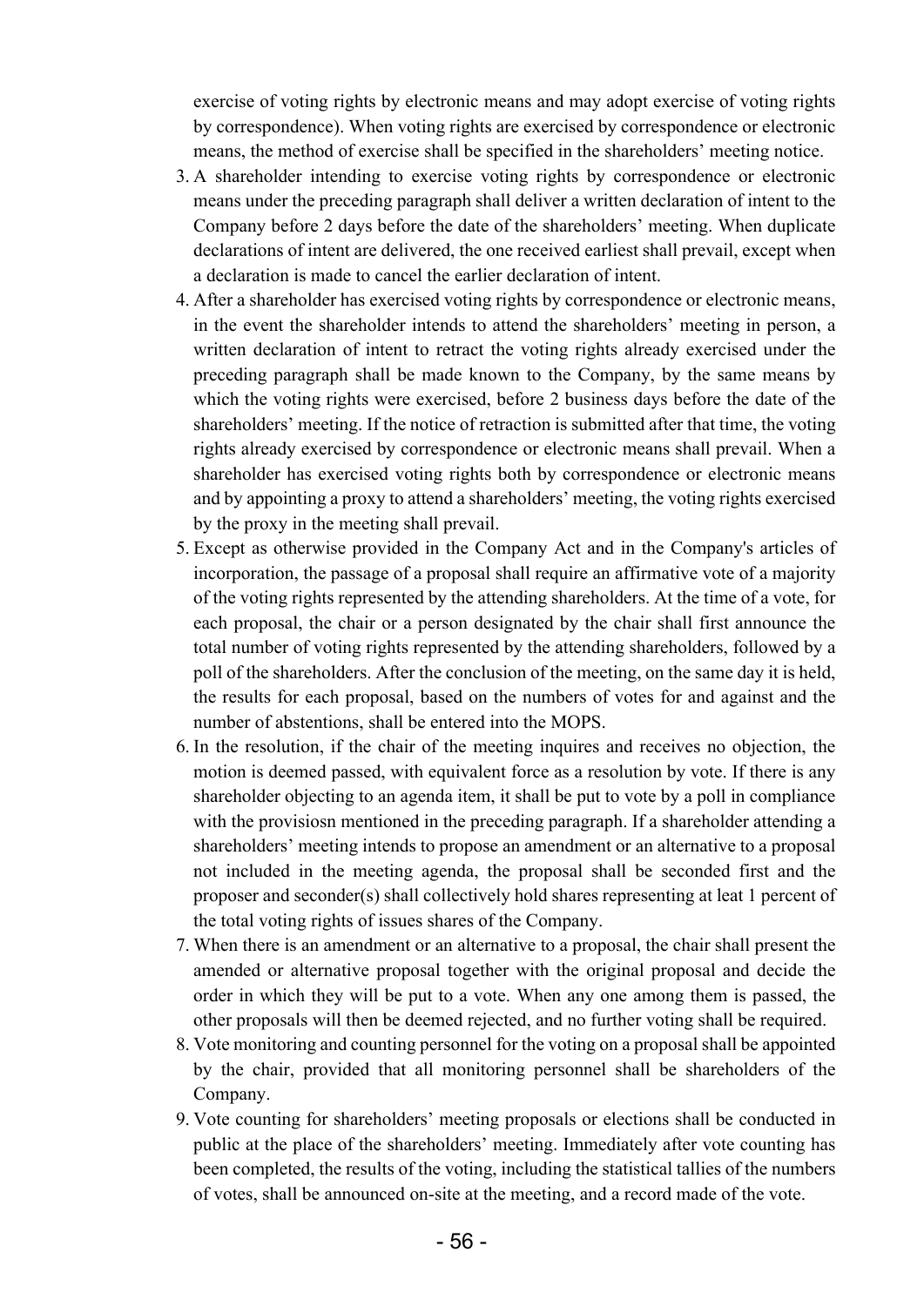exercise of voting rights by electronic means and may adopt exercise of voting rights by correspondence). When voting rights are exercised by correspondence or electronic means, the method of exercise shall be specified in the shareholders' meeting notice.

3. A shareholder intending to exercise voting rights by correspondence or electronic means under the preceding paragraph shall deliver a written declaration of intent to the Company before 2 days before the date of the shareholders' meeting. When duplicate declarations of intent are delivered, the one received earliest shall prevail, except when a declaration is made to cancel the earlier declaration of intent.
4. After a shareholder has exercised voting rights by correspondence or electronic means, in the event the shareholder intends to attend the shareholders' meeting in person, a written declaration of intent to retract the voting rights already exercised under the preceding paragraph shall be made known to the Company, by the same means by which the voting rights were exercised, before 2 business days before the date of the shareholders' meeting. If the notice of retraction is submitted after that time, the voting rights already exercised by correspondence or electronic means shall prevail. When a shareholder has exercised voting rights both by correspondence or electronic means and by appointing a proxy to attend a shareholders' meeting, the voting rights exercised by the proxy in the meeting shall prevail.
5. Except as otherwise provided in the Company Act and in the Company's articles of incorporation, the passage of a proposal shall require an affirmative vote of a majority of the voting rights represented by the attending shareholders. At the time of a vote, for each proposal, the chair or a person designated by the chair shall first announce the total number of voting rights represented by the attending shareholders, followed by a poll of the shareholders. After the conclusion of the meeting, on the same day it is held, the results for each proposal, based on the numbers of votes for and against and the number of abstentions, shall be entered into the MOPS.
6. In the resolution, if the chair of the meeting inquires and receives no objection, the motion is deemed passed, with equivalent force as a resolution by vote. If there is any shareholder objecting to an agenda item, it shall be put to vote by a poll in compliance with the provisiosn mentioned in the preceding paragraph. If a shareholder attending a shareholders' meeting intends to propose an amendment or an alternative to a proposal not included in the meeting agenda, the proposal shall be seconded first and the proposer and seconder(s) shall collectively hold shares representing at leat 1 percent of the total voting rights of issues shares of the Company.
7. When there is an amendment or an alternative to a proposal, the chair shall present the amended or alternative proposal together with the original proposal and decide the order in which they will be put to a vote. When any one among them is passed, the other proposals will then be deemed rejected, and no further voting shall be required.
8. Vote monitoring and counting personnel for the voting on a proposal shall be appointed by the chair, provided that all monitoring personnel shall be shareholders of the Company.
9. Vote counting for shareholders' meeting proposals or elections shall be conducted in public at the place of the shareholders' meeting. Immediately after vote counting has been completed, the results of the voting, including the statistical tallies of the numbers of votes, shall be announced on-site at the meeting, and a record made of the vote.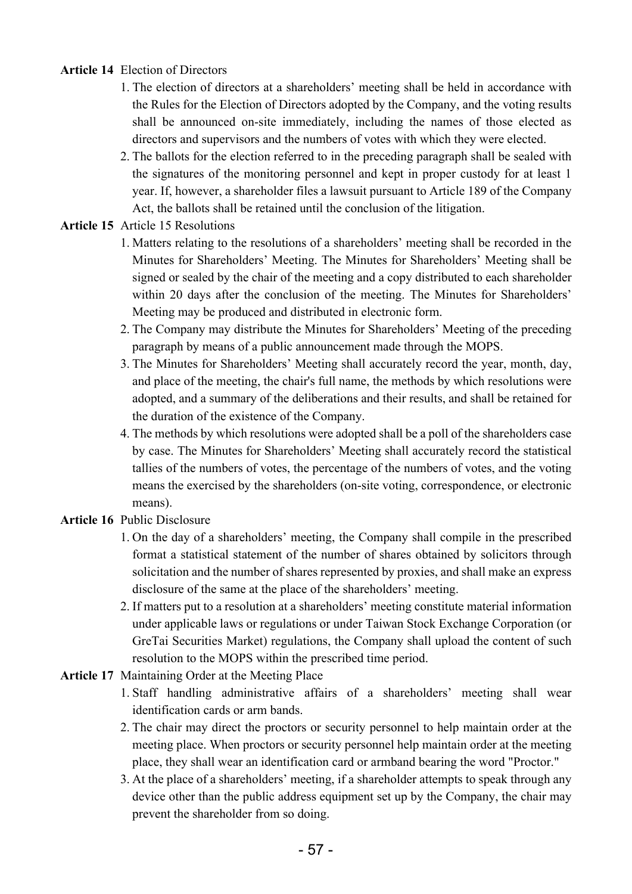**Article 14** Election of Directors

1. The election of directors at a shareholders' meeting shall be held in accordance with the Rules for the Election of Directors adopted by the Company, and the voting results shall be announced on-site immediately, including the names of those elected as directors and supervisors and the numbers of votes with which they were elected.
2. The ballots for the election referred to in the preceding paragraph shall be sealed with the signatures of the monitoring personnel and kept in proper custody for at least 1 year. If, however, a shareholder files a lawsuit pursuant to Article 189 of the Company Act, the ballots shall be retained until the conclusion of the litigation.

**Article 15** Article 15 Resolutions

1. Matters relating to the resolutions of a shareholders' meeting shall be recorded in the Minutes for Shareholders' Meeting. The Minutes for Shareholders' Meeting shall be signed or sealed by the chair of the meeting and a copy distributed to each shareholder within 20 days after the conclusion of the meeting. The Minutes for Shareholders' Meeting may be produced and distributed in electronic form.
2. The Company may distribute the Minutes for Shareholders' Meeting of the preceding paragraph by means of a public announcement made through the MOPS.
3. The Minutes for Shareholders' Meeting shall accurately record the year, month, day, and place of the meeting, the chair's full name, the methods by which resolutions were adopted, and a summary of the deliberations and their results, and shall be retained for the duration of the existence of the Company.
4. The methods by which resolutions were adopted shall be a poll of the shareholders case by case. The Minutes for Shareholders' Meeting shall accurately record the statistical tallies of the numbers of votes, the percentage of the numbers of votes, and the voting means the exercised by the shareholders (on-site voting, correspondence, or electronic means).

**Article 16** Public Disclosure

1. On the day of a shareholders' meeting, the Company shall compile in the prescribed format a statistical statement of the number of shares obtained by solicitors through solicitation and the number of shares represented by proxies, and shall make an express disclosure of the same at the place of the shareholders' meeting.
2. If matters put to a resolution at a shareholders' meeting constitute material information under applicable laws or regulations or under Taiwan Stock Exchange Corporation (or GreTai Securities Market) regulations, the Company shall upload the content of such resolution to the MOPS within the prescribed time period.

**Article 17** Maintaining Order at the Meeting Place

1. Staff handling administrative affairs of a shareholders' meeting shall wear identification cards or arm bands.
2. The chair may direct the proctors or security personnel to help maintain order at the meeting place. When proctors or security personnel help maintain order at the meeting place, they shall wear an identification card or armband bearing the word "Proctor."
3. At the place of a shareholders' meeting, if a shareholder attempts to speak through any device other than the public address equipment set up by the Company, the chair may prevent the shareholder from so doing.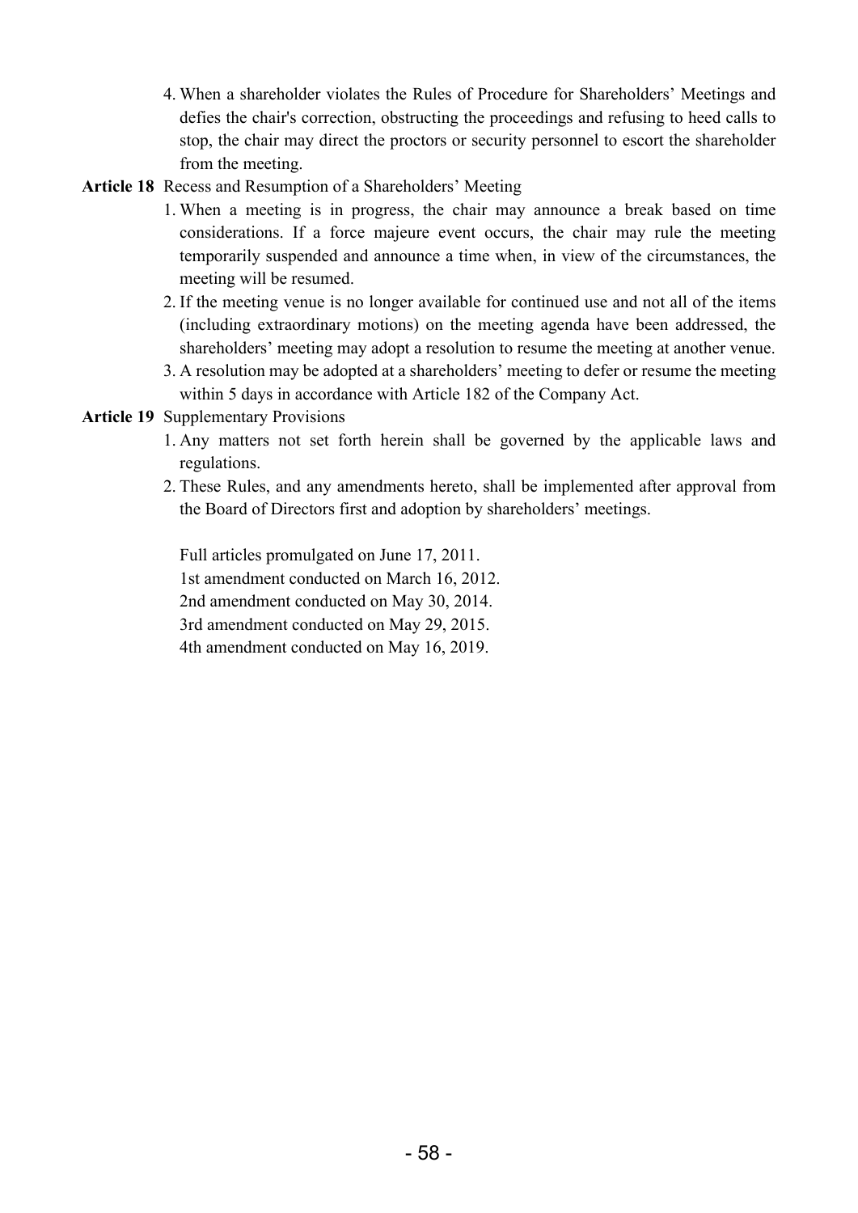4. When a shareholder violates the Rules of Procedure for Shareholders' Meetings and defies the chair's correction, obstructing the proceedings and refusing to heed calls to stop, the chair may direct the proctors or security personnel to escort the shareholder from the meeting.

**Article 18** Recess and Resumption of a Shareholders' Meeting

1. When a meeting is in progress, the chair may announce a break based on time considerations. If a force majeure event occurs, the chair may rule the meeting temporarily suspended and announce a time when, in view of the circumstances, the meeting will be resumed.
2. If the meeting venue is no longer available for continued use and not all of the items (including extraordinary motions) on the meeting agenda have been addressed, the shareholders' meeting may adopt a resolution to resume the meeting at another venue.
3. A resolution may be adopted at a shareholders' meeting to defer or resume the meeting within 5 days in accordance with Article 182 of the Company Act.

**Article 19** Supplementary Provisions

1. Any matters not set forth herein shall be governed by the applicable laws and regulations.
2. These Rules, and any amendments hereto, shall be implemented after approval from the Board of Directors first and adoption by shareholders' meetings.

Full articles promulgated on June 17, 2011.
1st amendment conducted on March 16, 2012.
2nd amendment conducted on May 30, 2014.
3rd amendment conducted on May 29, 2015.
4th amendment conducted on May 16, 2019.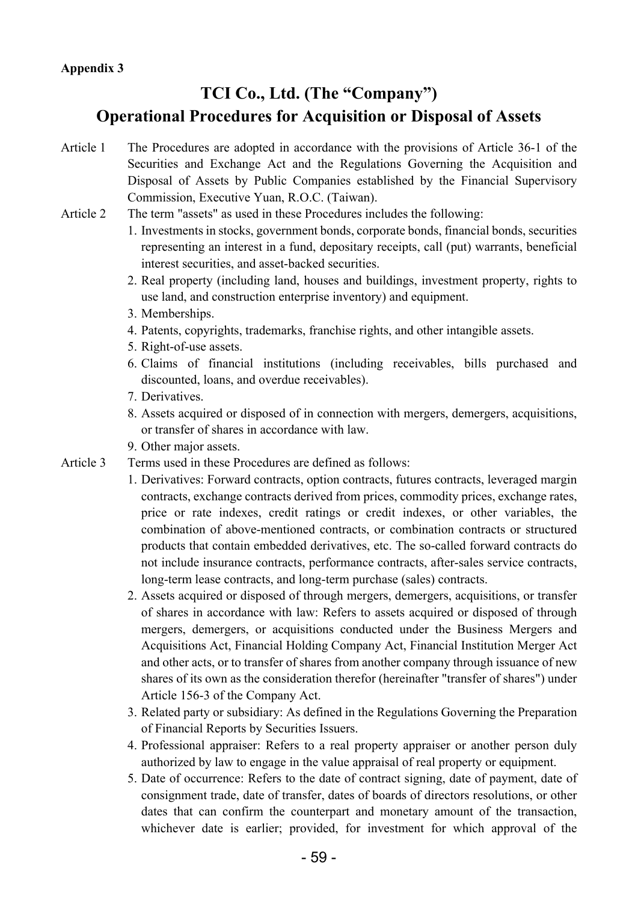Appendix 3

# TCI Co., Ltd. (The "Company")
# Operational Procedures for Acquisition or Disposal of Assets

Article 1 The Procedures are adopted in accordance with the provisions of Article 36-1 of the Securities and Exchange Act and the Regulations Governing the Acquisition and Disposal of Assets by Public Companies established by the Financial Supervisory Commission, Executive Yuan, R.O.C. (Taiwan).

Article 2 The term "assets" as used in these Procedures includes the following:

1. Investments in stocks, government bonds, corporate bonds, financial bonds, securities representing an interest in a fund, depositary receipts, call (put) warrants, beneficial interest securities, and asset-backed securities.
2. Real property (including land, houses and buildings, investment property, rights to use land, and construction enterprise inventory) and equipment.
3. Memberships.
4. Patents, copyrights, trademarks, franchise rights, and other intangible assets.
5. Right-of-use assets.
6. Claims of financial institutions (including receivables, bills purchased and discounted, loans, and overdue receivables).
7. Derivatives.
8. Assets acquired or disposed of in connection with mergers, demergers, acquisitions, or transfer of shares in accordance with law.
9. Other major assets.

Article 3 Terms used in these Procedures are defined as follows:

1. Derivatives: Forward contracts, option contracts, futures contracts, leveraged margin contracts, exchange contracts derived from prices, commodity prices, exchange rates, price or rate indexes, credit ratings or credit indexes, or other variables, the combination of above-mentioned contracts, or combination contracts or structured products that contain embedded derivatives, etc. The so-called forward contracts do not include insurance contracts, performance contracts, after-sales service contracts, long-term lease contracts, and long-term purchase (sales) contracts.
2. Assets acquired or disposed of through mergers, demergers, acquisitions, or transfer of shares in accordance with law: Refers to assets acquired or disposed of through mergers, demergers, or acquisitions conducted under the Business Mergers and Acquisitions Act, Financial Holding Company Act, Financial Institution Merger Act and other acts, or to transfer of shares from another company through issuance of new shares of its own as the consideration therefor (hereinafter "transfer of shares") under Article 156-3 of the Company Act.
3. Related party or subsidiary: As defined in the Regulations Governing the Preparation of Financial Reports by Securities Issuers.
4. Professional appraiser: Refers to a real property appraiser or another person duly authorized by law to engage in the value appraisal of real property or equipment.
5. Date of occurrence: Refers to the date of contract signing, date of payment, date of consignment trade, date of transfer, dates of boards of directors resolutions, or other dates that can confirm the counterpart and monetary amount of the transaction, whichever date is earlier; provided, for investment for which approval of the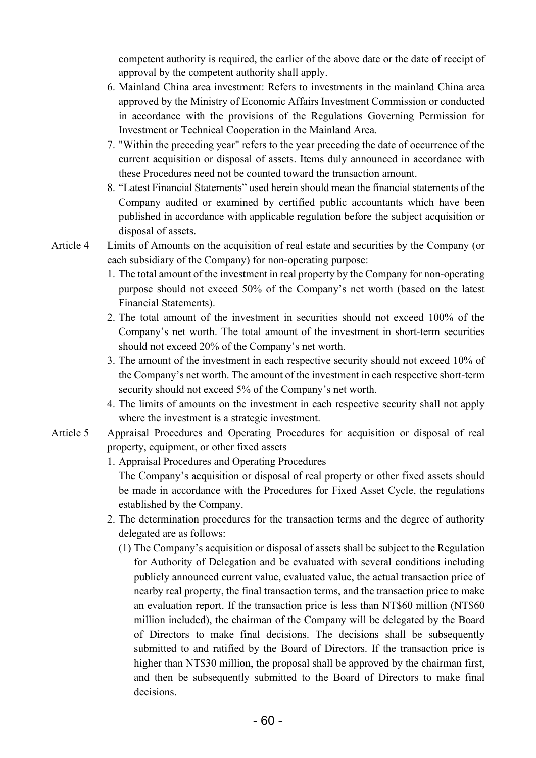competent authority is required, the earlier of the above date or the date of receipt of approval by the competent authority shall apply.

6. Mainland China area investment: Refers to investments in the mainland China area approved by the Ministry of Economic Affairs Investment Commission or conducted in accordance with the provisions of the Regulations Governing Permission for Investment or Technical Cooperation in the Mainland Area.
7. "Within the preceding year" refers to the year preceding the date of occurrence of the current acquisition or disposal of assets. Items duly announced in accordance with these Procedures need not be counted toward the transaction amount.
8. "Latest Financial Statements" used herein should mean the financial statements of the Company audited or examined by certified public accountants which have been published in accordance with applicable regulation before the subject acquisition or disposal of assets.

Article 4 Limits of Amounts on the acquisition of real estate and securities by the Company (or each subsidiary of the Company) for non-operating purpose:

1. The total amount of the investment in real property by the Company for non-operating purpose should not exceed 50% of the Company's net worth (based on the latest Financial Statements).
2. The total amount of the investment in securities should not exceed 100% of the Company's net worth. The total amount of the investment in short-term securities should not exceed 20% of the Company's net worth.
3. The amount of the investment in each respective security should not exceed 10% of the Company's net worth. The amount of the investment in each respective short-term security should not exceed 5% of the Company's net worth.
4. The limits of amounts on the investment in each respective security shall not apply where the investment is a strategic investment.

Article 5 Appraisal Procedures and Operating Procedures for acquisition or disposal of real property, equipment, or other fixed assets

1. Appraisal Procedures and Operating Procedures

   The Company's acquisition or disposal of real property or other fixed assets should be made in accordance with the Procedures for Fixed Asset Cycle, the regulations established by the Company.

2. The determination procedures for the transaction terms and the degree of authority delegated are as follows:

   (1) The Company's acquisition or disposal of assets shall be subject to the Regulation for Authority of Delegation and be evaluated with several conditions including publicly announced current value, evaluated value, the actual transaction price of nearby real property, the final transaction terms, and the transaction price to make an evaluation report. If the transaction price is less than NT$60 million (NT$60 million included), the chairman of the Company will be delegated by the Board of Directors to make final decisions. The decisions shall be subsequently submitted to and ratified by the Board of Directors. If the transaction price is higher than NT$30 million, the proposal shall be approved by the chairman first, and then be subsequently submitted to the Board of Directors to make final decisions.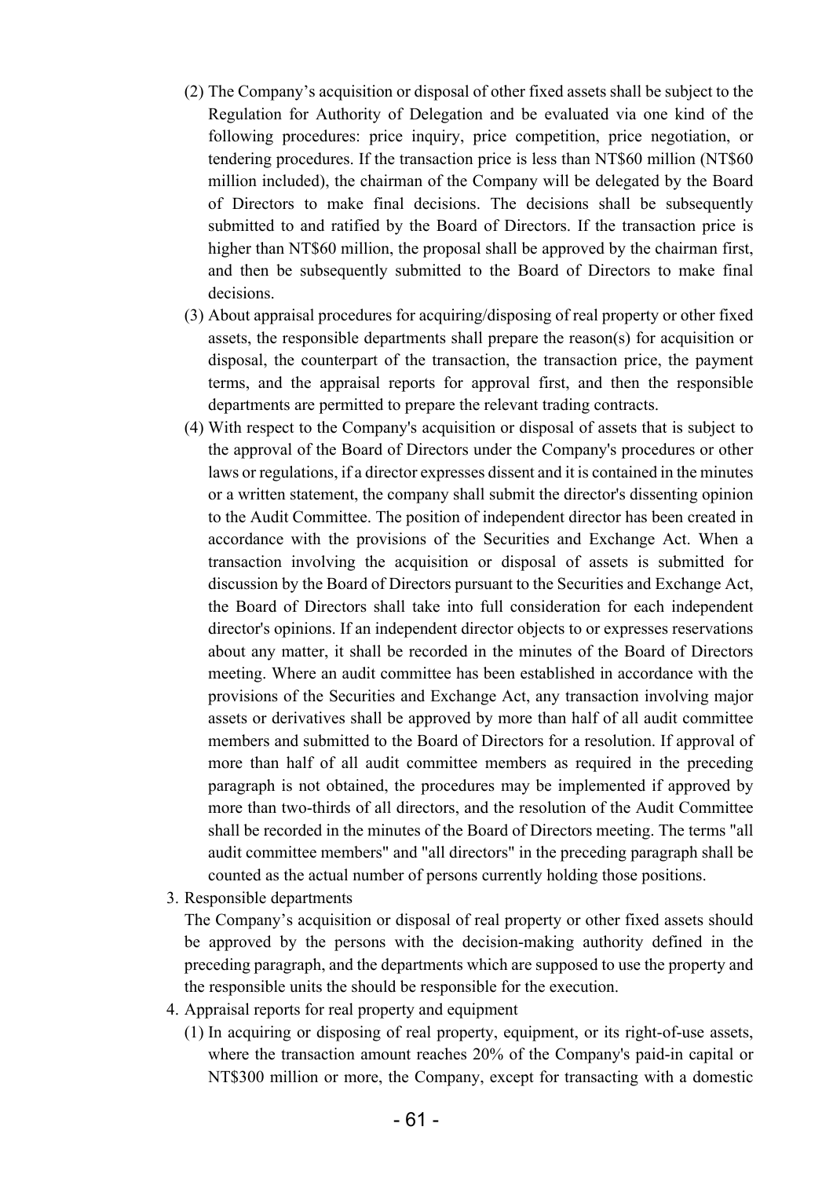(2) The Company's acquisition or disposal of other fixed assets shall be subject to the Regulation for Authority of Delegation and be evaluated via one kind of the following procedures: price inquiry, price competition, price negotiation, or tendering procedures. If the transaction price is less than NT$60 million (NT$60 million included), the chairman of the Company will be delegated by the Board of Directors to make final decisions. The decisions shall be subsequently submitted to and ratified by the Board of Directors. If the transaction price is higher than NT$60 million, the proposal shall be approved by the chairman first, and then be subsequently submitted to the Board of Directors to make final decisions.

(3) About appraisal procedures for acquiring/disposing of real property or other fixed assets, the responsible departments shall prepare the reason(s) for acquisition or disposal, the counterpart of the transaction, the transaction price, the payment terms, and the appraisal reports for approval first, and then the responsible departments are permitted to prepare the relevant trading contracts.

(4) With respect to the Company's acquisition or disposal of assets that is subject to the approval of the Board of Directors under the Company's procedures or other laws or regulations, if a director expresses dissent and it is contained in the minutes or a written statement, the company shall submit the director's dissenting opinion to the Audit Committee. The position of independent director has been created in accordance with the provisions of the Securities and Exchange Act. When a transaction involving the acquisition or disposal of assets is submitted for discussion by the Board of Directors pursuant to the Securities and Exchange Act, the Board of Directors shall take into full consideration for each independent director's opinions. If an independent director objects to or expresses reservations about any matter, it shall be recorded in the minutes of the Board of Directors meeting. Where an audit committee has been established in accordance with the provisions of the Securities and Exchange Act, any transaction involving major assets or derivatives shall be approved by more than half of all audit committee members and submitted to the Board of Directors for a resolution. If approval of more than half of all audit committee members as required in the preceding paragraph is not obtained, the procedures may be implemented if approved by more than two-thirds of all directors, and the resolution of the Audit Committee shall be recorded in the minutes of the Board of Directors meeting. The terms "all audit committee members" and "all directors" in the preceding paragraph shall be counted as the actual number of persons currently holding those positions.

3. Responsible departments

The Company's acquisition or disposal of real property or other fixed assets should be approved by the persons with the decision-making authority defined in the preceding paragraph, and the departments which are supposed to use the property and the responsible units the should be responsible for the execution.

4. Appraisal reports for real property and equipment

(1) In acquiring or disposing of real property, equipment, or its right-of-use assets, where the transaction amount reaches 20% of the Company's paid-in capital or NT$300 million or more, the Company, except for transacting with a domestic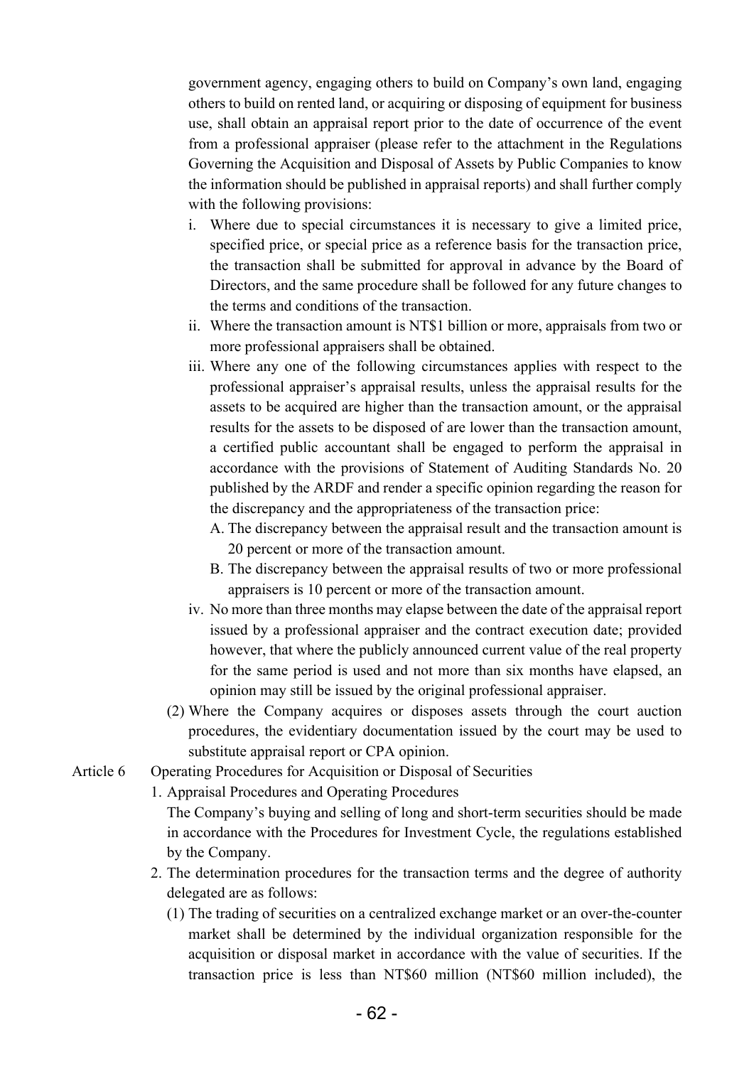government agency, engaging others to build on Company's own land, engaging others to build on rented land, or acquiring or disposing of equipment for business use, shall obtain an appraisal report prior to the date of occurrence of the event from a professional appraiser (please refer to the attachment in the Regulations Governing the Acquisition and Disposal of Assets by Public Companies to know the information should be published in appraisal reports) and shall further comply with the following provisions:

i. Where due to special circumstances it is necessary to give a limited price, specified price, or special price as a reference basis for the transaction price, the transaction shall be submitted for approval in advance by the Board of Directors, and the same procedure shall be followed for any future changes to the terms and conditions of the transaction.

ii. Where the transaction amount is NT$1 billion or more, appraisals from two or more professional appraisers shall be obtained.

iii. Where any one of the following circumstances applies with respect to the professional appraiser's appraisal results, unless the appraisal results for the assets to be acquired are higher than the transaction amount, or the appraisal results for the assets to be disposed of are lower than the transaction amount, a certified public accountant shall be engaged to perform the appraisal in accordance with the provisions of Statement of Auditing Standards No. 20 published by the ARDF and render a specific opinion regarding the reason for the discrepancy and the appropriateness of the transaction price:

A. The discrepancy between the appraisal result and the transaction amount is 20 percent or more of the transaction amount.

B. The discrepancy between the appraisal results of two or more professional appraisers is 10 percent or more of the transaction amount.

iv. No more than three months may elapse between the date of the appraisal report issued by a professional appraiser and the contract execution date; provided however, that where the publicly announced current value of the real property for the same period is used and not more than six months have elapsed, an opinion may still be issued by the original professional appraiser.

(2) Where the Company acquires or disposes assets through the court auction procedures, the evidentiary documentation issued by the court may be used to substitute appraisal report or CPA opinion.

Article 6 Operating Procedures for Acquisition or Disposal of Securities

1. Appraisal Procedures and Operating Procedures

The Company's buying and selling of long and short-term securities should be made in accordance with the Procedures for Investment Cycle, the regulations established by the Company.

2. The determination procedures for the transaction terms and the degree of authority delegated are as follows:

(1) The trading of securities on a centralized exchange market or an over-the-counter market shall be determined by the individual organization responsible for the acquisition or disposal market in accordance with the value of securities. If the transaction price is less than NT$60 million (NT$60 million included), the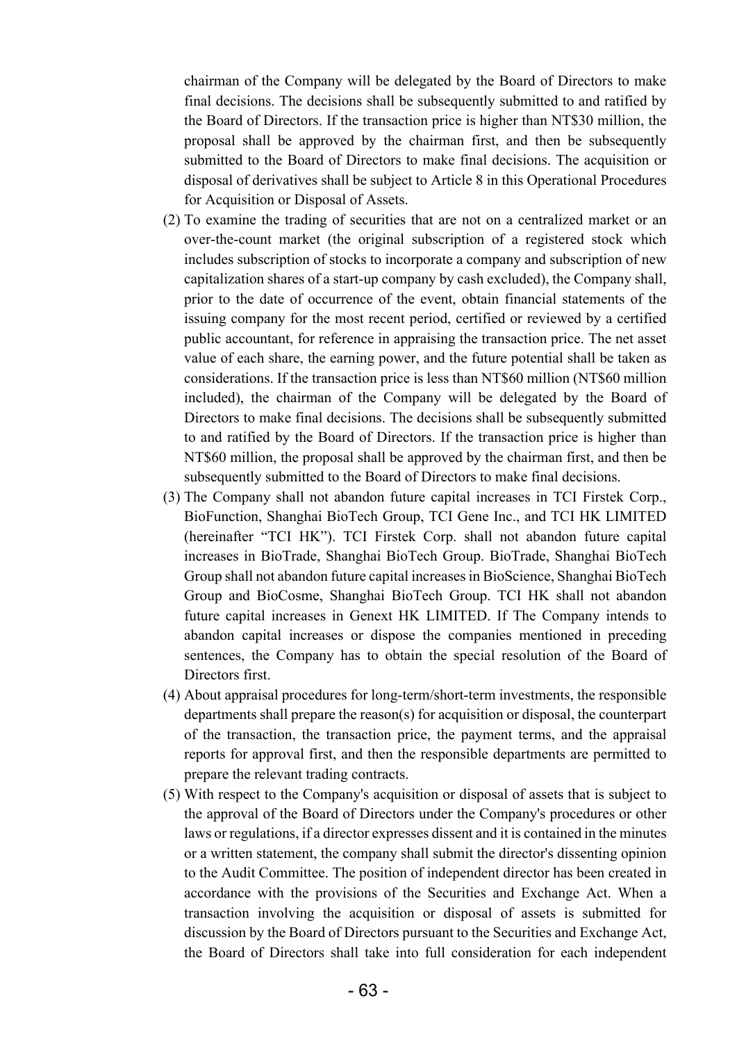chairman of the Company will be delegated by the Board of Directors to make final decisions. The decisions shall be subsequently submitted to and ratified by the Board of Directors. If the transaction price is higher than NT$30 million, the proposal shall be approved by the chairman first, and then be subsequently submitted to the Board of Directors to make final decisions. The acquisition or disposal of derivatives shall be subject to Article 8 in this Operational Procedures for Acquisition or Disposal of Assets.

(2) To examine the trading of securities that are not on a centralized market or an over-the-count market (the original subscription of a registered stock which includes subscription of stocks to incorporate a company and subscription of new capitalization shares of a start-up company by cash excluded), the Company shall, prior to the date of occurrence of the event, obtain financial statements of the issuing company for the most recent period, certified or reviewed by a certified public accountant, for reference in appraising the transaction price. The net asset value of each share, the earning power, and the future potential shall be taken as considerations. If the transaction price is less than NT$60 million (NT$60 million included), the chairman of the Company will be delegated by the Board of Directors to make final decisions. The decisions shall be subsequently submitted to and ratified by the Board of Directors. If the transaction price is higher than NT$60 million, the proposal shall be approved by the chairman first, and then be subsequently submitted to the Board of Directors to make final decisions.

(3) The Company shall not abandon future capital increases in TCI Firstek Corp., BioFunction, Shanghai BioTech Group, TCI Gene Inc., and TCI HK LIMITED (hereinafter "TCI HK"). TCI Firstek Corp. shall not abandon future capital increases in BioTrade, Shanghai BioTech Group. BioTrade, Shanghai BioTech Group shall not abandon future capital increases in BioScience, Shanghai BioTech Group and BioCosme, Shanghai BioTech Group. TCI HK shall not abandon future capital increases in Genext HK LIMITED. If The Company intends to abandon capital increases or dispose the companies mentioned in preceding sentences, the Company has to obtain the special resolution of the Board of Directors first.

(4) About appraisal procedures for long-term/short-term investments, the responsible departments shall prepare the reason(s) for acquisition or disposal, the counterpart of the transaction, the transaction price, the payment terms, and the appraisal reports for approval first, and then the responsible departments are permitted to prepare the relevant trading contracts.

(5) With respect to the Company's acquisition or disposal of assets that is subject to the approval of the Board of Directors under the Company's procedures or other laws or regulations, if a director expresses dissent and it is contained in the minutes or a written statement, the company shall submit the director's dissenting opinion to the Audit Committee. The position of independent director has been created in accordance with the provisions of the Securities and Exchange Act. When a transaction involving the acquisition or disposal of assets is submitted for discussion by the Board of Directors pursuant to the Securities and Exchange Act, the Board of Directors shall take into full consideration for each independent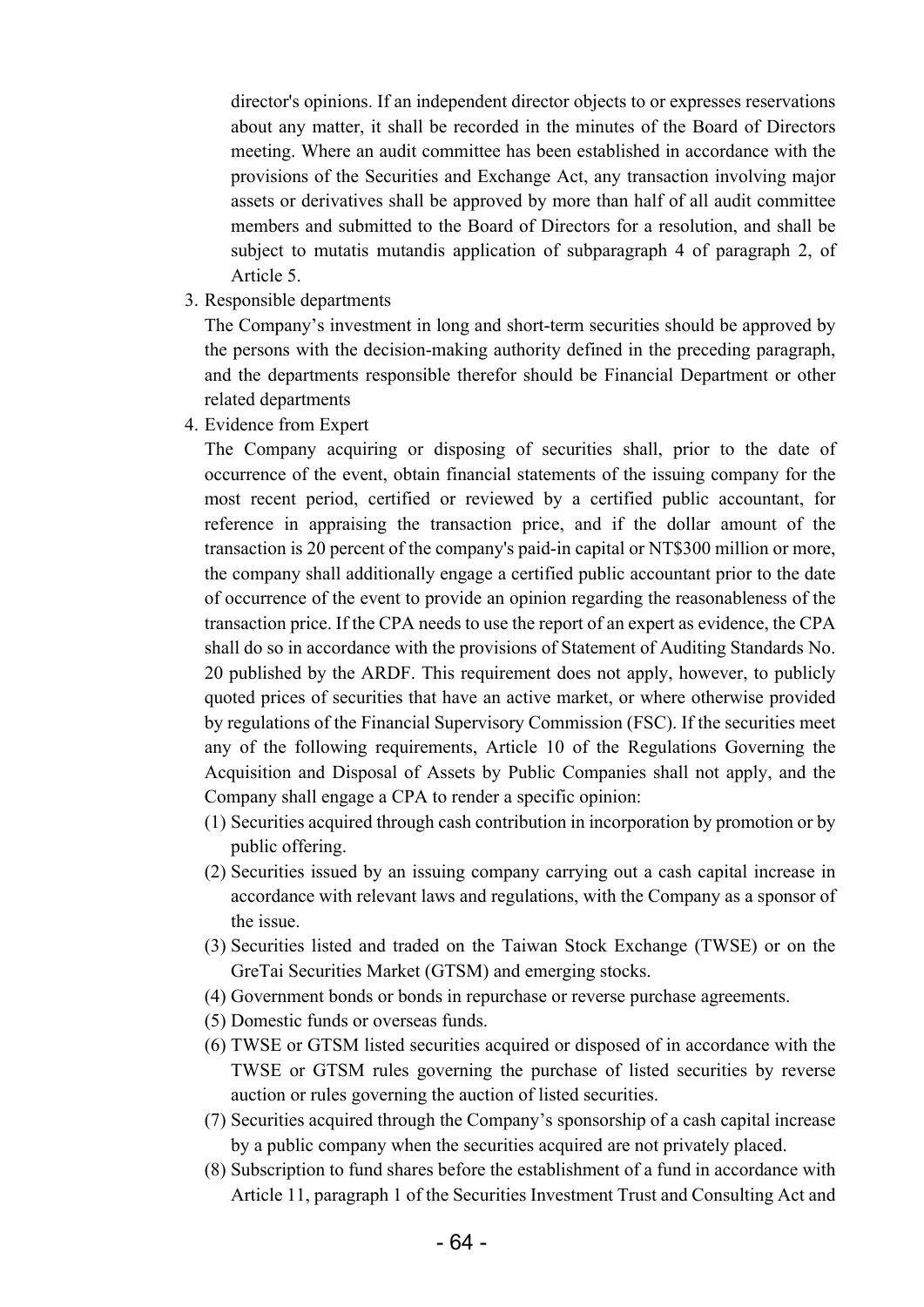director's opinions. If an independent director objects to or expresses reservations about any matter, it shall be recorded in the minutes of the Board of Directors meeting. Where an audit committee has been established in accordance with the provisions of the Securities and Exchange Act, any transaction involving major assets or derivatives shall be approved by more than half of all audit committee members and submitted to the Board of Directors for a resolution, and shall be subject to mutatis mutandis application of subparagraph 4 of paragraph 2, of Article 5.

3. Responsible departments

   The Company's investment in long and short-term securities should be approved by the persons with the decision-making authority defined in the preceding paragraph, and the departments responsible therefor should be Financial Department or other related departments

4. Evidence from Expert

   The Company acquiring or disposing of securities shall, prior to the date of occurrence of the event, obtain financial statements of the issuing company for the most recent period, certified or reviewed by a certified public accountant, for reference in appraising the transaction price, and if the dollar amount of the transaction is 20 percent of the company's paid-in capital or NT$300 million or more, the company shall additionally engage a certified public accountant prior to the date of occurrence of the event to provide an opinion regarding the reasonableness of the transaction price. If the CPA needs to use the report of an expert as evidence, the CPA shall do so in accordance with the provisions of Statement of Auditing Standards No. 20 published by the ARDF. This requirement does not apply, however, to publicly quoted prices of securities that have an active market, or where otherwise provided by regulations of the Financial Supervisory Commission (FSC). If the securities meet any of the following requirements, Article 10 of the Regulations Governing the Acquisition and Disposal of Assets by Public Companies shall not apply, and the Company shall engage a CPA to render a specific opinion:

   (1) Securities acquired through cash contribution in incorporation by promotion or by public offering.
   (2) Securities issued by an issuing company carrying out a cash capital increase in accordance with relevant laws and regulations, with the Company as a sponsor of the issue.
   (3) Securities listed and traded on the Taiwan Stock Exchange (TWSE) or on the GreTai Securities Market (GTSM) and emerging stocks.
   (4) Government bonds or bonds in repurchase or reverse purchase agreements.
   (5) Domestic funds or overseas funds.
   (6) TWSE or GTSM listed securities acquired or disposed of in accordance with the TWSE or GTSM rules governing the purchase of listed securities by reverse auction or rules governing the auction of listed securities.
   (7) Securities acquired through the Company's sponsorship of a cash capital increase by a public company when the securities acquired are not privately placed.
   (8) Subscription to fund shares before the establishment of a fund in accordance with Article 11, paragraph 1 of the Securities Investment Trust and Consulting Act and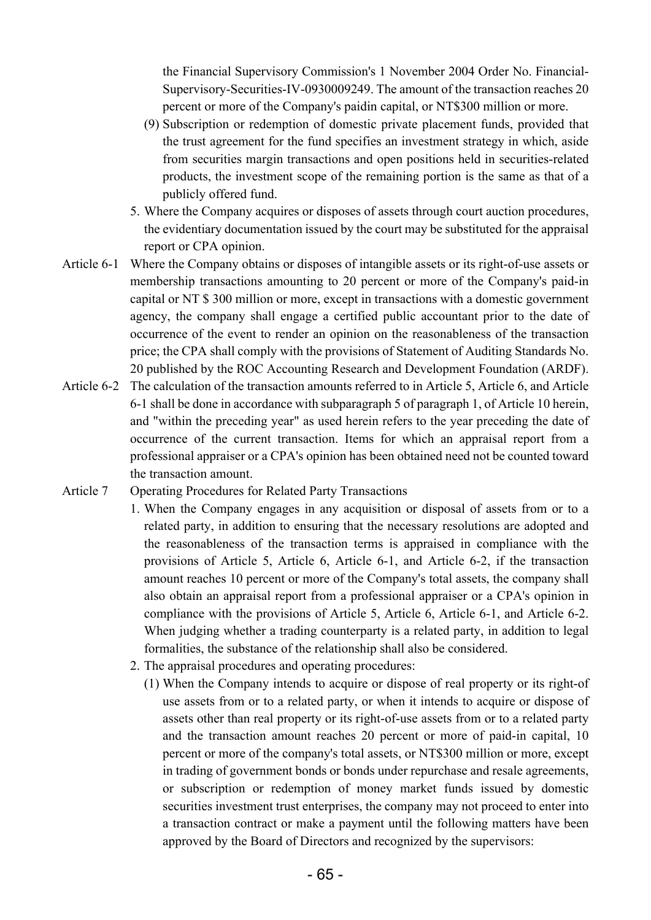the Financial Supervisory Commission's 1 November 2004 Order No. Financial-Supervisory-Securities-IV-0930009249. The amount of the transaction reaches 20 percent or more of the Company's paidin capital, or NT$300 million or more.

(9) Subscription or redemption of domestic private placement funds, provided that the trust agreement for the fund specifies an investment strategy in which, aside from securities margin transactions and open positions held in securities-related products, the investment scope of the remaining portion is the same as that of a publicly offered fund.

5. Where the Company acquires or disposes of assets through court auction procedures, the evidentiary documentation issued by the court may be substituted for the appraisal report or CPA opinion.

Article 6-1 Where the Company obtains or disposes of intangible assets or its right-of-use assets or membership transactions amounting to 20 percent or more of the Company's paid-in capital or NT $ 300 million or more, except in transactions with a domestic government agency, the company shall engage a certified public accountant prior to the date of occurrence of the event to render an opinion on the reasonableness of the transaction price; the CPA shall comply with the provisions of Statement of Auditing Standards No. 20 published by the ROC Accounting Research and Development Foundation (ARDF).

Article 6-2 The calculation of the transaction amounts referred to in Article 5, Article 6, and Article 6-1 shall be done in accordance with subparagraph 5 of paragraph 1, of Article 10 herein, and "within the preceding year" as used herein refers to the year preceding the date of occurrence of the current transaction. Items for which an appraisal report from a professional appraiser or a CPA's opinion has been obtained need not be counted toward the transaction amount.

Article 7 Operating Procedures for Related Party Transactions

1. When the Company engages in any acquisition or disposal of assets from or to a related party, in addition to ensuring that the necessary resolutions are adopted and the reasonableness of the transaction terms is appraised in compliance with the provisions of Article 5, Article 6, Article 6-1, and Article 6-2, if the transaction amount reaches 10 percent or more of the Company's total assets, the company shall also obtain an appraisal report from a professional appraiser or a CPA's opinion in compliance with the provisions of Article 5, Article 6, Article 6-1, and Article 6-2. When judging whether a trading counterparty is a related party, in addition to legal formalities, the substance of the relationship shall also be considered.

2. The appraisal procedures and operating procedures:

(1) When the Company intends to acquire or dispose of real property or its right-of use assets from or to a related party, or when it intends to acquire or dispose of assets other than real property or its right-of-use assets from or to a related party and the transaction amount reaches 20 percent or more of paid-in capital, 10 percent or more of the company's total assets, or NT$300 million or more, except in trading of government bonds or bonds under repurchase and resale agreements, or subscription or redemption of money market funds issued by domestic securities investment trust enterprises, the company may not proceed to enter into a transaction contract or make a payment until the following matters have been approved by the Board of Directors and recognized by the supervisors: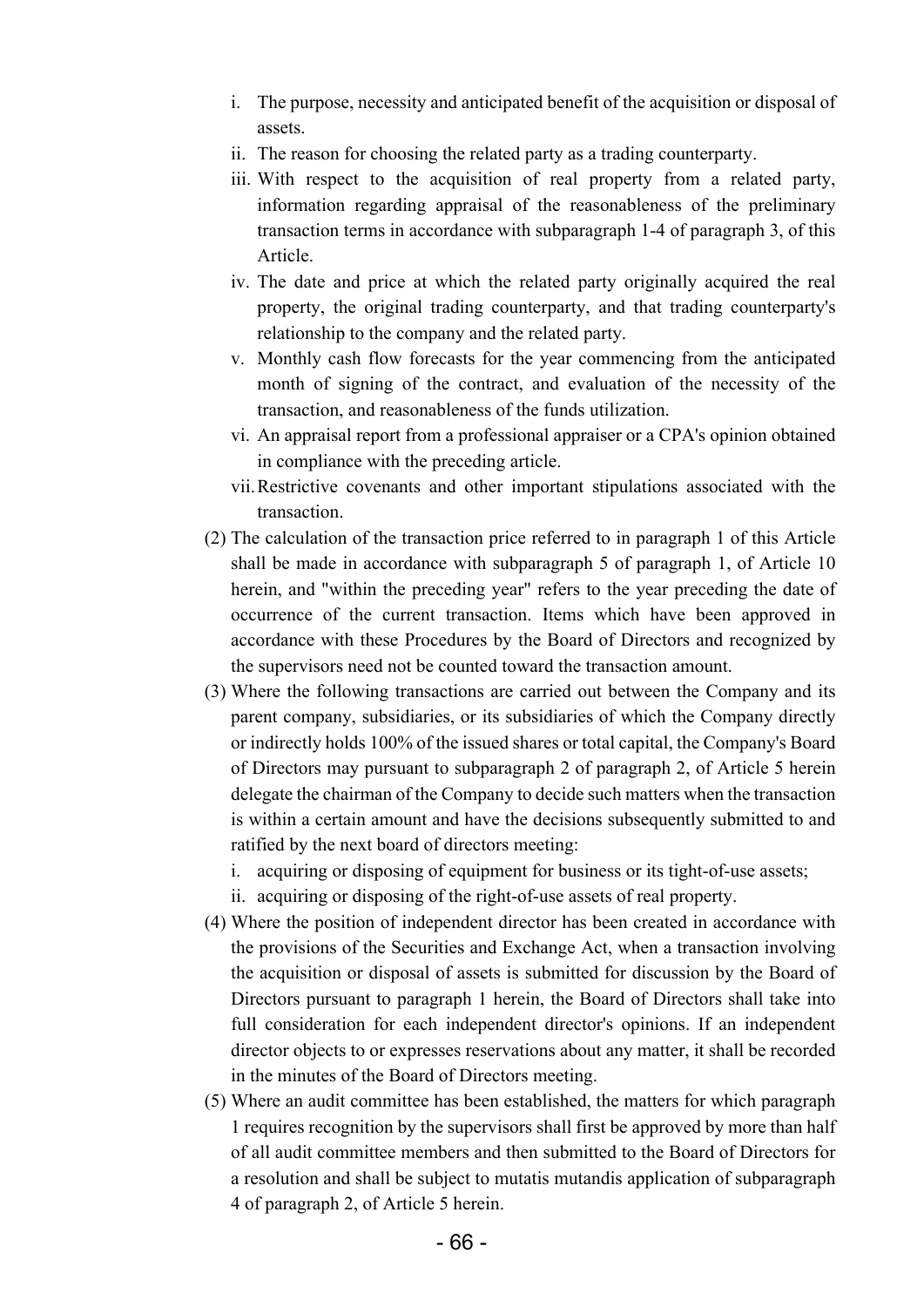i. The purpose, necessity and anticipated benefit of the acquisition or disposal of assets.
ii. The reason for choosing the related party as a trading counterparty.
iii. With respect to the acquisition of real property from a related party, information regarding appraisal of the reasonableness of the preliminary transaction terms in accordance with subparagraph 1-4 of paragraph 3, of this Article.
iv. The date and price at which the related party originally acquired the real property, the original trading counterparty, and that trading counterparty's relationship to the company and the related party.
v. Monthly cash flow forecasts for the year commencing from the anticipated month of signing of the contract, and evaluation of the necessity of the transaction, and reasonableness of the funds utilization.
vi. An appraisal report from a professional appraiser or a CPA's opinion obtained in compliance with the preceding article.
vii. Restrictive covenants and other important stipulations associated with the transaction.

(2) The calculation of the transaction price referred to in paragraph 1 of this Article shall be made in accordance with subparagraph 5 of paragraph 1, of Article 10 herein, and "within the preceding year" refers to the year preceding the date of occurrence of the current transaction. Items which have been approved in accordance with these Procedures by the Board of Directors and recognized by the supervisors need not be counted toward the transaction amount.

(3) Where the following transactions are carried out between the Company and its parent company, subsidiaries, or its subsidiaries of which the Company directly or indirectly holds 100% of the issued shares or total capital, the Company's Board of Directors may pursuant to subparagraph 2 of paragraph 2, of Article 5 herein delegate the chairman of the Company to decide such matters when the transaction is within a certain amount and have the decisions subsequently submitted to and ratified by the next board of directors meeting:

i. acquiring or disposing of equipment for business or its tight-of-use assets;
ii. acquiring or disposing of the right-of-use assets of real property.

(4) Where the position of independent director has been created in accordance with the provisions of the Securities and Exchange Act, when a transaction involving the acquisition or disposal of assets is submitted for discussion by the Board of Directors pursuant to paragraph 1 herein, the Board of Directors shall take into full consideration for each independent director's opinions. If an independent director objects to or expresses reservations about any matter, it shall be recorded in the minutes of the Board of Directors meeting.

(5) Where an audit committee has been established, the matters for which paragraph 1 requires recognition by the supervisors shall first be approved by more than half of all audit committee members and then submitted to the Board of Directors for a resolution and shall be subject to mutatis mutandis application of subparagraph 4 of paragraph 2, of Article 5 herein.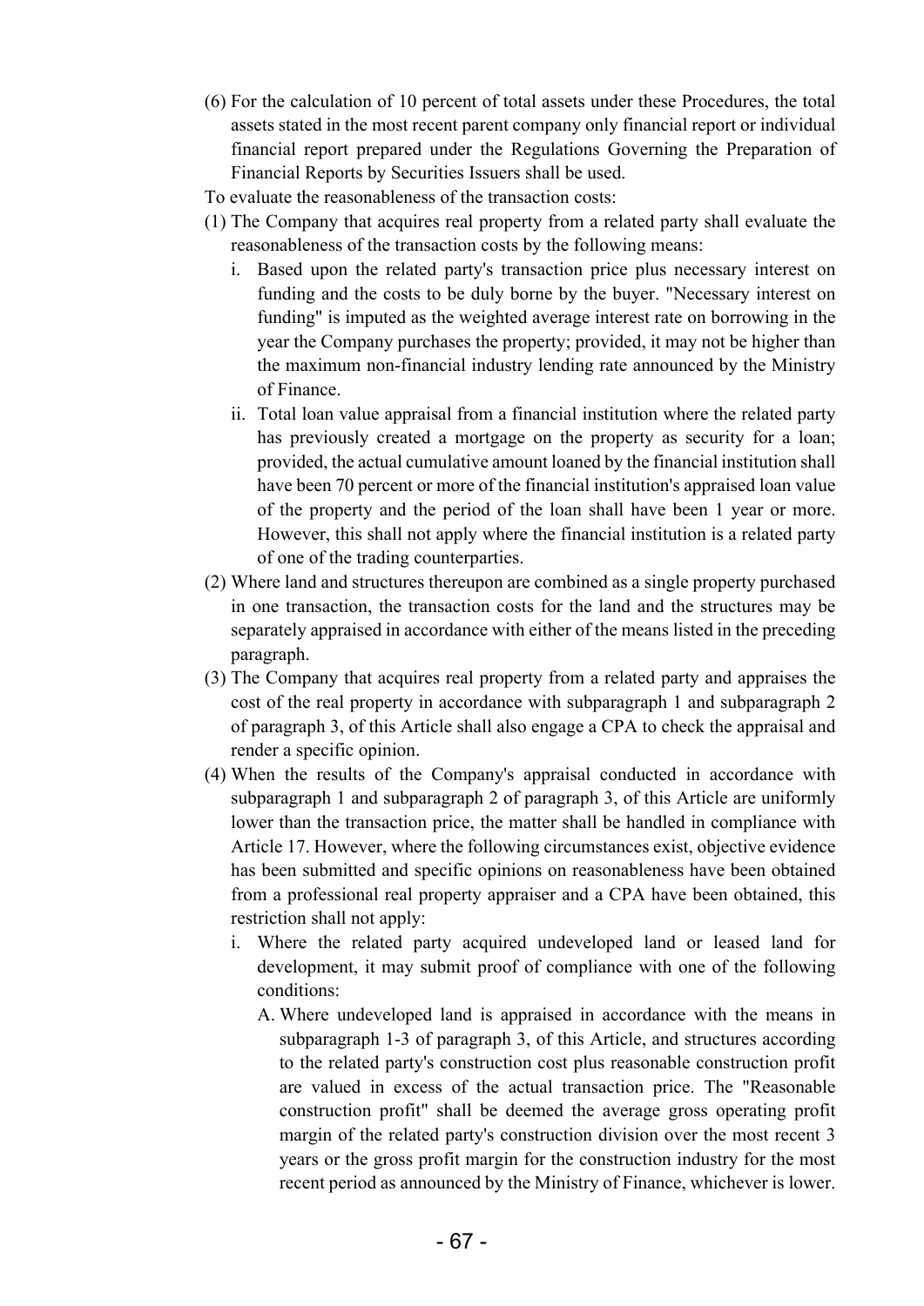(6) For the calculation of 10 percent of total assets under these Procedures, the total assets stated in the most recent parent company only financial report or individual financial report prepared under the Regulations Governing the Preparation of Financial Reports by Securities Issuers shall be used.

To evaluate the reasonableness of the transaction costs:

(1) The Company that acquires real property from a related party shall evaluate the reasonableness of the transaction costs by the following means:

   i. Based upon the related party's transaction price plus necessary interest on funding and the costs to be duly borne by the buyer. "Necessary interest on funding" is imputed as the weighted average interest rate on borrowing in the year the Company purchases the property; provided, it may not be higher than the maximum non-financial industry lending rate announced by the Ministry of Finance.

   ii. Total loan value appraisal from a financial institution where the related party has previously created a mortgage on the property as security for a loan; provided, the actual cumulative amount loaned by the financial institution shall have been 70 percent or more of the financial institution's appraised loan value of the property and the period of the loan shall have been 1 year or more. However, this shall not apply where the financial institution is a related party of one of the trading counterparties.

(2) Where land and structures thereupon are combined as a single property purchased in one transaction, the transaction costs for the land and the structures may be separately appraised in accordance with either of the means listed in the preceding paragraph.

(3) The Company that acquires real property from a related party and appraises the cost of the real property in accordance with subparagraph 1 and subparagraph 2 of paragraph 3, of this Article shall also engage a CPA to check the appraisal and render a specific opinion.

(4) When the results of the Company's appraisal conducted in accordance with subparagraph 1 and subparagraph 2 of paragraph 3, of this Article are uniformly lower than the transaction price, the matter shall be handled in compliance with Article 17. However, where the following circumstances exist, objective evidence has been submitted and specific opinions on reasonableness have been obtained from a professional real property appraiser and a CPA have been obtained, this restriction shall not apply:

   i. Where the related party acquired undeveloped land or leased land for development, it may submit proof of compliance with one of the following conditions:

      A. Where undeveloped land is appraised in accordance with the means in subparagraph 1-3 of paragraph 3, of this Article, and structures according to the related party's construction cost plus reasonable construction profit are valued in excess of the actual transaction price. The "Reasonable construction profit" shall be deemed the average gross operating profit margin of the related party's construction division over the most recent 3 years or the gross profit margin for the construction industry for the most recent period as announced by the Ministry of Finance, whichever is lower.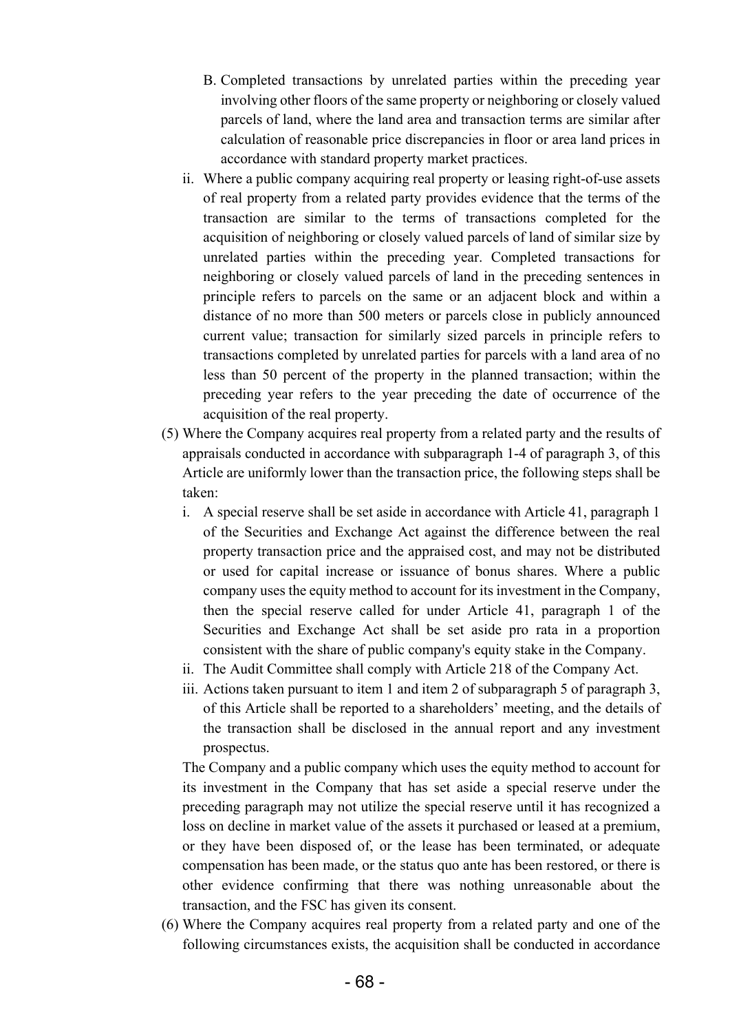B. Completed transactions by unrelated parties within the preceding year involving other floors of the same property or neighboring or closely valued parcels of land, where the land area and transaction terms are similar after calculation of reasonable price discrepancies in floor or area land prices in accordance with standard property market practices.

ii. Where a public company acquiring real property or leasing right-of-use assets of real property from a related party provides evidence that the terms of the transaction are similar to the terms of transactions completed for the acquisition of neighboring or closely valued parcels of land of similar size by unrelated parties within the preceding year. Completed transactions for neighboring or closely valued parcels of land in the preceding sentences in principle refers to parcels on the same or an adjacent block and within a distance of no more than 500 meters or parcels close in publicly announced current value; transaction for similarly sized parcels in principle refers to transactions completed by unrelated parties for parcels with a land area of no less than 50 percent of the property in the planned transaction; within the preceding year refers to the year preceding the date of occurrence of the acquisition of the real property.

(5) Where the Company acquires real property from a related party and the results of appraisals conducted in accordance with subparagraph 1-4 of paragraph 3, of this Article are uniformly lower than the transaction price, the following steps shall be taken:

i. A special reserve shall be set aside in accordance with Article 41, paragraph 1 of the Securities and Exchange Act against the difference between the real property transaction price and the appraised cost, and may not be distributed or used for capital increase or issuance of bonus shares. Where a public company uses the equity method to account for its investment in the Company, then the special reserve called for under Article 41, paragraph 1 of the Securities and Exchange Act shall be set aside pro rata in a proportion consistent with the share of public company's equity stake in the Company.

ii. The Audit Committee shall comply with Article 218 of the Company Act.

iii. Actions taken pursuant to item 1 and item 2 of subparagraph 5 of paragraph 3, of this Article shall be reported to a shareholders' meeting, and the details of the transaction shall be disclosed in the annual report and any investment prospectus.

The Company and a public company which uses the equity method to account for its investment in the Company that has set aside a special reserve under the preceding paragraph may not utilize the special reserve until it has recognized a loss on decline in market value of the assets it purchased or leased at a premium, or they have been disposed of, or the lease has been terminated, or adequate compensation has been made, or the status quo ante has been restored, or there is other evidence confirming that there was nothing unreasonable about the transaction, and the FSC has given its consent.

(6) Where the Company acquires real property from a related party and one of the following circumstances exists, the acquisition shall be conducted in accordance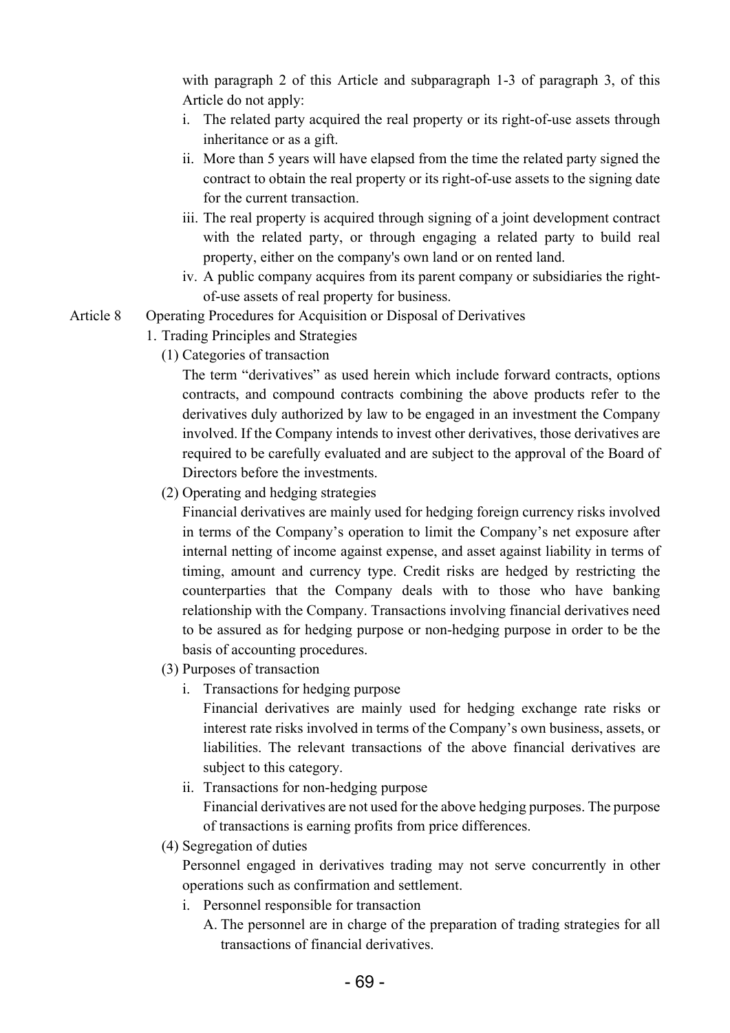with paragraph 2 of this Article and subparagraph 1-3 of paragraph 3, of this Article do not apply:

i. The related party acquired the real property or its right-of-use assets through inheritance or as a gift.
ii. More than 5 years will have elapsed from the time the related party signed the contract to obtain the real property or its right-of-use assets to the signing date for the current transaction.
iii. The real property is acquired through signing of a joint development contract with the related party, or through engaging a related party to build real property, either on the company's own land or on rented land.
iv. A public company acquires from its parent company or subsidiaries the right-of-use assets of real property for business.

Article 8 Operating Procedures for Acquisition or Disposal of Derivatives

1. Trading Principles and Strategies

(1) Categories of transaction

The term "derivatives" as used herein which include forward contracts, options contracts, and compound contracts combining the above products refer to the derivatives duly authorized by law to be engaged in an investment the Company involved. If the Company intends to invest other derivatives, those derivatives are required to be carefully evaluated and are subject to the approval of the Board of Directors before the investments.

(2) Operating and hedging strategies

Financial derivatives are mainly used for hedging foreign currency risks involved in terms of the Company's operation to limit the Company's net exposure after internal netting of income against expense, and asset against liability in terms of timing, amount and currency type. Credit risks are hedged by restricting the counterparties that the Company deals with to those who have banking relationship with the Company. Transactions involving financial derivatives need to be assured as for hedging purpose or non-hedging purpose in order to be the basis of accounting procedures.

(3) Purposes of transaction

i. Transactions for hedging purpose

Financial derivatives are mainly used for hedging exchange rate risks or interest rate risks involved in terms of the Company's own business, assets, or liabilities. The relevant transactions of the above financial derivatives are subject to this category.

ii. Transactions for non-hedging purpose

Financial derivatives are not used for the above hedging purposes. The purpose of transactions is earning profits from price differences.

(4) Segregation of duties

Personnel engaged in derivatives trading may not serve concurrently in other operations such as confirmation and settlement.

i. Personnel responsible for transaction

A. The personnel are in charge of the preparation of trading strategies for all transactions of financial derivatives.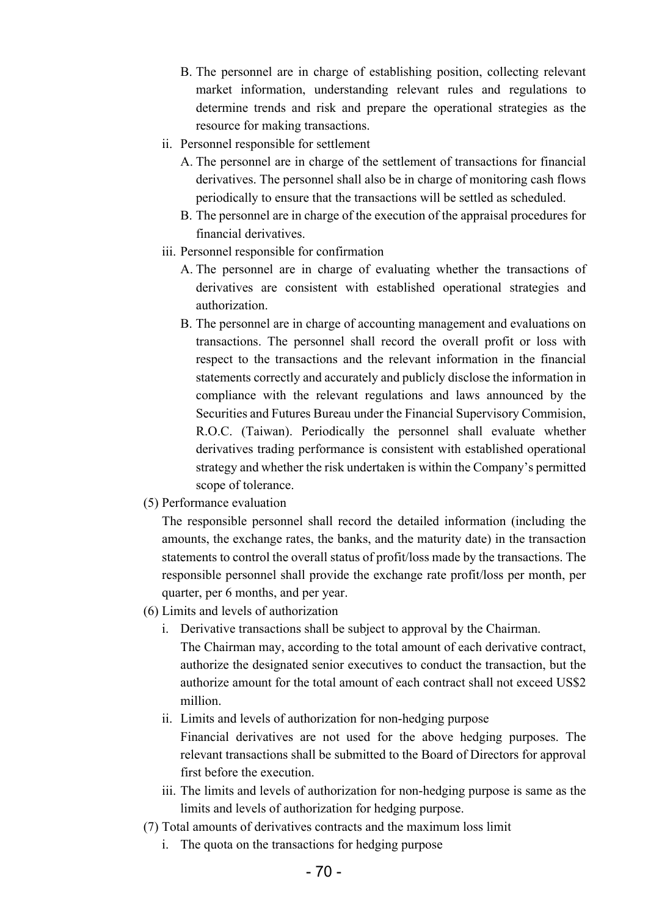B. The personnel are in charge of establishing position, collecting relevant market information, understanding relevant rules and regulations to determine trends and risk and prepare the operational strategies as the resource for making transactions.

ii. Personnel responsible for settlement

A. The personnel are in charge of the settlement of transactions for financial derivatives. The personnel shall also be in charge of monitoring cash flows periodically to ensure that the transactions will be settled as scheduled.

B. The personnel are in charge of the execution of the appraisal procedures for financial derivatives.

iii. Personnel responsible for confirmation

A. The personnel are in charge of evaluating whether the transactions of derivatives are consistent with established operational strategies and authorization.

B. The personnel are in charge of accounting management and evaluations on transactions. The personnel shall record the overall profit or loss with respect to the transactions and the relevant information in the financial statements correctly and accurately and publicly disclose the information in compliance with the relevant regulations and laws announced by the Securities and Futures Bureau under the Financial Supervisory Commision, R.O.C. (Taiwan). Periodically the personnel shall evaluate whether derivatives trading performance is consistent with established operational strategy and whether the risk undertaken is within the Company's permitted scope of tolerance.

(5) Performance evaluation

The responsible personnel shall record the detailed information (including the amounts, the exchange rates, the banks, and the maturity date) in the transaction statements to control the overall status of profit/loss made by the transactions. The responsible personnel shall provide the exchange rate profit/loss per month, per quarter, per 6 months, and per year.

(6) Limits and levels of authorization

i. Derivative transactions shall be subject to approval by the Chairman.

The Chairman may, according to the total amount of each derivative contract, authorize the designated senior executives to conduct the transaction, but the authorize amount for the total amount of each contract shall not exceed US$2 million.

ii. Limits and levels of authorization for non-hedging purpose

Financial derivatives are not used for the above hedging purposes. The relevant transactions shall be submitted to the Board of Directors for approval first before the execution.

iii. The limits and levels of authorization for non-hedging purpose is same as the limits and levels of authorization for hedging purpose.

(7) Total amounts of derivatives contracts and the maximum loss limit

i. The quota on the transactions for hedging purpose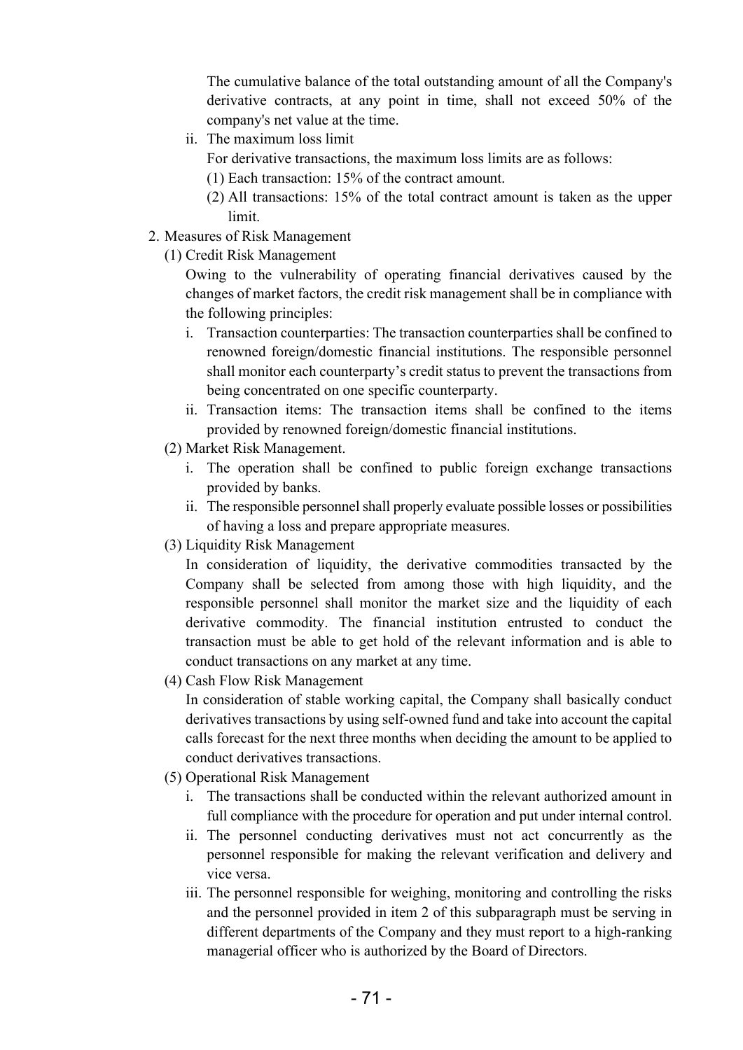The cumulative balance of the total outstanding amount of all the Company's derivative contracts, at any point in time, shall not exceed 50% of the company's net value at the time.

ii. The maximum loss limit

For derivative transactions, the maximum loss limits are as follows:

(1) Each transaction: 15% of the contract amount.

(2) All transactions: 15% of the total contract amount is taken as the upper limit.

2. Measures of Risk Management

(1) Credit Risk Management

Owing to the vulnerability of operating financial derivatives caused by the changes of market factors, the credit risk management shall be in compliance with the following principles:

i. Transaction counterparties: The transaction counterparties shall be confined to renowned foreign/domestic financial institutions. The responsible personnel shall monitor each counterparty's credit status to prevent the transactions from being concentrated on one specific counterparty.

ii. Transaction items: The transaction items shall be confined to the items provided by renowned foreign/domestic financial institutions.

(2) Market Risk Management.

i. The operation shall be confined to public foreign exchange transactions provided by banks.

ii. The responsible personnel shall properly evaluate possible losses or possibilities of having a loss and prepare appropriate measures.

(3) Liquidity Risk Management

In consideration of liquidity, the derivative commodities transacted by the Company shall be selected from among those with high liquidity, and the responsible personnel shall monitor the market size and the liquidity of each derivative commodity. The financial institution entrusted to conduct the transaction must be able to get hold of the relevant information and is able to conduct transactions on any market at any time.

(4) Cash Flow Risk Management

In consideration of stable working capital, the Company shall basically conduct derivatives transactions by using self-owned fund and take into account the capital calls forecast for the next three months when deciding the amount to be applied to conduct derivatives transactions.

(5) Operational Risk Management

i. The transactions shall be conducted within the relevant authorized amount in full compliance with the procedure for operation and put under internal control.

ii. The personnel conducting derivatives must not act concurrently as the personnel responsible for making the relevant verification and delivery and vice versa.

iii. The personnel responsible for weighing, monitoring and controlling the risks and the personnel provided in item 2 of this subparagraph must be serving in different departments of the Company and they must report to a high-ranking managerial officer who is authorized by the Board of Directors.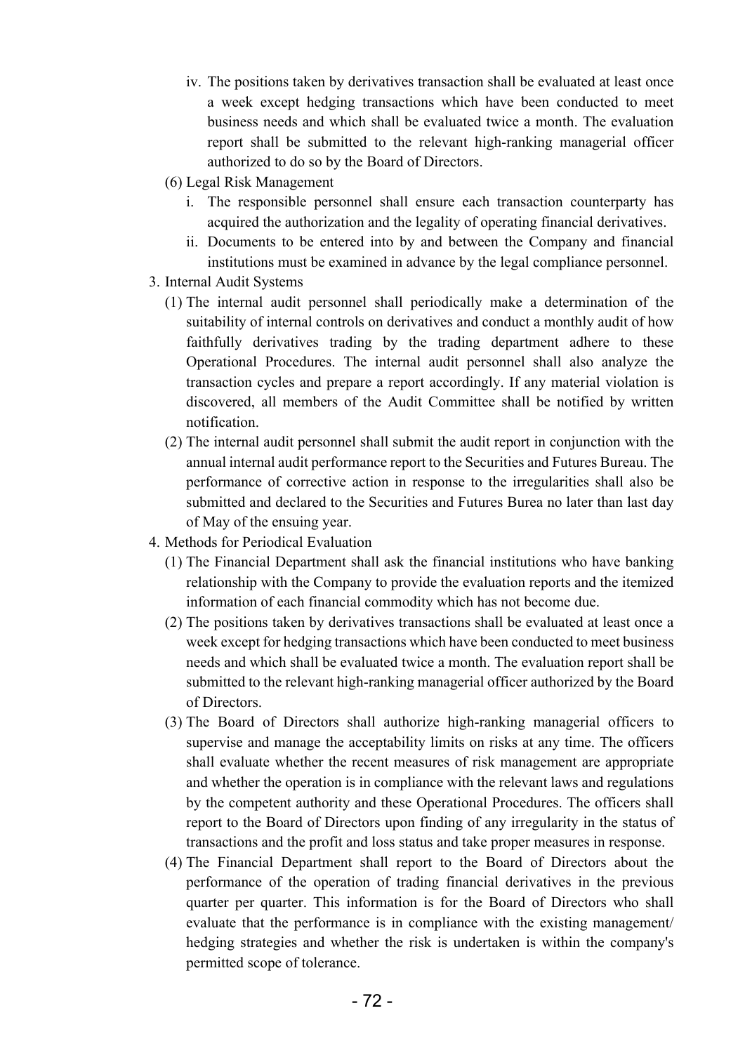iv. The positions taken by derivatives transaction shall be evaluated at least once a week except hedging transactions which have been conducted to meet business needs and which shall be evaluated twice a month. The evaluation report shall be submitted to the relevant high-ranking managerial officer authorized to do so by the Board of Directors.

(6) Legal Risk Management

i. The responsible personnel shall ensure each transaction counterparty has acquired the authorization and the legality of operating financial derivatives.

ii. Documents to be entered into by and between the Company and financial institutions must be examined in advance by the legal compliance personnel.

3. Internal Audit Systems

(1) The internal audit personnel shall periodically make a determination of the suitability of internal controls on derivatives and conduct a monthly audit of how faithfully derivatives trading by the trading department adhere to these Operational Procedures. The internal audit personnel shall also analyze the transaction cycles and prepare a report accordingly. If any material violation is discovered, all members of the Audit Committee shall be notified by written notification.

(2) The internal audit personnel shall submit the audit report in conjunction with the annual internal audit performance report to the Securities and Futures Bureau. The performance of corrective action in response to the irregularities shall also be submitted and declared to the Securities and Futures Burea no later than last day of May of the ensuing year.

4. Methods for Periodical Evaluation

(1) The Financial Department shall ask the financial institutions who have banking relationship with the Company to provide the evaluation reports and the itemized information of each financial commodity which has not become due.

(2) The positions taken by derivatives transactions shall be evaluated at least once a week except for hedging transactions which have been conducted to meet business needs and which shall be evaluated twice a month. The evaluation report shall be submitted to the relevant high-ranking managerial officer authorized by the Board of Directors.

(3) The Board of Directors shall authorize high-ranking managerial officers to supervise and manage the acceptability limits on risks at any time. The officers shall evaluate whether the recent measures of risk management are appropriate and whether the operation is in compliance with the relevant laws and regulations by the competent authority and these Operational Procedures. The officers shall report to the Board of Directors upon finding of any irregularity in the status of transactions and the profit and loss status and take proper measures in response.

(4) The Financial Department shall report to the Board of Directors about the performance of the operation of trading financial derivatives in the previous quarter per quarter. This information is for the Board of Directors who shall evaluate that the performance is in compliance with the existing management/ hedging strategies and whether the risk is undertaken is within the company's permitted scope of tolerance.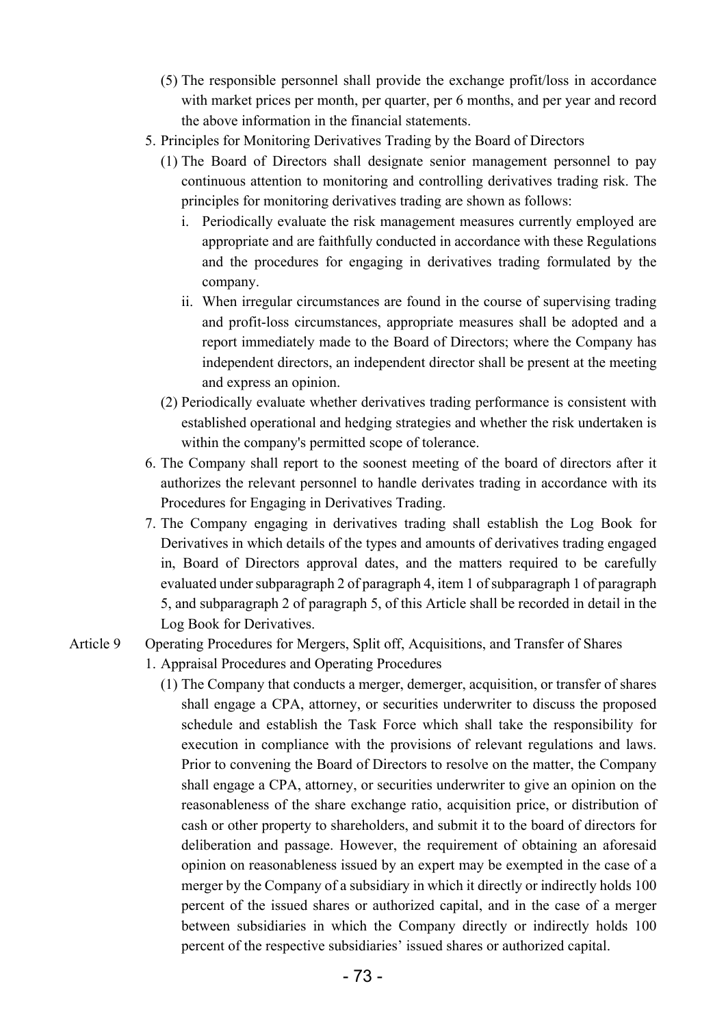(5) The responsible personnel shall provide the exchange profit/loss in accordance with market prices per month, per quarter, per 6 months, and per year and record the above information in the financial statements.

5. Principles for Monitoring Derivatives Trading by the Board of Directors
   (1) The Board of Directors shall designate senior management personnel to pay continuous attention to monitoring and controlling derivatives trading risk. The principles for monitoring derivatives trading are shown as follows:
      i. Periodically evaluate the risk management measures currently employed are appropriate and are faithfully conducted in accordance with these Regulations and the procedures for engaging in derivatives trading formulated by the company.
      ii. When irregular circumstances are found in the course of supervising trading and profit-loss circumstances, appropriate measures shall be adopted and a report immediately made to the Board of Directors; where the Company has independent directors, an independent director shall be present at the meeting and express an opinion.
   (2) Periodically evaluate whether derivatives trading performance is consistent with established operational and hedging strategies and whether the risk undertaken is within the company's permitted scope of tolerance.
6. The Company shall report to the soonest meeting of the board of directors after it authorizes the relevant personnel to handle derivates trading in accordance with its Procedures for Engaging in Derivatives Trading.
7. The Company engaging in derivatives trading shall establish the Log Book for Derivatives in which details of the types and amounts of derivatives trading engaged in, Board of Directors approval dates, and the matters required to be carefully evaluated under subparagraph 2 of paragraph 4, item 1 of subparagraph 1 of paragraph 5, and subparagraph 2 of paragraph 5, of this Article shall be recorded in detail in the Log Book for Derivatives.

Article 9 Operating Procedures for Mergers, Split off, Acquisitions, and Transfer of Shares

1. Appraisal Procedures and Operating Procedures
   (1) The Company that conducts a merger, demerger, acquisition, or transfer of shares shall engage a CPA, attorney, or securities underwriter to discuss the proposed schedule and establish the Task Force which shall take the responsibility for execution in compliance with the provisions of relevant regulations and laws. Prior to convening the Board of Directors to resolve on the matter, the Company shall engage a CPA, attorney, or securities underwriter to give an opinion on the reasonableness of the share exchange ratio, acquisition price, or distribution of cash or other property to shareholders, and submit it to the board of directors for deliberation and passage. However, the requirement of obtaining an aforesaid opinion on reasonableness issued by an expert may be exempted in the case of a merger by the Company of a subsidiary in which it directly or indirectly holds 100 percent of the issued shares or authorized capital, and in the case of a merger between subsidiaries in which the Company directly or indirectly holds 100 percent of the respective subsidiaries' issued shares or authorized capital.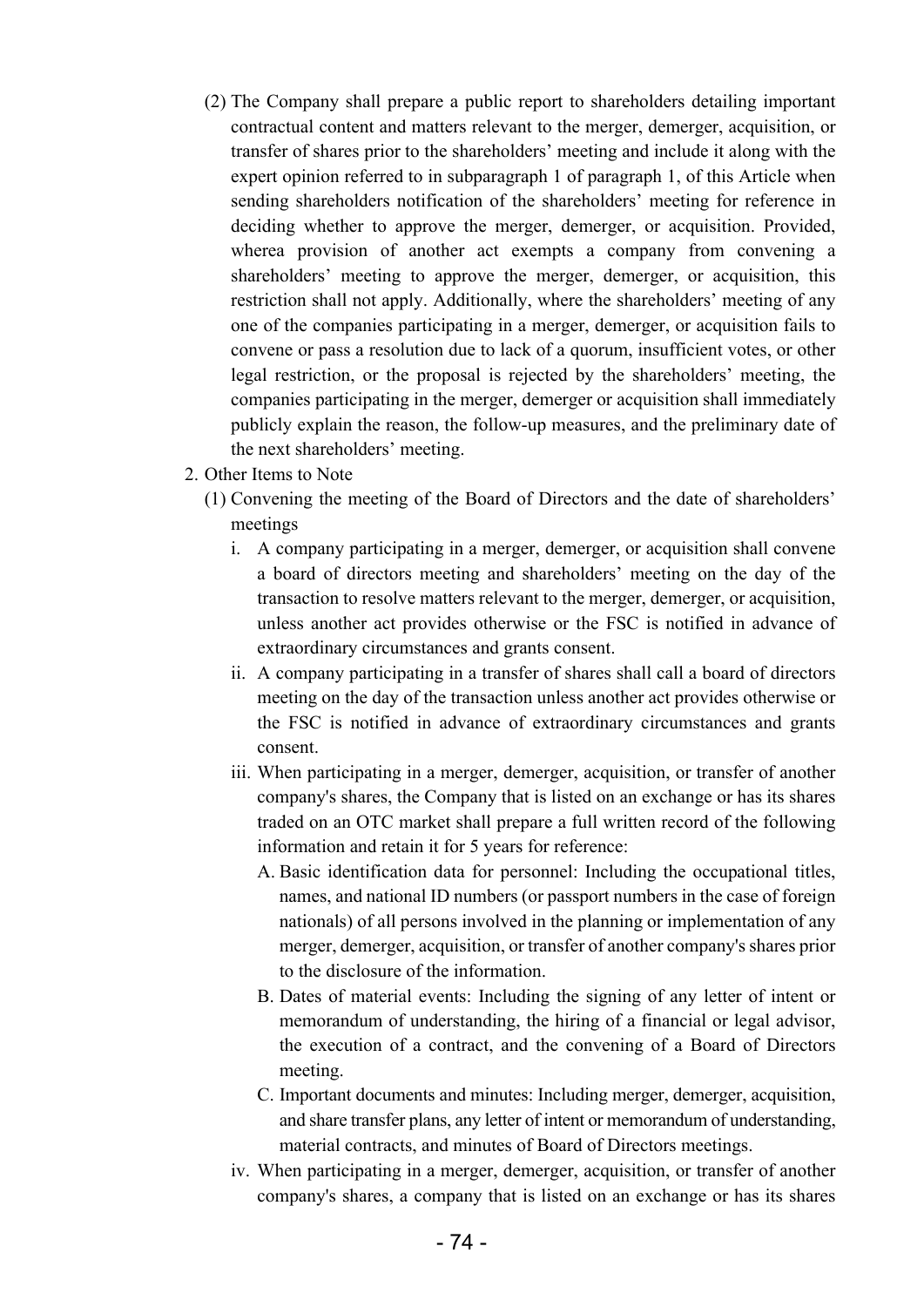(2) The Company shall prepare a public report to shareholders detailing important contractual content and matters relevant to the merger, demerger, acquisition, or transfer of shares prior to the shareholders' meeting and include it along with the expert opinion referred to in subparagraph 1 of paragraph 1, of this Article when sending shareholders notification of the shareholders' meeting for reference in deciding whether to approve the merger, demerger, or acquisition. Provided, wherea provision of another act exempts a company from convening a shareholders' meeting to approve the merger, demerger, or acquisition, this restriction shall not apply. Additionally, where the shareholders' meeting of any one of the companies participating in a merger, demerger, or acquisition fails to convene or pass a resolution due to lack of a quorum, insufficient votes, or other legal restriction, or the proposal is rejected by the shareholders' meeting, the companies participating in the merger, demerger or acquisition shall immediately publicly explain the reason, the follow-up measures, and the preliminary date of the next shareholders' meeting.

2. Other Items to Note
   (1) Convening the meeting of the Board of Directors and the date of shareholders' meetings
      i. A company participating in a merger, demerger, or acquisition shall convene a board of directors meeting and shareholders' meeting on the day of the transaction to resolve matters relevant to the merger, demerger, or acquisition, unless another act provides otherwise or the FSC is notified in advance of extraordinary circumstances and grants consent.
      ii. A company participating in a transfer of shares shall call a board of directors meeting on the day of the transaction unless another act provides otherwise or the FSC is notified in advance of extraordinary circumstances and grants consent.
      iii. When participating in a merger, demerger, acquisition, or transfer of another company's shares, the Company that is listed on an exchange or has its shares traded on an OTC market shall prepare a full written record of the following information and retain it for 5 years for reference:
         A. Basic identification data for personnel: Including the occupational titles, names, and national ID numbers (or passport numbers in the case of foreign nationals) of all persons involved in the planning or implementation of any merger, demerger, acquisition, or transfer of another company's shares prior to the disclosure of the information.
         B. Dates of material events: Including the signing of any letter of intent or memorandum of understanding, the hiring of a financial or legal advisor, the execution of a contract, and the convening of a Board of Directors meeting.
         C. Important documents and minutes: Including merger, demerger, acquisition, and share transfer plans, any letter of intent or memorandum of understanding, material contracts, and minutes of Board of Directors meetings.
      iv. When participating in a merger, demerger, acquisition, or transfer of another company's shares, a company that is listed on an exchange or has its shares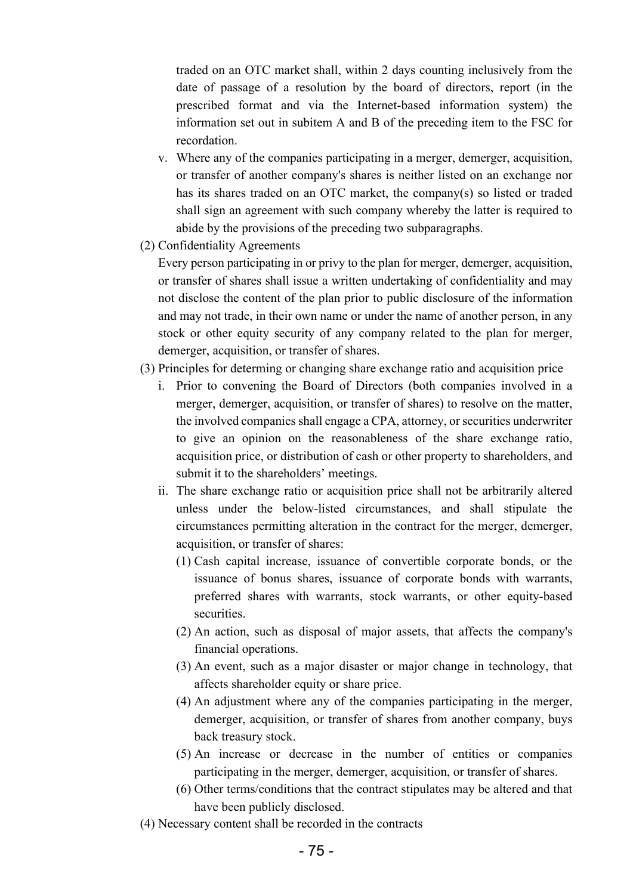traded on an OTC market shall, within 2 days counting inclusively from the date of passage of a resolution by the board of directors, report (in the prescribed format and via the Internet-based information system) the information set out in subitem A and B of the preceding item to the FSC for recordation.

v. Where any of the companies participating in a merger, demerger, acquisition, or transfer of another company's shares is neither listed on an exchange nor has its shares traded on an OTC market, the company(s) so listed or traded shall sign an agreement with such company whereby the latter is required to abide by the provisions of the preceding two subparagraphs.

(2) Confidentiality Agreements

Every person participating in or privy to the plan for merger, demerger, acquisition, or transfer of shares shall issue a written undertaking of confidentiality and may not disclose the content of the plan prior to public disclosure of the information and may not trade, in their own name or under the name of another person, in any stock or other equity security of any company related to the plan for merger, demerger, acquisition, or transfer of shares.

(3) Principles for determing or changing share exchange ratio and acquisition price

i. Prior to convening the Board of Directors (both companies involved in a merger, demerger, acquisition, or transfer of shares) to resolve on the matter, the involved companies shall engage a CPA, attorney, or securities underwriter to give an opinion on the reasonableness of the share exchange ratio, acquisition price, or distribution of cash or other property to shareholders, and submit it to the shareholders' meetings.

ii. The share exchange ratio or acquisition price shall not be arbitrarily altered unless under the below-listed circumstances, and shall stipulate the circumstances permitting alteration in the contract for the merger, demerger, acquisition, or transfer of shares:

(1) Cash capital increase, issuance of convertible corporate bonds, or the issuance of bonus shares, issuance of corporate bonds with warrants, preferred shares with warrants, stock warrants, or other equity-based securities.

(2) An action, such as disposal of major assets, that affects the company's financial operations.

(3) An event, such as a major disaster or major change in technology, that affects shareholder equity or share price.

(4) An adjustment where any of the companies participating in the merger, demerger, acquisition, or transfer of shares from another company, buys back treasury stock.

(5) An increase or decrease in the number of entities or companies participating in the merger, demerger, acquisition, or transfer of shares.

(6) Other terms/conditions that the contract stipulates may be altered and that have been publicly disclosed.

(4) Necessary content shall be recorded in the contracts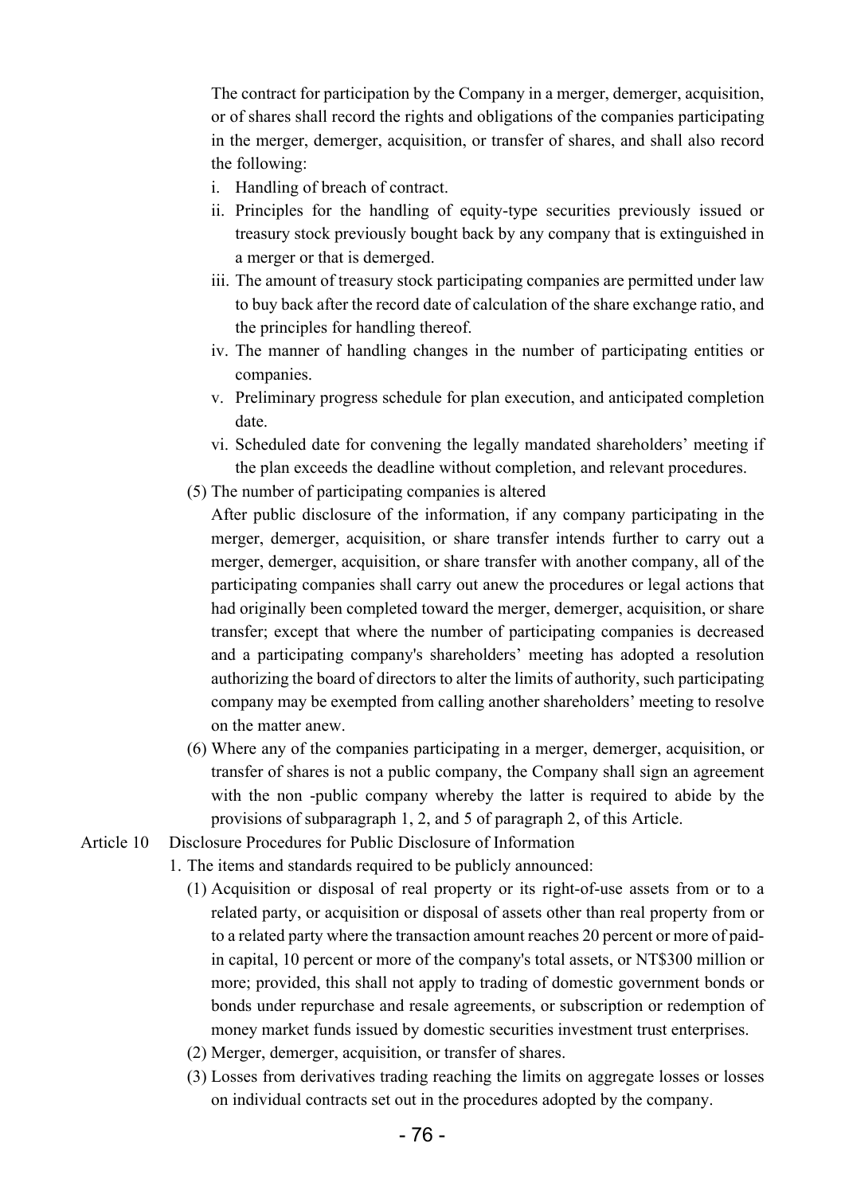The contract for participation by the Company in a merger, demerger, acquisition, or of shares shall record the rights and obligations of the companies participating in the merger, demerger, acquisition, or transfer of shares, and shall also record the following:

i. Handling of breach of contract.
ii. Principles for the handling of equity-type securities previously issued or treasury stock previously bought back by any company that is extinguished in a merger or that is demerged.
iii. The amount of treasury stock participating companies are permitted under law to buy back after the record date of calculation of the share exchange ratio, and the principles for handling thereof.
iv. The manner of handling changes in the number of participating entities or companies.
v. Preliminary progress schedule for plan execution, and anticipated completion date.
vi. Scheduled date for convening the legally mandated shareholders' meeting if the plan exceeds the deadline without completion, and relevant procedures.

(5) The number of participating companies is altered

After public disclosure of the information, if any company participating in the merger, demerger, acquisition, or share transfer intends further to carry out a merger, demerger, acquisition, or share transfer with another company, all of the participating companies shall carry out anew the procedures or legal actions that had originally been completed toward the merger, demerger, acquisition, or share transfer; except that where the number of participating companies is decreased and a participating company's shareholders' meeting has adopted a resolution authorizing the board of directors to alter the limits of authority, such participating company may be exempted from calling another shareholders' meeting to resolve on the matter anew.

(6) Where any of the companies participating in a merger, demerger, acquisition, or transfer of shares is not a public company, the Company shall sign an agreement with the non -public company whereby the latter is required to abide by the provisions of subparagraph 1, 2, and 5 of paragraph 2, of this Article.

Article 10 Disclosure Procedures for Public Disclosure of Information

1. The items and standards required to be publicly announced:

(1) Acquisition or disposal of real property or its right-of-use assets from or to a related party, or acquisition or disposal of assets other than real property from or to a related party where the transaction amount reaches 20 percent or more of paid-in capital, 10 percent or more of the company's total assets, or NT$300 million or more; provided, this shall not apply to trading of domestic government bonds or bonds under repurchase and resale agreements, or subscription or redemption of money market funds issued by domestic securities investment trust enterprises.

(2) Merger, demerger, acquisition, or transfer of shares.

(3) Losses from derivatives trading reaching the limits on aggregate losses or losses on individual contracts set out in the procedures adopted by the company.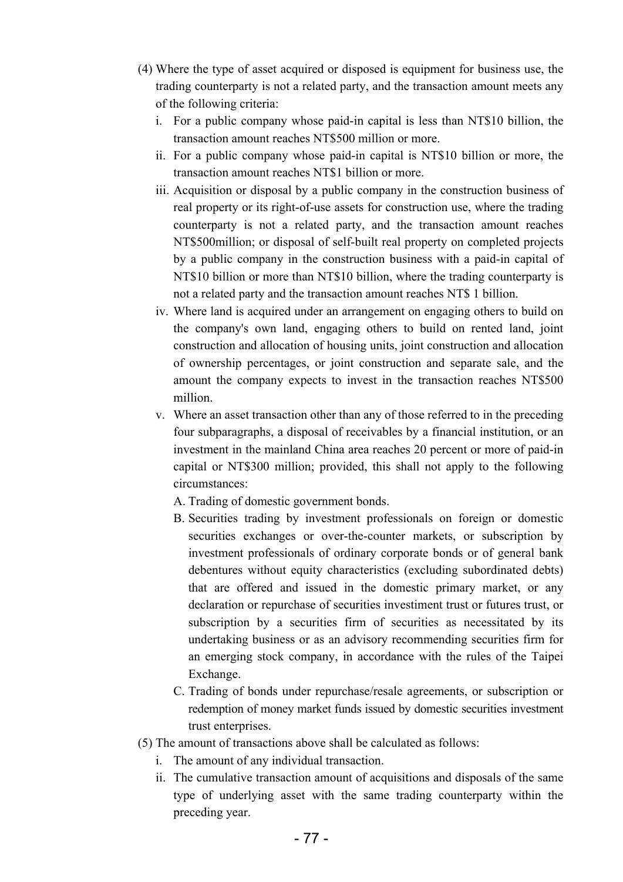(4) Where the type of asset acquired or disposed is equipment for business use, the trading counterparty is not a related party, and the transaction amount meets any of the following criteria:

   i. For a public company whose paid-in capital is less than NT$10 billion, the transaction amount reaches NT$500 million or more.

   ii. For a public company whose paid-in capital is NT$10 billion or more, the transaction amount reaches NT$1 billion or more.

   iii. Acquisition or disposal by a public company in the construction business of real property or its right-of-use assets for construction use, where the trading counterparty is not a related party, and the transaction amount reaches NT$500million; or disposal of self-built real property on completed projects by a public company in the construction business with a paid-in capital of NT$10 billion or more than NT$10 billion, where the trading counterparty is not a related party and the transaction amount reaches NT$ 1 billion.

   iv. Where land is acquired under an arrangement on engaging others to build on the company's own land, engaging others to build on rented land, joint construction and allocation of housing units, joint construction and allocation of ownership percentages, or joint construction and separate sale, and the amount the company expects to invest in the transaction reaches NT$500 million.

   v. Where an asset transaction other than any of those referred to in the preceding four subparagraphs, a disposal of receivables by a financial institution, or an investment in the mainland China area reaches 20 percent or more of paid-in capital or NT$300 million; provided, this shall not apply to the following circumstances:

      A. Trading of domestic government bonds.

      B. Securities trading by investment professionals on foreign or domestic securities exchanges or over-the-counter markets, or subscription by investment professionals of ordinary corporate bonds or of general bank debentures without equity characteristics (excluding subordinated debts) that are offered and issued in the domestic primary market, or any declaration or repurchase of securities investiment trust or futures trust, or subscription by a securities firm of securities as necessitated by its undertaking business or as an advisory recommending securities firm for an emerging stock company, in accordance with the rules of the Taipei Exchange.

      C. Trading of bonds under repurchase/resale agreements, or subscription or redemption of money market funds issued by domestic securities investment trust enterprises.

(5) The amount of transactions above shall be calculated as follows:

   i. The amount of any individual transaction.

   ii. The cumulative transaction amount of acquisitions and disposals of the same type of underlying asset with the same trading counterparty within the preceding year.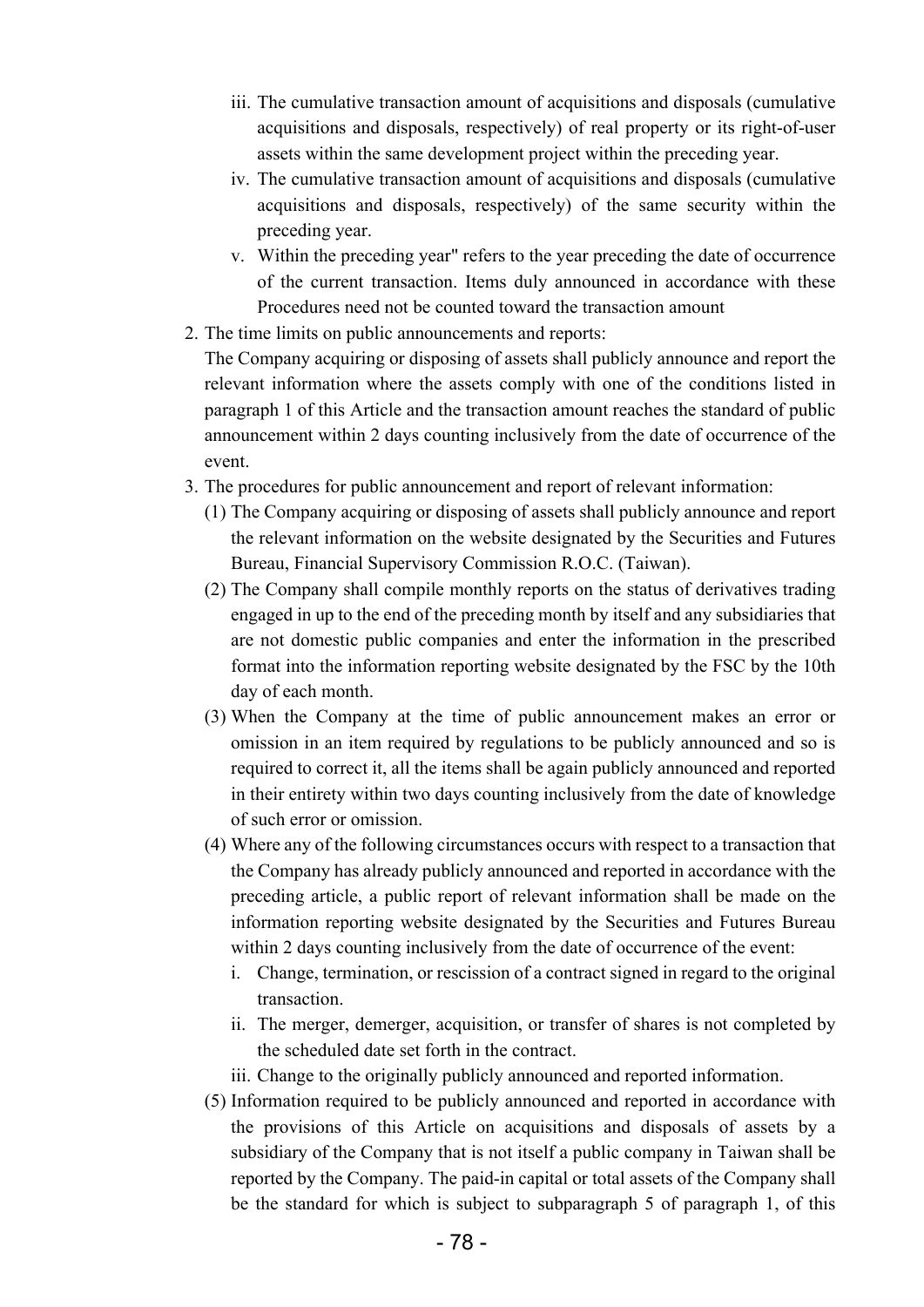iii. The cumulative transaction amount of acquisitions and disposals (cumulative acquisitions and disposals, respectively) of real property or its right-of-user assets within the same development project within the preceding year.
   iv. The cumulative transaction amount of acquisitions and disposals (cumulative acquisitions and disposals, respectively) of the same security within the preceding year.
   v. Within the preceding year" refers to the year preceding the date of occurrence of the current transaction. Items duly announced in accordance with these Procedures need not be counted toward the transaction amount
2. The time limits on public announcements and reports:
   The Company acquiring or disposing of assets shall publicly announce and report the relevant information where the assets comply with one of the conditions listed in paragraph 1 of this Article and the transaction amount reaches the standard of public announcement within 2 days counting inclusively from the date of occurrence of the event.
3. The procedures for public announcement and report of relevant information:
   (1) The Company acquiring or disposing of assets shall publicly announce and report the relevant information on the website designated by the Securities and Futures Bureau, Financial Supervisory Commission R.O.C. (Taiwan).
   (2) The Company shall compile monthly reports on the status of derivatives trading engaged in up to the end of the preceding month by itself and any subsidiaries that are not domestic public companies and enter the information in the prescribed format into the information reporting website designated by the FSC by the 10th day of each month.
   (3) When the Company at the time of public announcement makes an error or omission in an item required by regulations to be publicly announced and so is required to correct it, all the items shall be again publicly announced and reported in their entirety within two days counting inclusively from the date of knowledge of such error or omission.
   (4) Where any of the following circumstances occurs with respect to a transaction that the Company has already publicly announced and reported in accordance with the preceding article, a public report of relevant information shall be made on the information reporting website designated by the Securities and Futures Bureau within 2 days counting inclusively from the date of occurrence of the event:
      i. Change, termination, or rescission of a contract signed in regard to the original transaction.
      ii. The merger, demerger, acquisition, or transfer of shares is not completed by the scheduled date set forth in the contract.
      iii. Change to the originally publicly announced and reported information.
   (5) Information required to be publicly announced and reported in accordance with the provisions of this Article on acquisitions and disposals of assets by a subsidiary of the Company that is not itself a public company in Taiwan shall be reported by the Company. The paid-in capital or total assets of the Company shall be the standard for which is subject to subparagraph 5 of paragraph 1, of this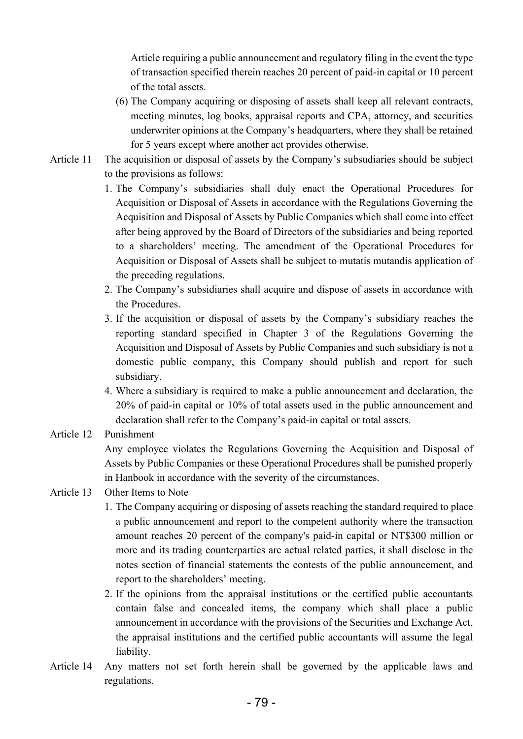Article requiring a public announcement and regulatory filing in the event the type of transaction specified therein reaches 20 percent of paid-in capital or 10 percent of the total assets.

(6) The Company acquiring or disposing of assets shall keep all relevant contracts, meeting minutes, log books, appraisal reports and CPA, attorney, and securities underwriter opinions at the Company's headquarters, where they shall be retained for 5 years except where another act provides otherwise.

Article 11 The acquisition or disposal of assets by the Company's subsudiaries should be subject to the provisions as follows:

1. The Company's subsidiaries shall duly enact the Operational Procedures for Acquisition or Disposal of Assets in accordance with the Regulations Governing the Acquisition and Disposal of Assets by Public Companies which shall come into effect after being approved by the Board of Directors of the subsidiaries and being reported to a shareholders' meeting. The amendment of the Operational Procedures for Acquisition or Disposal of Assets shall be subject to mutatis mutandis application of the preceding regulations.
2. The Company's subsidiaries shall acquire and dispose of assets in accordance with the Procedures.
3. If the acquisition or disposal of assets by the Company's subsidiary reaches the reporting standard specified in Chapter 3 of the Regulations Governing the Acquisition and Disposal of Assets by Public Companies and such subsidiary is not a domestic public company, this Company should publish and report for such subsidiary.
4. Where a subsidiary is required to make a public announcement and declaration, the 20% of paid-in capital or 10% of total assets used in the public announcement and declaration shall refer to the Company's paid-in capital or total assets.

Article 12 Punishment

Any employee violates the Regulations Governing the Acquisition and Disposal of Assets by Public Companies or these Operational Procedures shall be punished properly in Hanbook in accordance with the severity of the circumstances.

Article 13 Other Items to Note

1. The Company acquiring or disposing of assets reaching the standard required to place a public announcement and report to the competent authority where the transaction amount reaches 20 percent of the company's paid-in capital or NT$300 million or more and its trading counterparties are actual related parties, it shall disclose in the notes section of financial statements the contests of the public announcement, and report to the shareholders' meeting.
2. If the opinions from the appraisal institutions or the certified public accountants contain false and concealed items, the company which shall place a public announcement in accordance with the provisions of the Securities and Exchange Act, the appraisal institutions and the certified public accountants will assume the legal liability.

Article 14 Any matters not set forth herein shall be governed by the applicable laws and regulations.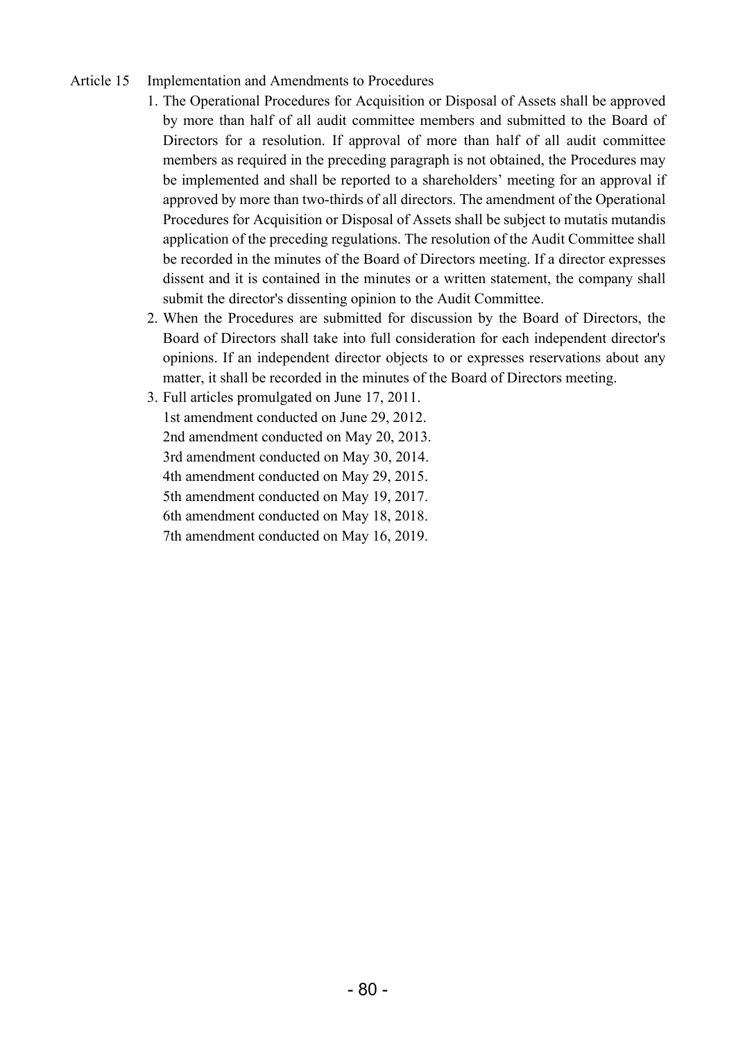Article 15 Implementation and Amendments to Procedures

1. The Operational Procedures for Acquisition or Disposal of Assets shall be approved by more than half of all audit committee members and submitted to the Board of Directors for a resolution. If approval of more than half of all audit committee members as required in the preceding paragraph is not obtained, the Procedures may be implemented and shall be reported to a shareholders' meeting for an approval if approved by more than two-thirds of all directors. The amendment of the Operational Procedures for Acquisition or Disposal of Assets shall be subject to mutatis mutandis application of the preceding regulations. The resolution of the Audit Committee shall be recorded in the minutes of the Board of Directors meeting. If a director expresses dissent and it is contained in the minutes or a written statement, the company shall submit the director's dissenting opinion to the Audit Committee.
2. When the Procedures are submitted for discussion by the Board of Directors, the Board of Directors shall take into full consideration for each independent director's opinions. If an independent director objects to or expresses reservations about any matter, it shall be recorded in the minutes of the Board of Directors meeting.
3. Full articles promulgated on June 17, 2011.
   1st amendment conducted on June 29, 2012.
   2nd amendment conducted on May 20, 2013.
   3rd amendment conducted on May 30, 2014.
   4th amendment conducted on May 29, 2015.
   5th amendment conducted on May 19, 2017.
   6th amendment conducted on May 18, 2018.
   7th amendment conducted on May 16, 2019.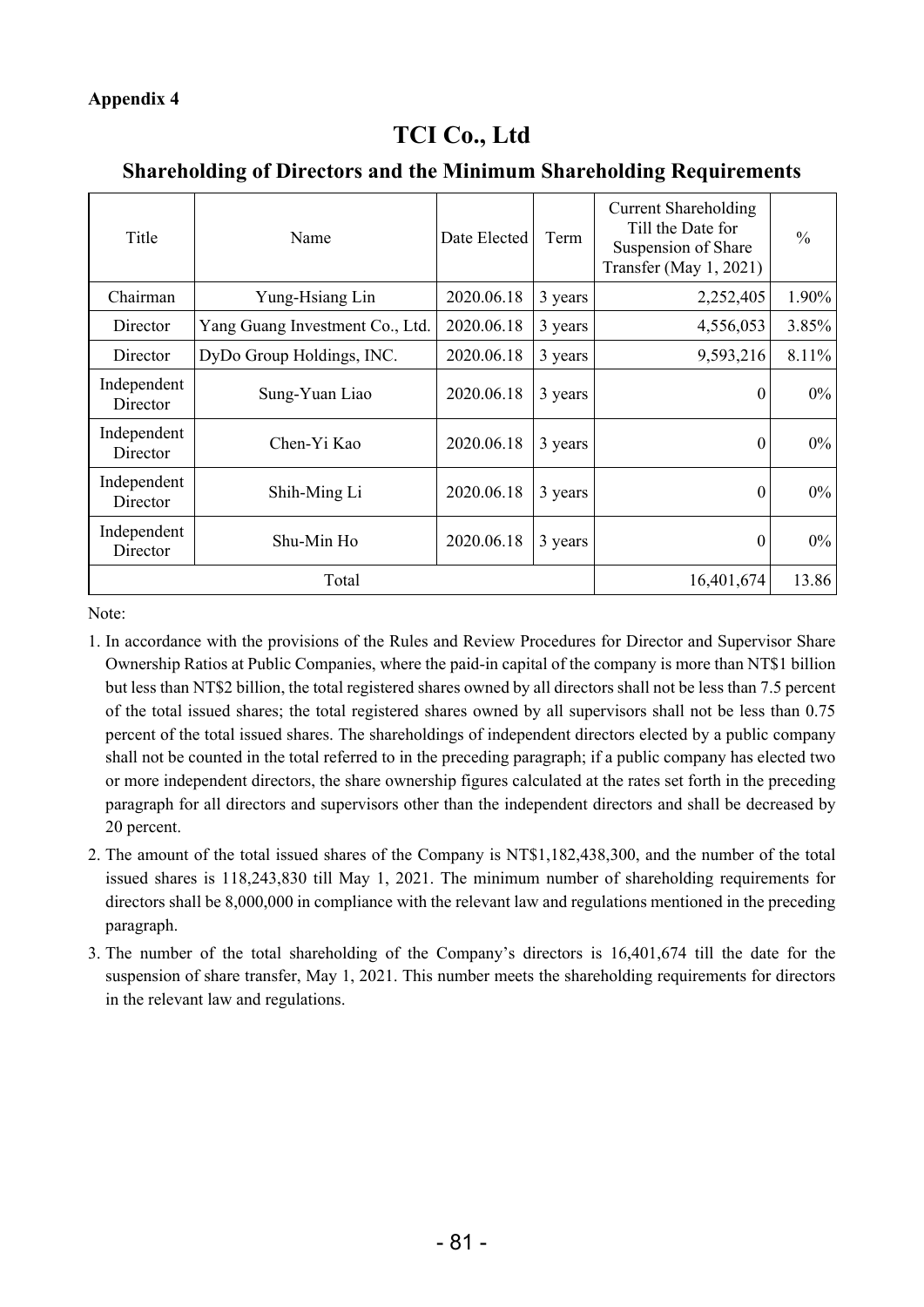**Appendix 4**

# TCI Co., Ltd

## Shareholding of Directors and the Minimum Shareholding Requirements

| Title | Name | Date Elected | Term | Current Shareholding Till the Date for Suspension of Share Transfer (May 1, 2021) | % |
|---|---|---|---|---|---|
| Chairman | Yung-Hsiang Lin | 2020.06.18 | 3 years | 2,252,405 | 1.90% |
| Director | Yang Guang Investment Co., Ltd. | 2020.06.18 | 3 years | 4,556,053 | 3.85% |
| Director | DyDo Group Holdings, INC. | 2020.06.18 | 3 years | 9,593,216 | 8.11% |
| Independent Director | Sung-Yuan Liao | 2020.06.18 | 3 years | 0 | 0% |
| Independent Director | Chen-Yi Kao | 2020.06.18 | 3 years | 0 | 0% |
| Independent Director | Shih-Ming Li | 2020.06.18 | 3 years | 0 | 0% |
| Independent Director | Shu-Min Ho | 2020.06.18 | 3 years | 0 | 0% |
| Total | | | | 16,401,674 | 13.86 |

Note:

1. In accordance with the provisions of the Rules and Review Procedures for Director and Supervisor Share Ownership Ratios at Public Companies, where the paid-in capital of the company is more than NT$1 billion but less than NT$2 billion, the total registered shares owned by all directors shall not be less than 7.5 percent of the total issued shares; the total registered shares owned by all supervisors shall not be less than 0.75 percent of the total issued shares. The shareholdings of independent directors elected by a public company shall not be counted in the total referred to in the preceding paragraph; if a public company has elected two or more independent directors, the share ownership figures calculated at the rates set forth in the preceding paragraph for all directors and supervisors other than the independent directors and shall be decreased by 20 percent.
2. The amount of the total issued shares of the Company is NT$1,182,438,300, and the number of the total issued shares is 118,243,830 till May 1, 2021. The minimum number of shareholding requirements for directors shall be 8,000,000 in compliance with the relevant law and regulations mentioned in the preceding paragraph.
3. The number of the total shareholding of the Company's directors is 16,401,674 till the date for the suspension of share transfer, May 1, 2021. This number meets the shareholding requirements for directors in the relevant law and regulations.